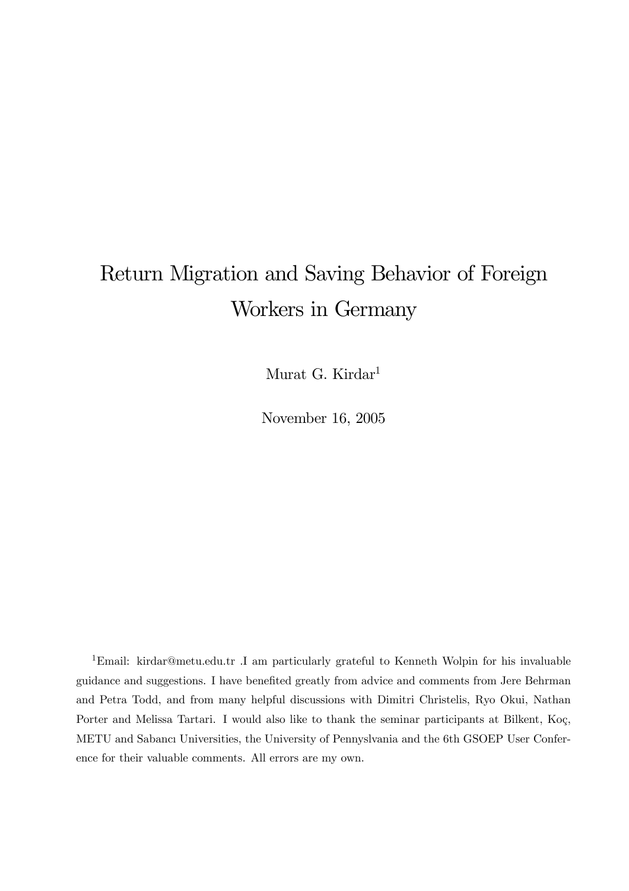# Return Migration and Saving Behavior of Foreign Workers in Germany

Murat G. Kirdar[1]

November 16, 2005

[1]Email: kirdar@metu.edu.tr .I am particularly grateful to Kenneth Wolpin for his invaluable guidance and suggestions. I have benefited greatly from advice and comments from Jere Behrman and Petra Todd, and from many helpful discussions with Dimitri Christelis, Ryo Okui, Nathan Porter and Melissa Tartari. I would also like to thank the seminar participants at Bilkent, Koç, METU and Sabancı Universities, the University of Pennyslvania and the 6th GSOEP User Conference for their valuable comments. All errors are my own.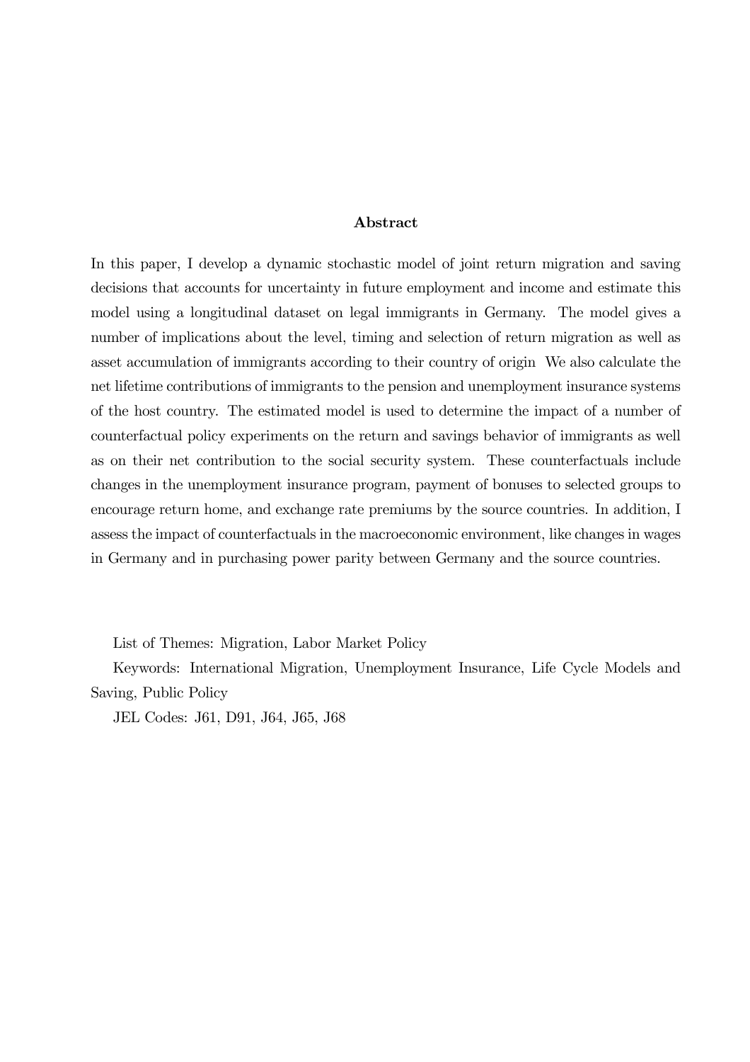## Abstract

In this paper, I develop a dynamic stochastic model of joint return migration and saving decisions that accounts for uncertainty in future employment and income and estimate this model using a longitudinal dataset on legal immigrants in Germany. The model gives a number of implications about the level, timing and selection of return migration as well as asset accumulation of immigrants according to their country of origin We also calculate the net lifetime contributions of immigrants to the pension and unemployment insurance systems of the host country. The estimated model is used to determine the impact of a number of counterfactual policy experiments on the return and savings behavior of immigrants as well as on their net contribution to the social security system. These counterfactuals include changes in the unemployment insurance program, payment of bonuses to selected groups to encourage return home, and exchange rate premiums by the source countries. In addition, I assess the impact of counterfactuals in the macroeconomic environment, like changes in wages in Germany and in purchasing power parity between Germany and the source countries.

List of Themes: Migration, Labor Market Policy

Keywords: International Migration, Unemployment Insurance, Life Cycle Models and Saving, Public Policy

JEL Codes: J61, D91, J64, J65, J68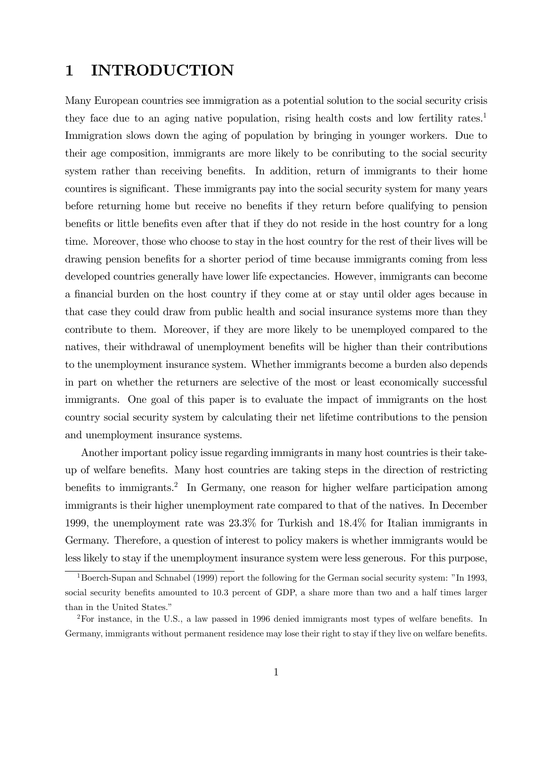# 1 INTRODUCTION

Many European countries see immigration as a potential solution to the social security crisis they face due to an aging native population, rising health costs and low fertility rates.[1] Immigration slows down the aging of population by bringing in younger workers. Due to their age composition, immigrants are more likely to be conributing to the social security system rather than receiving benefits. In addition, return of immigrants to their home countires is significant. These immigrants pay into the social security system for many years before returning home but receive no benefits if they return before qualifying to pension benefits or little benefits even after that if they do not reside in the host country for a long time. Moreover, those who choose to stay in the host country for the rest of their lives will be drawing pension benefits for a shorter period of time because immigrants coming from less developed countries generally have lower life expectancies. However, immigrants can become a financial burden on the host country if they come at or stay until older ages because in that case they could draw from public health and social insurance systems more than they contribute to them. Moreover, if they are more likely to be unemployed compared to the natives, their withdrawal of unemployment benefits will be higher than their contributions to the unemployment insurance system. Whether immigrants become a burden also depends in part on whether the returners are selective of the most or least economically successful immigrants. One goal of this paper is to evaluate the impact of immigrants on the host country social security system by calculating their net lifetime contributions to the pension and unemployment insurance systems.

Another important policy issue regarding immigrants in many host countries is their take-up of welfare benefits. Many host countries are taking steps in the direction of restricting benefits to immigrants.[2] In Germany, one reason for higher welfare participation among immigrants is their higher unemployment rate compared to that of the natives. In December 1999, the unemployment rate was 23.3% for Turkish and 18.4% for Italian immigrants in Germany. Therefore, a question of interest to policy makers is whether immigrants would be less likely to stay if the unemployment insurance system were less generous. For this purpose,

[1] Boerch-Supan and Schnabel (1999) report the following for the German social security system: "In 1993, social security benefits amounted to 10.3 percent of GDP, a share more than two and a half times larger than in the United States."

[2] For instance, in the U.S., a law passed in 1996 denied immigrants most types of welfare benefits. In Germany, immigrants without permanent residence may lose their right to stay if they live on welfare benefits.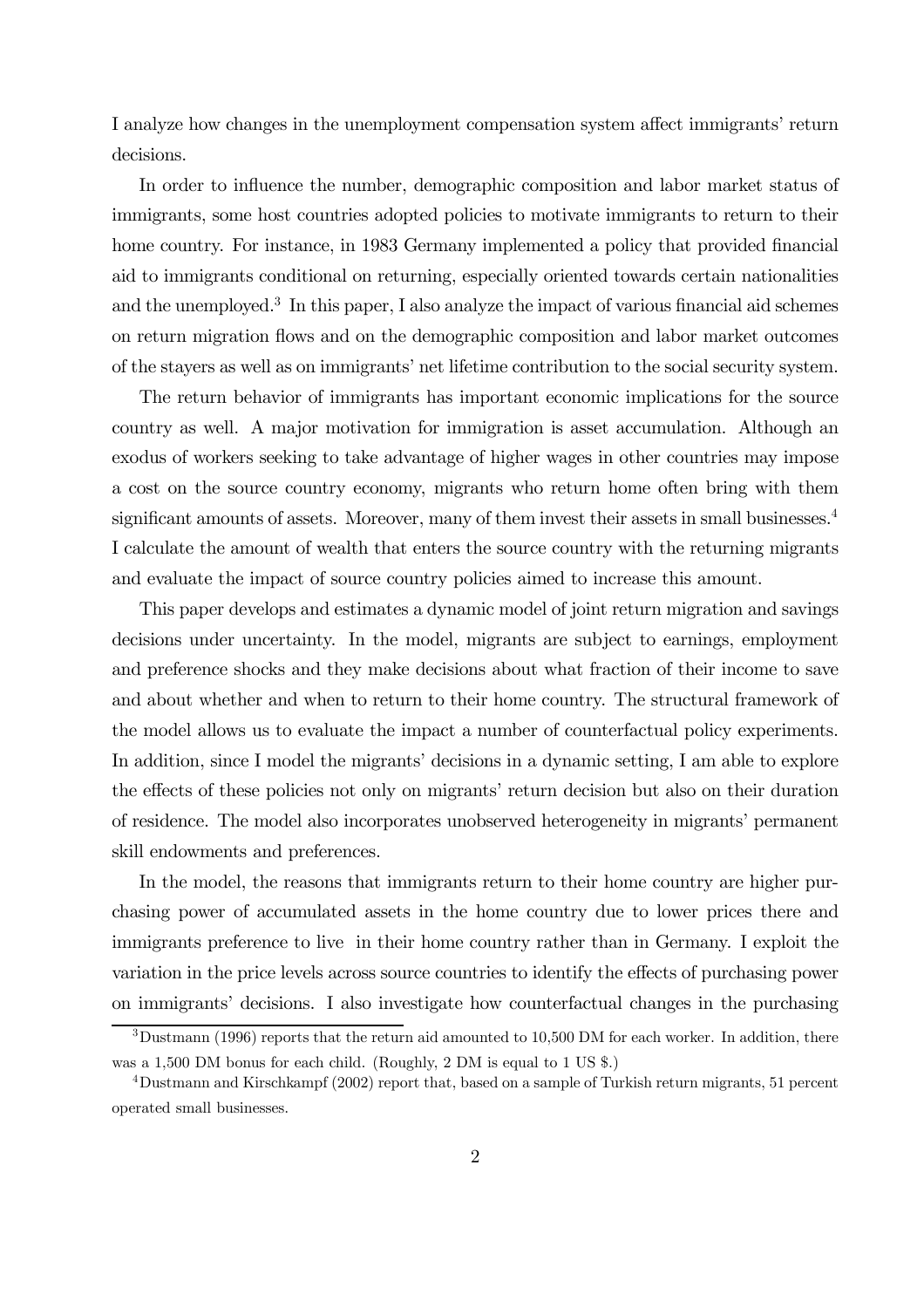I analyze how changes in the unemployment compensation system affect immigrants' return decisions.

In order to influence the number, demographic composition and labor market status of immigrants, some host countries adopted policies to motivate immigrants to return to their home country. For instance, in 1983 Germany implemented a policy that provided financial aid to immigrants conditional on returning, especially oriented towards certain nationalities and the unemployed.[3] In this paper, I also analyze the impact of various financial aid schemes on return migration flows and on the demographic composition and labor market outcomes of the stayers as well as on immigrants' net lifetime contribution to the social security system.

The return behavior of immigrants has important economic implications for the source country as well. A major motivation for immigration is asset accumulation. Although an exodus of workers seeking to take advantage of higher wages in other countries may impose a cost on the source country economy, migrants who return home often bring with them significant amounts of assets. Moreover, many of them invest their assets in small businesses.[4] I calculate the amount of wealth that enters the source country with the returning migrants and evaluate the impact of source country policies aimed to increase this amount.

This paper develops and estimates a dynamic model of joint return migration and savings decisions under uncertainty. In the model, migrants are subject to earnings, employment and preference shocks and they make decisions about what fraction of their income to save and about whether and when to return to their home country. The structural framework of the model allows us to evaluate the impact a number of counterfactual policy experiments. In addition, since I model the migrants' decisions in a dynamic setting, I am able to explore the effects of these policies not only on migrants' return decision but also on their duration of residence. The model also incorporates unobserved heterogeneity in migrants' permanent skill endowments and preferences.

In the model, the reasons that immigrants return to their home country are higher purchasing power of accumulated assets in the home country due to lower prices there and immigrants preference to live in their home country rather than in Germany. I exploit the variation in the price levels across source countries to identify the effects of purchasing power on immigrants' decisions. I also investigate how counterfactual changes in the purchasing

[3] Dustmann (1996) reports that the return aid amounted to 10,500 DM for each worker. In addition, there was a 1,500 DM bonus for each child. (Roughly, 2 DM is equal to 1 US $.)

[4] Dustmann and Kirschkampf (2002) report that, based on a sample of Turkish return migrants, 51 percent operated small businesses.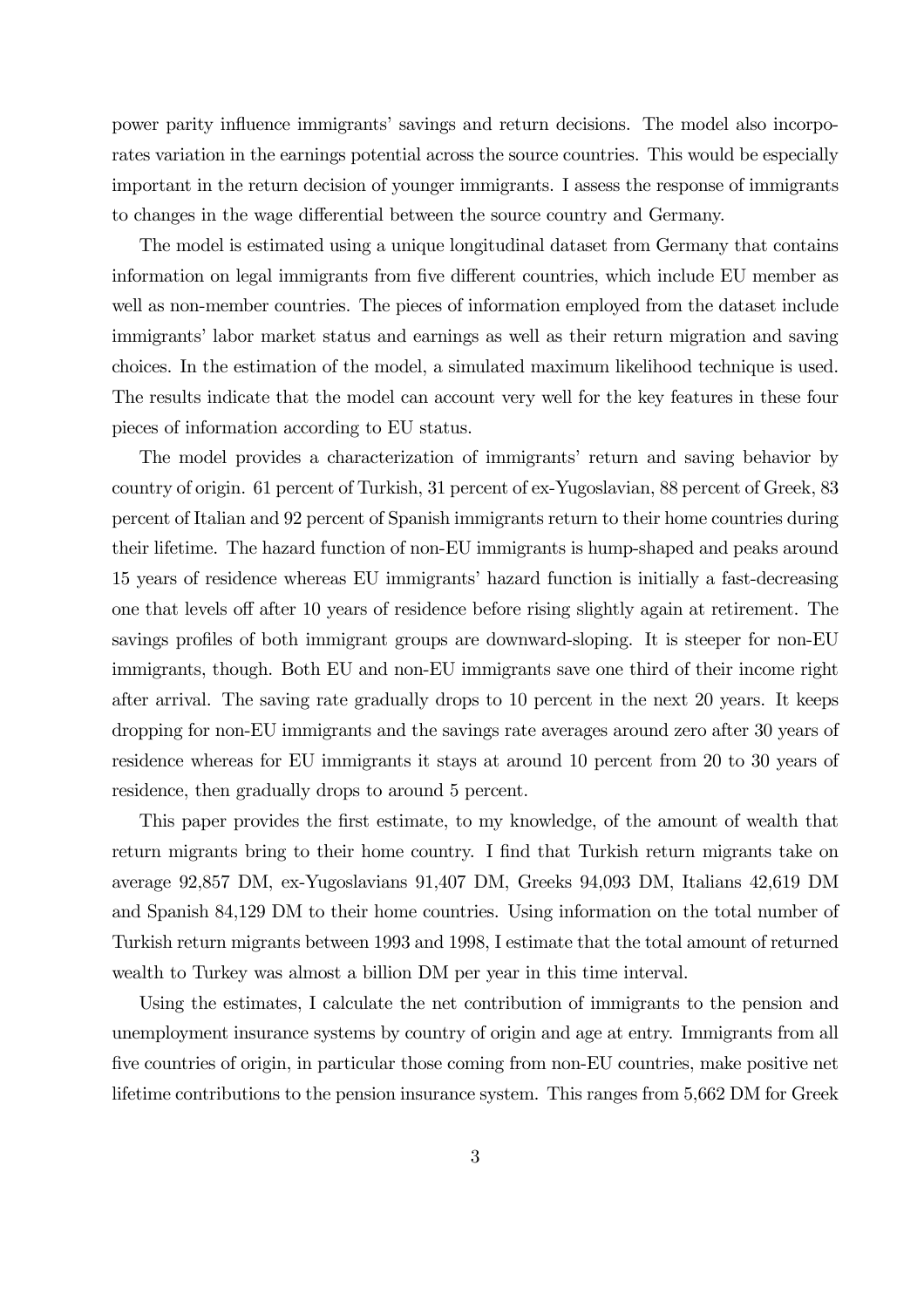power parity influence immigrants' savings and return decisions. The model also incorporates variation in the earnings potential across the source countries. This would be especially important in the return decision of younger immigrants. I assess the response of immigrants to changes in the wage differential between the source country and Germany.

The model is estimated using a unique longitudinal dataset from Germany that contains information on legal immigrants from five different countries, which include EU member as well as non-member countries. The pieces of information employed from the dataset include immigrants' labor market status and earnings as well as their return migration and saving choices. In the estimation of the model, a simulated maximum likelihood technique is used. The results indicate that the model can account very well for the key features in these four pieces of information according to EU status.

The model provides a characterization of immigrants' return and saving behavior by country of origin. 61 percent of Turkish, 31 percent of ex-Yugoslavian, 88 percent of Greek, 83 percent of Italian and 92 percent of Spanish immigrants return to their home countries during their lifetime. The hazard function of non-EU immigrants is hump-shaped and peaks around 15 years of residence whereas EU immigrants' hazard function is initially a fast-decreasing one that levels off after 10 years of residence before rising slightly again at retirement. The savings profiles of both immigrant groups are downward-sloping. It is steeper for non-EU immigrants, though. Both EU and non-EU immigrants save one third of their income right after arrival. The saving rate gradually drops to 10 percent in the next 20 years. It keeps dropping for non-EU immigrants and the savings rate averages around zero after 30 years of residence whereas for EU immigrants it stays at around 10 percent from 20 to 30 years of residence, then gradually drops to around 5 percent.

This paper provides the first estimate, to my knowledge, of the amount of wealth that return migrants bring to their home country. I find that Turkish return migrants take on average 92,857 DM, ex-Yugoslavians 91,407 DM, Greeks 94,093 DM, Italians 42,619 DM and Spanish 84,129 DM to their home countries. Using information on the total number of Turkish return migrants between 1993 and 1998, I estimate that the total amount of returned wealth to Turkey was almost a billion DM per year in this time interval.

Using the estimates, I calculate the net contribution of immigrants to the pension and unemployment insurance systems by country of origin and age at entry. Immigrants from all five countries of origin, in particular those coming from non-EU countries, make positive net lifetime contributions to the pension insurance system. This ranges from 5,662 DM for Greek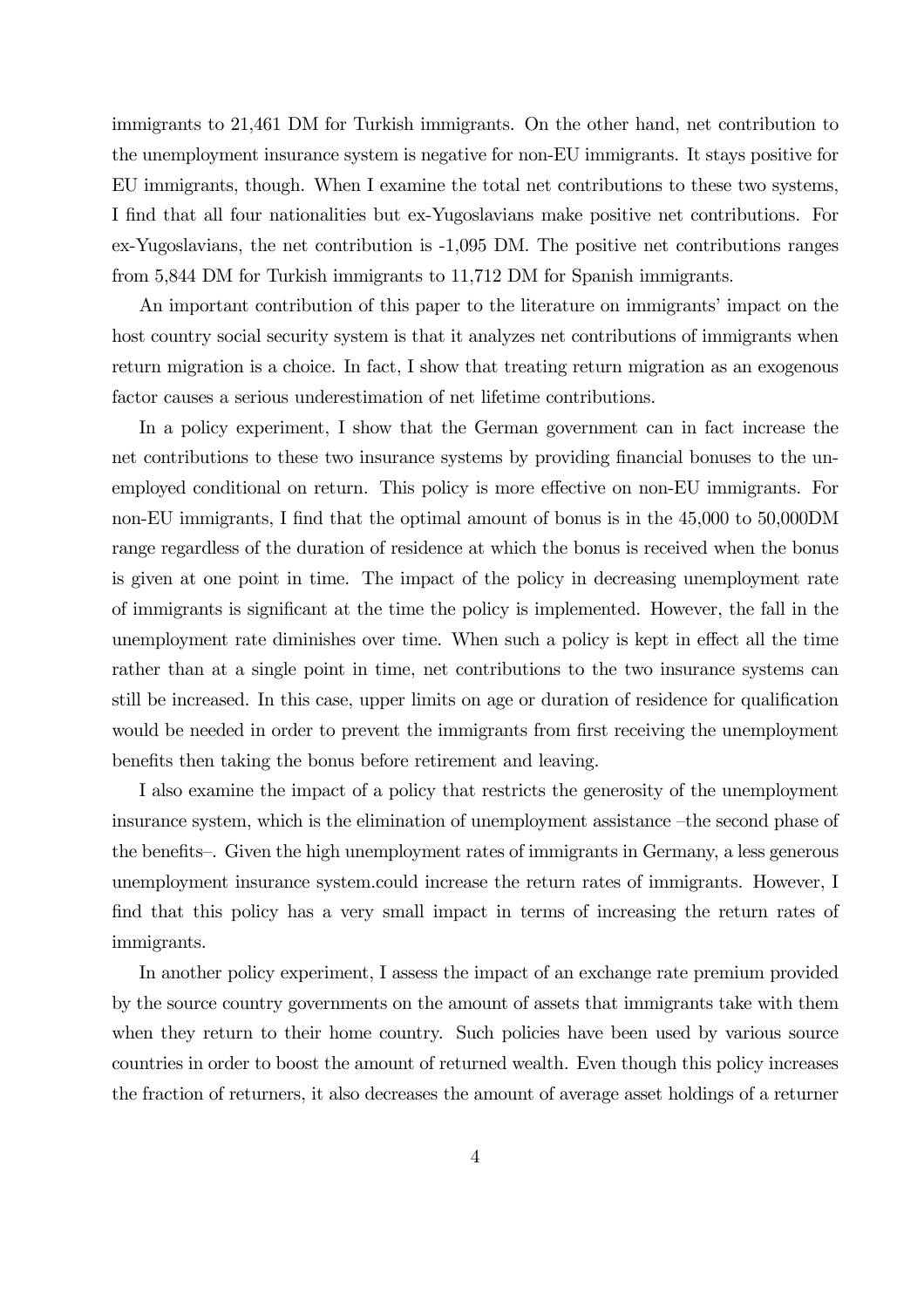immigrants to 21,461 DM for Turkish immigrants. On the other hand, net contribution to the unemployment insurance system is negative for non-EU immigrants. It stays positive for EU immigrants, though. When I examine the total net contributions to these two systems, I find that all four nationalities but ex-Yugoslavians make positive net contributions. For ex-Yugoslavians, the net contribution is -1,095 DM. The positive net contributions ranges from 5,844 DM for Turkish immigrants to 11,712 DM for Spanish immigrants.

An important contribution of this paper to the literature on immigrants' impact on the host country social security system is that it analyzes net contributions of immigrants when return migration is a choice. In fact, I show that treating return migration as an exogenous factor causes a serious underestimation of net lifetime contributions.

In a policy experiment, I show that the German government can in fact increase the net contributions to these two insurance systems by providing financial bonuses to the unemployed conditional on return. This policy is more effective on non-EU immigrants. For non-EU immigrants, I find that the optimal amount of bonus is in the 45,000 to 50,000DM range regardless of the duration of residence at which the bonus is received when the bonus is given at one point in time. The impact of the policy in decreasing unemployment rate of immigrants is significant at the time the policy is implemented. However, the fall in the unemployment rate diminishes over time. When such a policy is kept in effect all the time rather than at a single point in time, net contributions to the two insurance systems can still be increased. In this case, upper limits on age or duration of residence for qualification would be needed in order to prevent the immigrants from first receiving the unemployment benefits then taking the bonus before retirement and leaving.

I also examine the impact of a policy that restricts the generosity of the unemployment insurance system, which is the elimination of unemployment assistance –the second phase of the benefits–. Given the high unemployment rates of immigrants in Germany, a less generous unemployment insurance system.could increase the return rates of immigrants. However, I find that this policy has a very small impact in terms of increasing the return rates of immigrants.

In another policy experiment, I assess the impact of an exchange rate premium provided by the source country governments on the amount of assets that immigrants take with them when they return to their home country. Such policies have been used by various source countries in order to boost the amount of returned wealth. Even though this policy increases the fraction of returners, it also decreases the amount of average asset holdings of a returner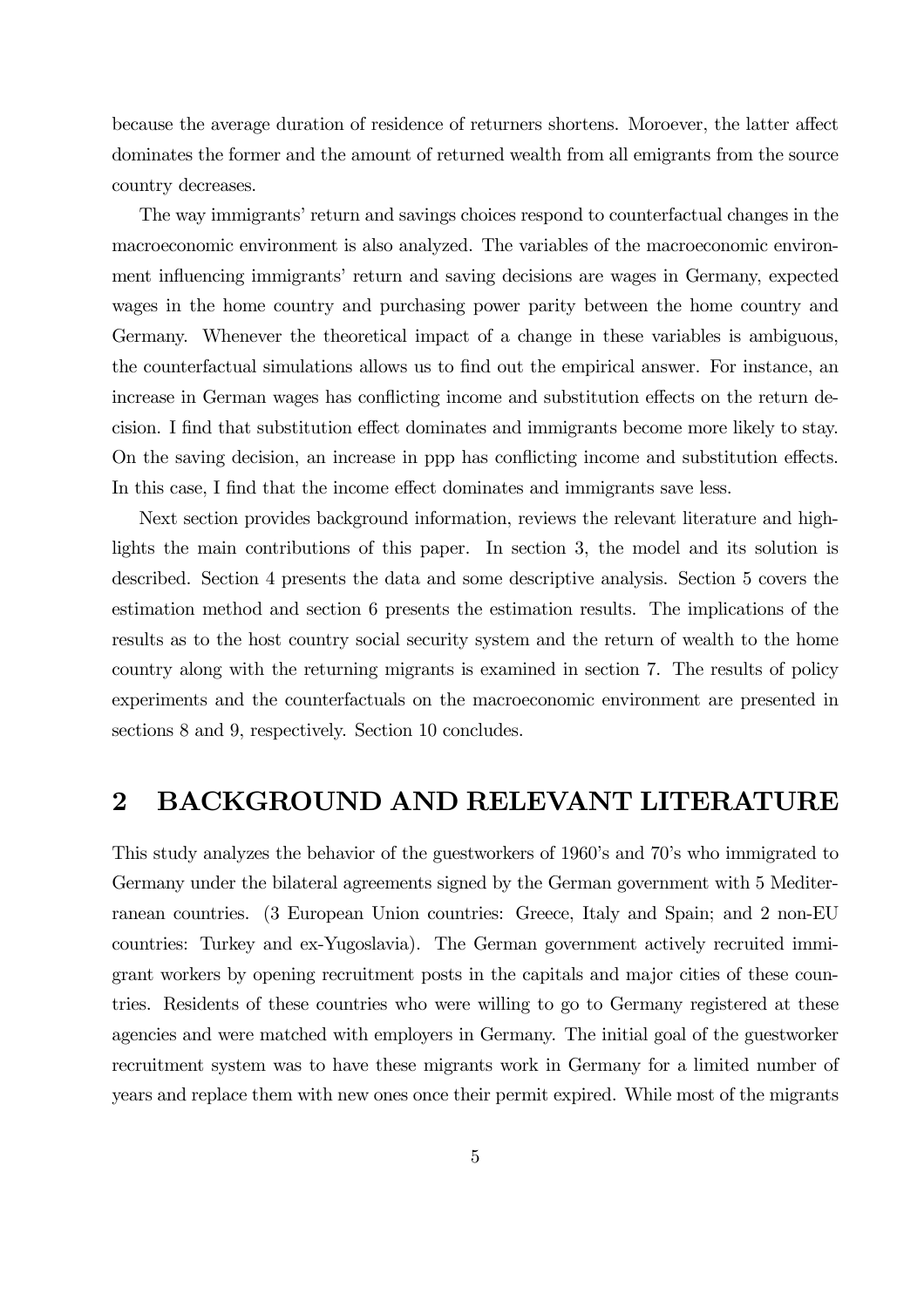because the average duration of residence of returners shortens. Moroever, the latter affect dominates the former and the amount of returned wealth from all emigrants from the source country decreases.

The way immigrants' return and savings choices respond to counterfactual changes in the macroeconomic environment is also analyzed. The variables of the macroeconomic environment influencing immigrants' return and saving decisions are wages in Germany, expected wages in the home country and purchasing power parity between the home country and Germany. Whenever the theoretical impact of a change in these variables is ambiguous, the counterfactual simulations allows us to find out the empirical answer. For instance, an increase in German wages has conflicting income and substitution effects on the return decision. I find that substitution effect dominates and immigrants become more likely to stay. On the saving decision, an increase in ppp has conflicting income and substitution effects. In this case, I find that the income effect dominates and immigrants save less.

Next section provides background information, reviews the relevant literature and highlights the main contributions of this paper. In section 3, the model and its solution is described. Section 4 presents the data and some descriptive analysis. Section 5 covers the estimation method and section 6 presents the estimation results. The implications of the results as to the host country social security system and the return of wealth to the home country along with the returning migrants is examined in section 7. The results of policy experiments and the counterfactuals on the macroeconomic environment are presented in sections 8 and 9, respectively. Section 10 concludes.

## 2 BACKGROUND AND RELEVANT LITERATURE

This study analyzes the behavior of the guestworkers of 1960's and 70's who immigrated to Germany under the bilateral agreements signed by the German government with 5 Mediterranean countries. (3 European Union countries: Greece, Italy and Spain; and 2 non-EU countries: Turkey and ex-Yugoslavia). The German government actively recruited immigrant workers by opening recruitment posts in the capitals and major cities of these countries. Residents of these countries who were willing to go to Germany registered at these agencies and were matched with employers in Germany. The initial goal of the guestworker recruitment system was to have these migrants work in Germany for a limited number of years and replace them with new ones once their permit expired. While most of the migrants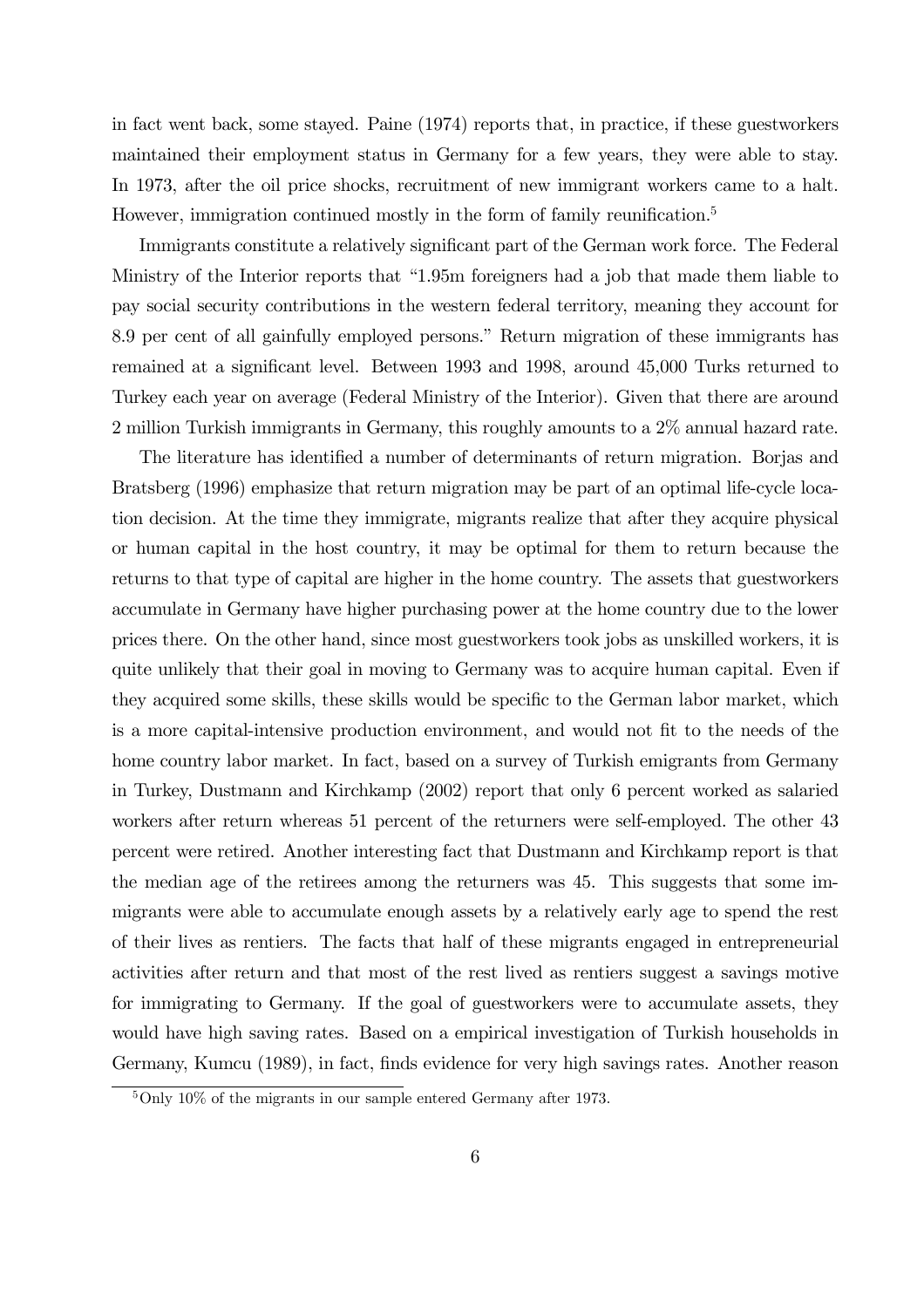in fact went back, some stayed. Paine (1974) reports that, in practice, if these guestworkers maintained their employment status in Germany for a few years, they were able to stay. In 1973, after the oil price shocks, recruitment of new immigrant workers came to a halt. However, immigration continued mostly in the form of family reunification.[5]

Immigrants constitute a relatively significant part of the German work force. The Federal Ministry of the Interior reports that "1.95m foreigners had a job that made them liable to pay social security contributions in the western federal territory, meaning they account for 8.9 per cent of all gainfully employed persons." Return migration of these immigrants has remained at a significant level. Between 1993 and 1998, around 45,000 Turks returned to Turkey each year on average (Federal Ministry of the Interior). Given that there are around 2 million Turkish immigrants in Germany, this roughly amounts to a 2% annual hazard rate.

The literature has identified a number of determinants of return migration. Borjas and Bratsberg (1996) emphasize that return migration may be part of an optimal life-cycle location decision. At the time they immigrate, migrants realize that after they acquire physical or human capital in the host country, it may be optimal for them to return because the returns to that type of capital are higher in the home country. The assets that guestworkers accumulate in Germany have higher purchasing power at the home country due to the lower prices there. On the other hand, since most guestworkers took jobs as unskilled workers, it is quite unlikely that their goal in moving to Germany was to acquire human capital. Even if they acquired some skills, these skills would be specific to the German labor market, which is a more capital-intensive production environment, and would not fit to the needs of the home country labor market. In fact, based on a survey of Turkish emigrants from Germany in Turkey, Dustmann and Kirchkamp (2002) report that only 6 percent worked as salaried workers after return whereas 51 percent of the returners were self-employed. The other 43 percent were retired. Another interesting fact that Dustmann and Kirchkamp report is that the median age of the retirees among the returners was 45. This suggests that some immigrants were able to accumulate enough assets by a relatively early age to spend the rest of their lives as rentiers. The facts that half of these migrants engaged in entrepreneurial activities after return and that most of the rest lived as rentiers suggest a savings motive for immigrating to Germany. If the goal of guestworkers were to accumulate assets, they would have high saving rates. Based on a empirical investigation of Turkish households in Germany, Kumcu (1989), in fact, finds evidence for very high savings rates. Another reason

[5] Only 10% of the migrants in our sample entered Germany after 1973.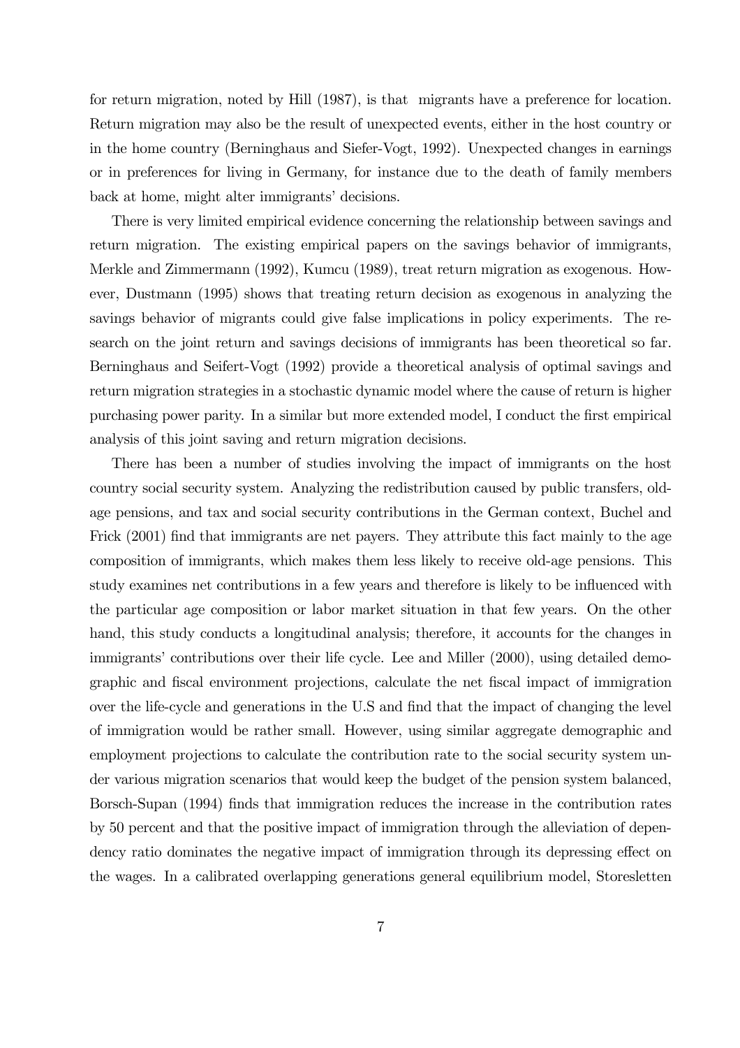for return migration, noted by Hill (1987), is that migrants have a preference for location. Return migration may also be the result of unexpected events, either in the host country or in the home country (Berninghaus and Siefer-Vogt, 1992). Unexpected changes in earnings or in preferences for living in Germany, for instance due to the death of family members back at home, might alter immigrants' decisions.

There is very limited empirical evidence concerning the relationship between savings and return migration. The existing empirical papers on the savings behavior of immigrants, Merkle and Zimmermann (1992), Kumcu (1989), treat return migration as exogenous. However, Dustmann (1995) shows that treating return decision as exogenous in analyzing the savings behavior of migrants could give false implications in policy experiments. The research on the joint return and savings decisions of immigrants has been theoretical so far. Berninghaus and Seifert-Vogt (1992) provide a theoretical analysis of optimal savings and return migration strategies in a stochastic dynamic model where the cause of return is higher purchasing power parity. In a similar but more extended model, I conduct the first empirical analysis of this joint saving and return migration decisions.

There has been a number of studies involving the impact of immigrants on the host country social security system. Analyzing the redistribution caused by public transfers, old-age pensions, and tax and social security contributions in the German context, Buchel and Frick (2001) find that immigrants are net payers. They attribute this fact mainly to the age composition of immigrants, which makes them less likely to receive old-age pensions. This study examines net contributions in a few years and therefore is likely to be influenced with the particular age composition or labor market situation in that few years. On the other hand, this study conducts a longitudinal analysis; therefore, it accounts for the changes in immigrants' contributions over their life cycle. Lee and Miller (2000), using detailed demographic and fiscal environment projections, calculate the net fiscal impact of immigration over the life-cycle and generations in the U.S and find that the impact of changing the level of immigration would be rather small. However, using similar aggregate demographic and employment projections to calculate the contribution rate to the social security system under various migration scenarios that would keep the budget of the pension system balanced, Borsch-Supan (1994) finds that immigration reduces the increase in the contribution rates by 50 percent and that the positive impact of immigration through the alleviation of dependency ratio dominates the negative impact of immigration through its depressing effect on the wages. In a calibrated overlapping generations general equilibrium model, Storesletten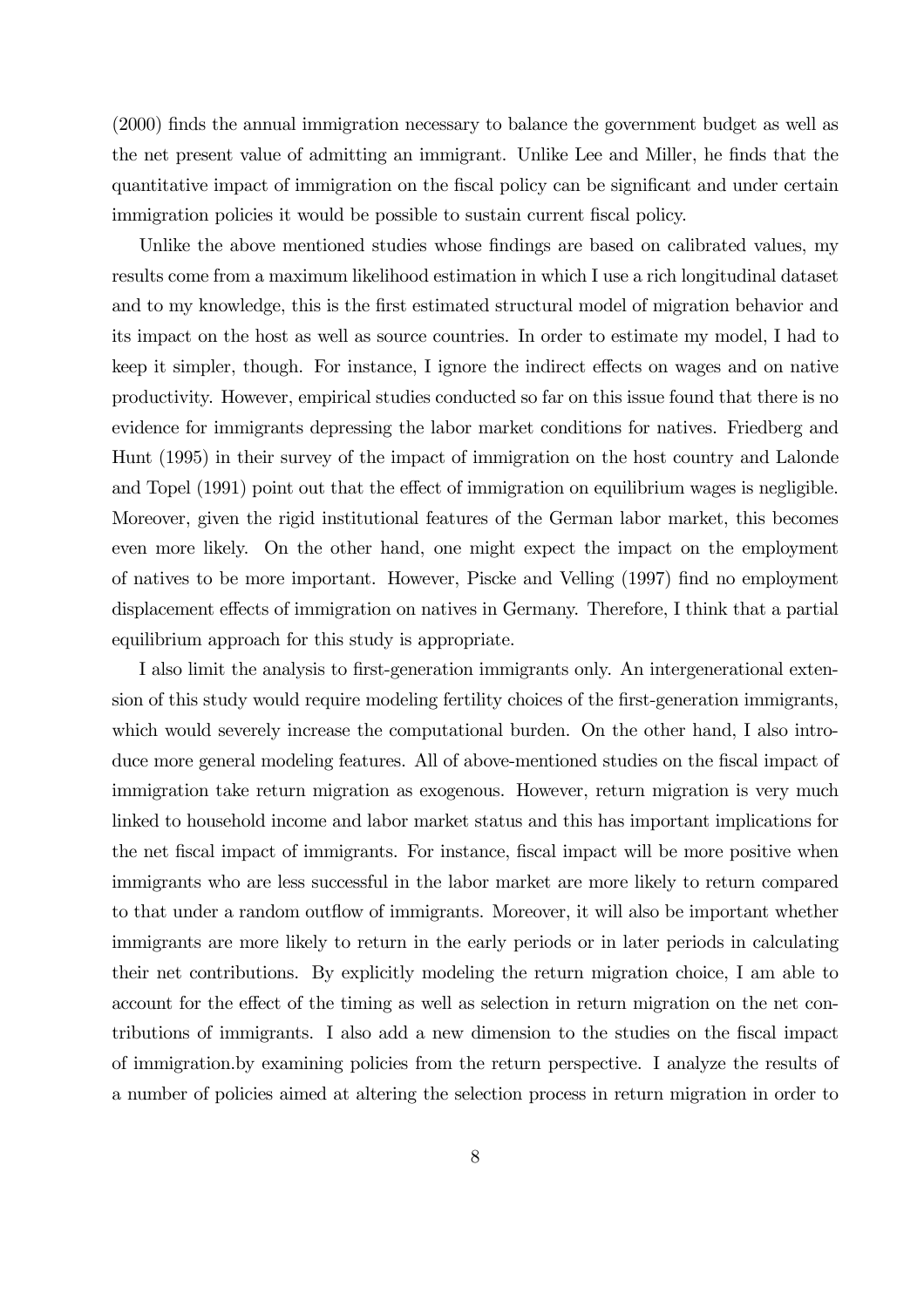(2000) finds the annual immigration necessary to balance the government budget as well as the net present value of admitting an immigrant. Unlike Lee and Miller, he finds that the quantitative impact of immigration on the fiscal policy can be significant and under certain immigration policies it would be possible to sustain current fiscal policy.

Unlike the above mentioned studies whose findings are based on calibrated values, my results come from a maximum likelihood estimation in which I use a rich longitudinal dataset and to my knowledge, this is the first estimated structural model of migration behavior and its impact on the host as well as source countries. In order to estimate my model, I had to keep it simpler, though. For instance, I ignore the indirect effects on wages and on native productivity. However, empirical studies conducted so far on this issue found that there is no evidence for immigrants depressing the labor market conditions for natives. Friedberg and Hunt (1995) in their survey of the impact of immigration on the host country and Lalonde and Topel (1991) point out that the effect of immigration on equilibrium wages is negligible. Moreover, given the rigid institutional features of the German labor market, this becomes even more likely. On the other hand, one might expect the impact on the employment of natives to be more important. However, Piscke and Velling (1997) find no employment displacement effects of immigration on natives in Germany. Therefore, I think that a partial equilibrium approach for this study is appropriate.

I also limit the analysis to first-generation immigrants only. An intergenerational extension of this study would require modeling fertility choices of the first-generation immigrants, which would severely increase the computational burden. On the other hand, I also introduce more general modeling features. All of above-mentioned studies on the fiscal impact of immigration take return migration as exogenous. However, return migration is very much linked to household income and labor market status and this has important implications for the net fiscal impact of immigrants. For instance, fiscal impact will be more positive when immigrants who are less successful in the labor market are more likely to return compared to that under a random outflow of immigrants. Moreover, it will also be important whether immigrants are more likely to return in the early periods or in later periods in calculating their net contributions. By explicitly modeling the return migration choice, I am able to account for the effect of the timing as well as selection in return migration on the net contributions of immigrants. I also add a new dimension to the studies on the fiscal impact of immigration.by examining policies from the return perspective. I analyze the results of a number of policies aimed at altering the selection process in return migration in order to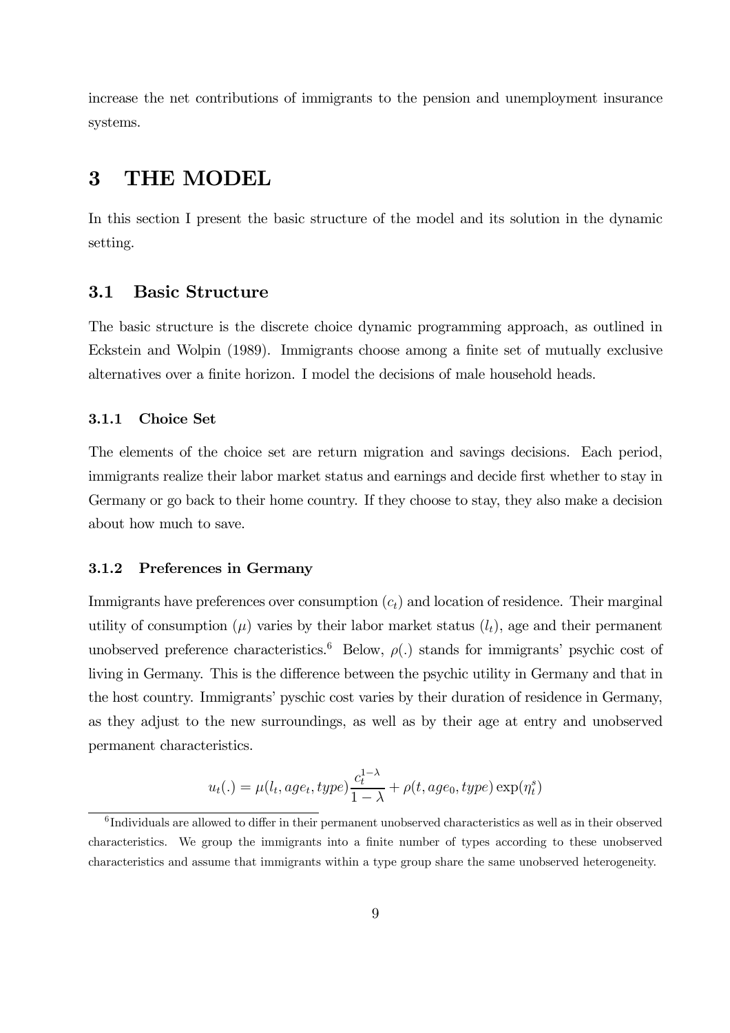increase the net contributions of immigrants to the pension and unemployment insurance systems.

# 3 THE MODEL

In this section I present the basic structure of the model and its solution in the dynamic setting.

## 3.1 Basic Structure

The basic structure is the discrete choice dynamic programming approach, as outlined in Eckstein and Wolpin (1989). Immigrants choose among a finite set of mutually exclusive alternatives over a finite horizon. I model the decisions of male household heads.

### 3.1.1 Choice Set

The elements of the choice set are return migration and savings decisions. Each period, immigrants realize their labor market status and earnings and decide first whether to stay in Germany or go back to their home country. If they choose to stay, they also make a decision about how much to save.

### 3.1.2 Preferences in Germany

Immigrants have preferences over consumption ($c_t$) and location of residence. Their marginal utility of consumption ($\mu$) varies by their labor market status ($l_t$), age and their permanent unobserved preference characteristics.[6] Below, $\rho(.)$ stands for immigrants' psychic cost of living in Germany. This is the difference between the psychic utility in Germany and that in the host country. Immigrants' pyschic cost varies by their duration of residence in Germany, as they adjust to the new surroundings, as well as by their age at entry and unobserved permanent characteristics.

$$u_t(.) = \mu(l_t, age_t, type)\frac{c_t^{1-\lambda}}{1-\lambda} + \rho(t, age_0, type)\exp(\eta_t^s)$$

[6] Individuals are allowed to differ in their permanent unobserved characteristics as well as in their observed characteristics. We group the immigrants into a finite number of types according to these unobserved characteristics and assume that immigrants within a type group share the same unobserved heterogeneity.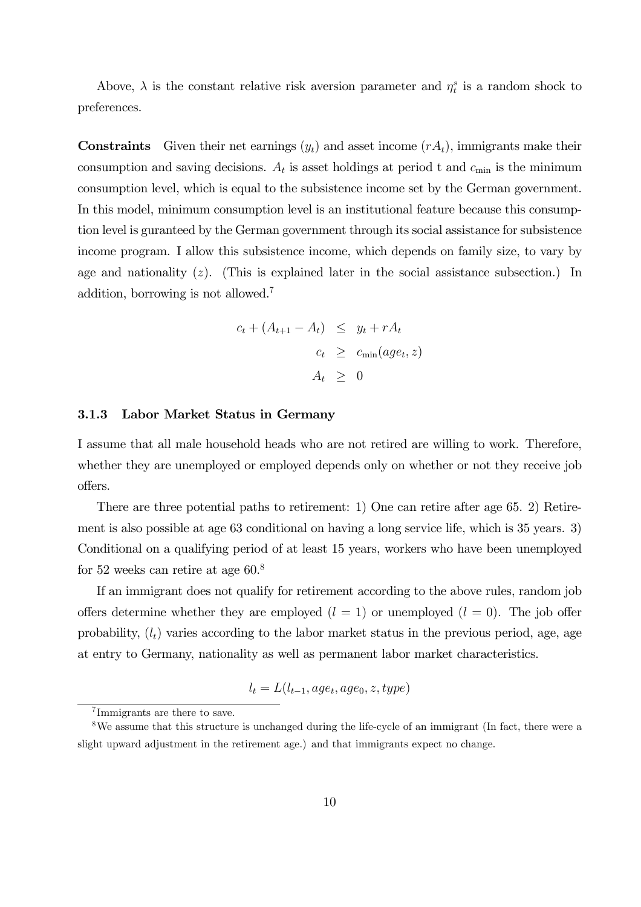Above, $\lambda$ is the constant relative risk aversion parameter and $\eta_t^s$ is a random shock to preferences.

**Constraints** Given their net earnings ($y_t$) and asset income ($rA_t$), immigrants make their consumption and saving decisions. $A_t$ is asset holdings at period t and $c_{\min}$ is the minimum consumption level, which is equal to the subsistence income set by the German government. In this model, minimum consumption level is an institutional feature because this consumption level is guranteed by the German government through its social assistance for subsistence income program. I allow this subsistence income, which depends on family size, to vary by age and nationality ($z$). (This is explained later in the social assistance subsection.) In addition, borrowing is not allowed.[7]

$$
\begin{aligned}
c_t + (A_{t+1} - A_t) &\leq y_t + rA_t \\
c_t &\geq c_{\min}(age_t, z) \\
A_t &\geq 0
\end{aligned}
$$

### 3.1.3 Labor Market Status in Germany

I assume that all male household heads who are not retired are willing to work. Therefore, whether they are unemployed or employed depends only on whether or not they receive job offers.

There are three potential paths to retirement: 1) One can retire after age 65. 2) Retirement is also possible at age 63 conditional on having a long service life, which is 35 years. 3) Conditional on a qualifying period of at least 15 years, workers who have been unemployed for 52 weeks can retire at age 60.[8]

If an immigrant does not qualify for retirement according to the above rules, random job offers determine whether they are employed ($l = 1$) or unemployed ($l = 0$). The job offer probability, ($l_t$) varies according to the labor market status in the previous period, age, age at entry to Germany, nationality as well as permanent labor market characteristics.

$$
l_t = L(l_{t-1}, age_t, age_0, z, type)
$$

[7] Immigrants are there to save.

[8] We assume that this structure is unchanged during the life-cycle of an immigrant (In fact, there were a slight upward adjustment in the retirement age.) and that immigrants expect no change.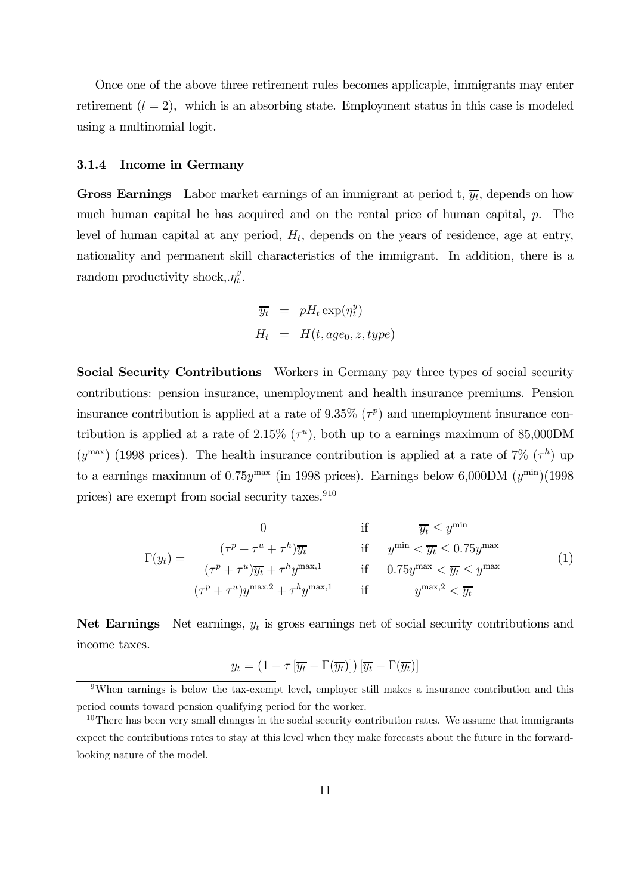Once one of the above three retirement rules becomes applicaple, immigrants may enter retirement ($l = 2$), which is an absorbing state. Employment status in this case is modeled using a multinomial logit.

### 3.1.4 Income in Germany

**Gross Earnings** Labor market earnings of an immigrant at period t, $\overline{y_t}$, depends on how much human capital he has acquired and on the rental price of human capital, $p$. The level of human capital at any period, $H_t$, depends on the years of residence, age at entry, nationality and permanent skill characteristics of the immigrant. In addition, there is a random productivity shock,.$\eta_t^y$.

$$\begin{aligned}
\overline{y_t} &= pH_t \exp(\eta_t^y) \\
H_t &= H(t, age_0, z, type)
\end{aligned}$$

**Social Security Contributions** Workers in Germany pay three types of social security contributions: pension insurance, unemployment and health insurance premiums. Pension insurance contribution is applied at a rate of 9.35% ($\tau^p$) and unemployment insurance contribution is applied at a rate of 2.15% ($\tau^u$), both up to a earnings maximum of 85,000DM ($y^{\max}$) (1998 prices). The health insurance contribution is applied at a rate of 7% ($\tau^h$) up to a earnings maximum of $0.75y^{\max}$ (in 1998 prices). Earnings below 6,000DM ($y^{\min}$)(1998 prices) are exempt from social security taxes.[9][10]

$$\Gamma(\overline{y_t}) = \begin{array}{ccc}
0 & \text{if} & \overline{y_t} \leq y^{\min} \\
(\tau^p + \tau^u + \tau^h)\overline{y_t} & \text{if} & y^{\min} < \overline{y_t} \leq 0.75y^{\max} \\
(\tau^p + \tau^u)\overline{y_t} + \tau^h y^{\max,1} & \text{if} & 0.75y^{\max} < \overline{y_t} \leq y^{\max} \\
(\tau^p + \tau^u)y^{\max,2} + \tau^h y^{\max,1} & \text{if} & y^{\max,2} < \overline{y_t}
\end{array} \tag{1}$$

**Net Earnings** Net earnings, $y_t$ is gross earnings net of social security contributions and income taxes.

$$y_t = (1 - \tau\left[\overline{y_t} - \Gamma(\overline{y_t})\right])\left[\overline{y_t} - \Gamma(\overline{y_t})\right]$$

[9] When earnings is below the tax-exempt level, employer still makes a insurance contribution and this period counts toward pension qualifying period for the worker.

[10] There has been very small changes in the social security contribution rates. We assume that immigrants expect the contributions rates to stay at this level when they make forecasts about the future in the forward-looking nature of the model.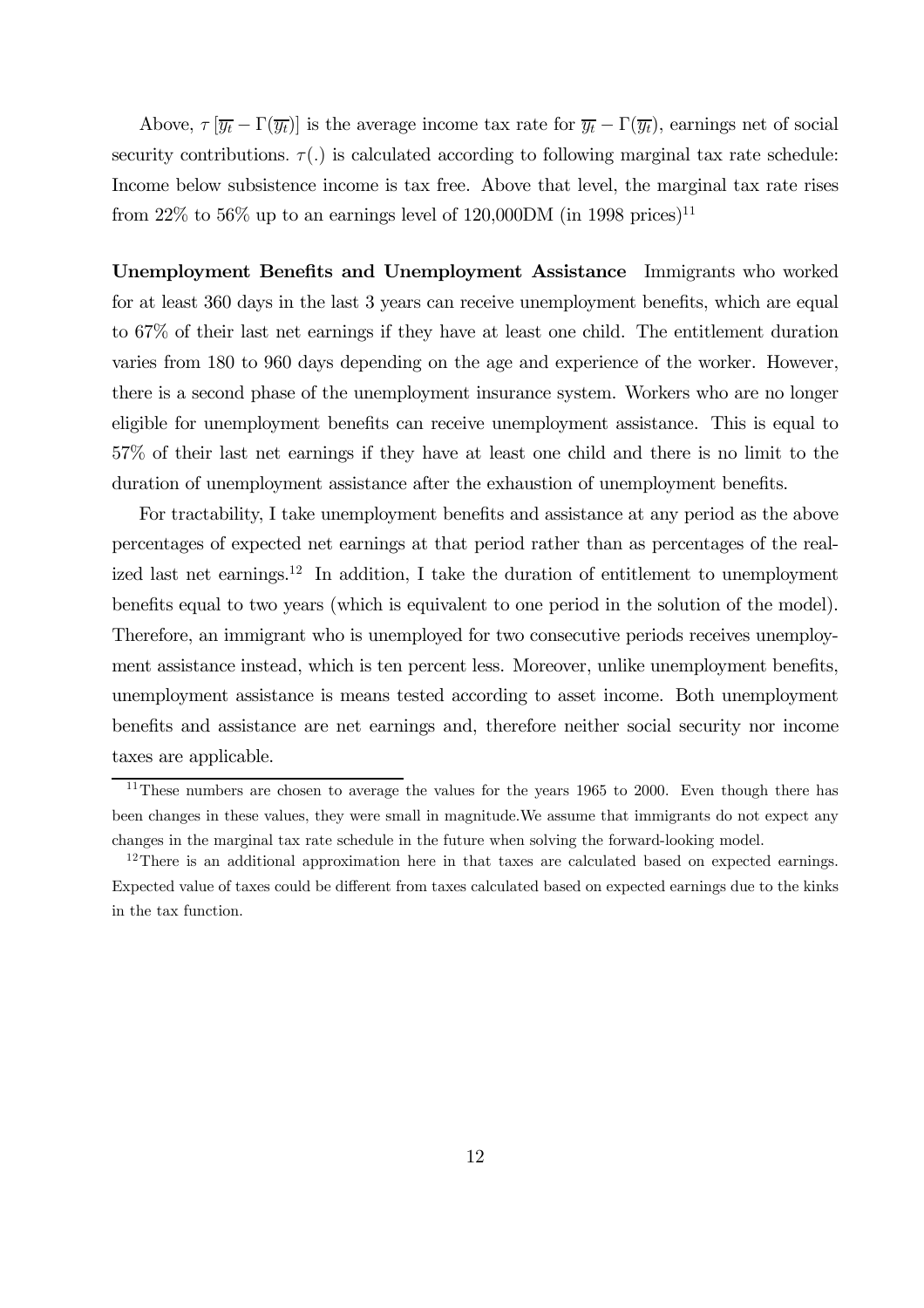Above, $\tau\left[\overline{y_t} - \Gamma(\overline{y_t})\right]$ is the average income tax rate for $\overline{y_t} - \Gamma(\overline{y_t})$, earnings net of social security contributions. $\tau(.)$ is calculated according to following marginal tax rate schedule: Income below subsistence income is tax free. Above that level, the marginal tax rate rises from 22% to 56% up to an earnings level of 120,000DM (in 1998 prices)[11]

**Unemployment Benefits and Unemployment Assistance** Immigrants who worked for at least 360 days in the last 3 years can receive unemployment benefits, which are equal to 67% of their last net earnings if they have at least one child. The entitlement duration varies from 180 to 960 days depending on the age and experience of the worker. However, there is a second phase of the unemployment insurance system. Workers who are no longer eligible for unemployment benefits can receive unemployment assistance. This is equal to 57% of their last net earnings if they have at least one child and there is no limit to the duration of unemployment assistance after the exhaustion of unemployment benefits.

For tractability, I take unemployment benefits and assistance at any period as the above percentages of expected net earnings at that period rather than as percentages of the realized last net earnings.[12] In addition, I take the duration of entitlement to unemployment benefits equal to two years (which is equivalent to one period in the solution of the model). Therefore, an immigrant who is unemployed for two consecutive periods receives unemployment assistance instead, which is ten percent less. Moreover, unlike unemployment benefits, unemployment assistance is means tested according to asset income. Both unemployment benefits and assistance are net earnings and, therefore neither social security nor income taxes are applicable.

[11] These numbers are chosen to average the values for the years 1965 to 2000. Even though there has been changes in these values, they were small in magnitude.We assume that immigrants do not expect any changes in the marginal tax rate schedule in the future when solving the forward-looking model.

[12] There is an additional approximation here in that taxes are calculated based on expected earnings. Expected value of taxes could be different from taxes calculated based on expected earnings due to the kinks in the tax function.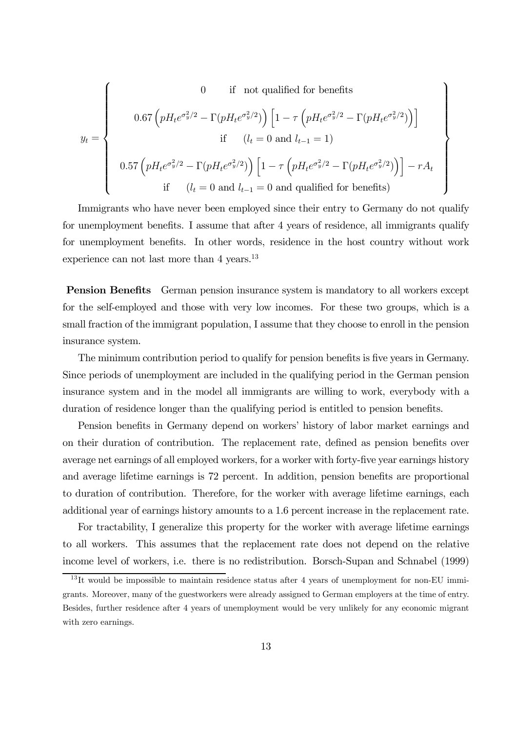$$
y_t = \left\{ \begin{array}{c} 0 \quad \text{if} \;\; \text{not qualified for benefits} \\[2ex] 0.67\left(pH_t e^{\sigma_y^2/2} - \Gamma(pH_t e^{\sigma_y^2/2})\right)\left[1 - \tau\left(pH_t e^{\sigma_y^2/2} - \Gamma(pH_t e^{\sigma_y^2/2})\right)\right] \\ \text{if} \quad (l_t = 0 \text{ and } l_{t-1} = 1) \\[2ex] 0.57\left(pH_t e^{\sigma_y^2/2} - \Gamma(pH_t e^{\sigma_y^2/2})\right)\left[1 - \tau\left(pH_t e^{\sigma_y^2/2} - \Gamma(pH_t e^{\sigma_y^2/2})\right)\right] - rA_t \\ \text{if} \quad (l_t = 0 \text{ and } l_{t-1} = 0 \text{ and qualified for benefits}) \end{array} \right\}
$$

Immigrants who have never been employed since their entry to Germany do not qualify for unemployment benefits. I assume that after 4 years of residence, all immigrants qualify for unemployment benefits. In other words, residence in the host country without work experience can not last more than 4 years.[13]

**Pension Benefits** German pension insurance system is mandatory to all workers except for the self-employed and those with very low incomes. For these two groups, which is a small fraction of the immigrant population, I assume that they choose to enroll in the pension insurance system.

The minimum contribution period to qualify for pension benefits is five years in Germany. Since periods of unemployment are included in the qualifying period in the German pension insurance system and in the model all immigrants are willing to work, everybody with a duration of residence longer than the qualifying period is entitled to pension benefits.

Pension benefits in Germany depend on workers' history of labor market earnings and on their duration of contribution. The replacement rate, defined as pension benefits over average net earnings of all employed workers, for a worker with forty-five year earnings history and average lifetime earnings is 72 percent. In addition, pension benefits are proportional to duration of contribution. Therefore, for the worker with average lifetime earnings, each additional year of earnings history amounts to a 1.6 percent increase in the replacement rate.

For tractability, I generalize this property for the worker with average lifetime earnings to all workers. This assumes that the replacement rate does not depend on the relative income level of workers, i.e. there is no redistribution. Borsch-Supan and Schnabel (1999)

[13] It would be impossible to maintain residence status after 4 years of unemployment for non-EU immigrants. Moreover, many of the guestworkers were already assigned to German employers at the time of entry. Besides, further residence after 4 years of unemployment would be very unlikely for any economic migrant with zero earnings.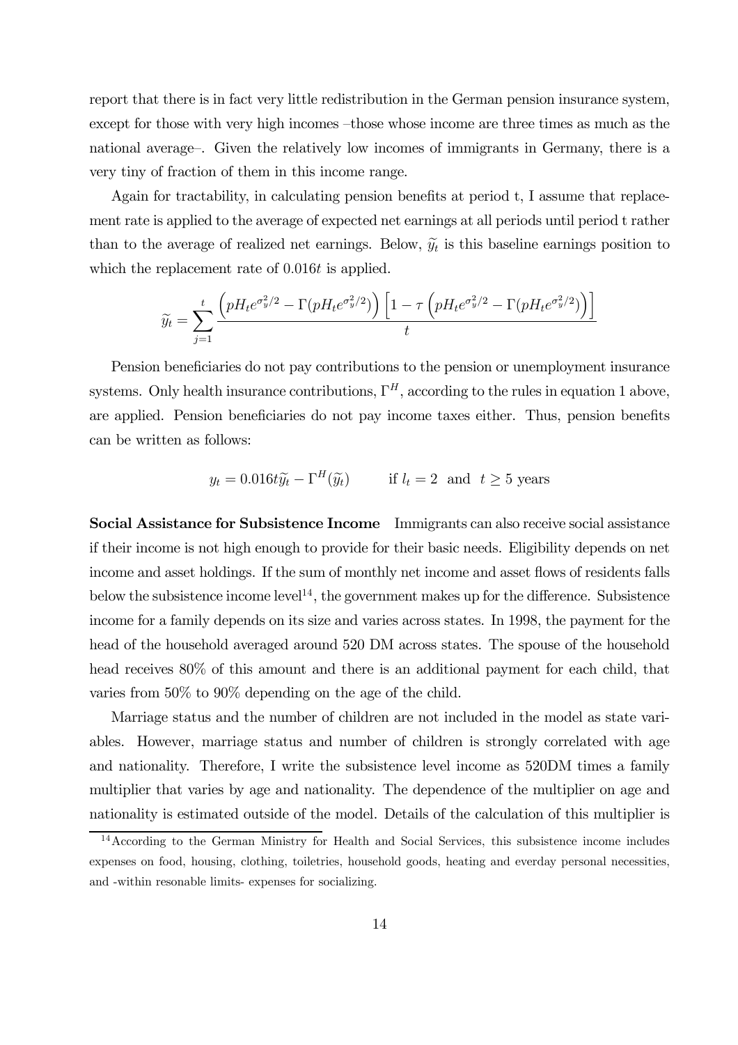report that there is in fact very little redistribution in the German pension insurance system, except for those with very high incomes –those whose income are three times as much as the national average–. Given the relatively low incomes of immigrants in Germany, there is a very tiny of fraction of them in this income range.

Again for tractability, in calculating pension benefits at period t, I assume that replacement rate is applied to the average of expected net earnings at all periods until period t rather than to the average of realized net earnings. Below, $\widetilde{y}_t$ is this baseline earnings position to which the replacement rate of $0.016t$ is applied.

$$\widetilde{y}_t = \sum_{j=1}^{t} \frac{\left(pH_t e^{\sigma_y^2/2} - \Gamma(pH_t e^{\sigma_y^2/2})\right)\left[1 - \tau\left(pH_t e^{\sigma_y^2/2} - \Gamma(pH_t e^{\sigma_y^2/2})\right)\right]}{t}$$

Pension beneficiaries do not pay contributions to the pension or unemployment insurance systems. Only health insurance contributions, $\Gamma^H$, according to the rules in equation 1 above, are applied. Pension beneficiaries do not pay income taxes either. Thus, pension benefits can be written as follows:

$$y_t = 0.016t\widetilde{y}_t - \Gamma^H(\widetilde{y}_t) \qquad \text{if } l_t = 2 \text{ and } t \geq 5 \text{ years}$$

**Social Assistance for Subsistence Income** Immigrants can also receive social assistance if their income is not high enough to provide for their basic needs. Eligibility depends on net income and asset holdings. If the sum of monthly net income and asset flows of residents falls below the subsistence income level[14], the government makes up for the difference. Subsistence income for a family depends on its size and varies across states. In 1998, the payment for the head of the household averaged around 520 DM across states. The spouse of the household head receives 80% of this amount and there is an additional payment for each child, that varies from 50% to 90% depending on the age of the child.

Marriage status and the number of children are not included in the model as state variables. However, marriage status and number of children is strongly correlated with age and nationality. Therefore, I write the subsistence level income as 520DM times a family multiplier that varies by age and nationality. The dependence of the multiplier on age and nationality is estimated outside of the model. Details of the calculation of this multiplier is

[14]According to the German Ministry for Health and Social Services, this subsistence income includes expenses on food, housing, clothing, toiletries, household goods, heating and everday personal necessities, and -within resonable limits- expenses for socializing.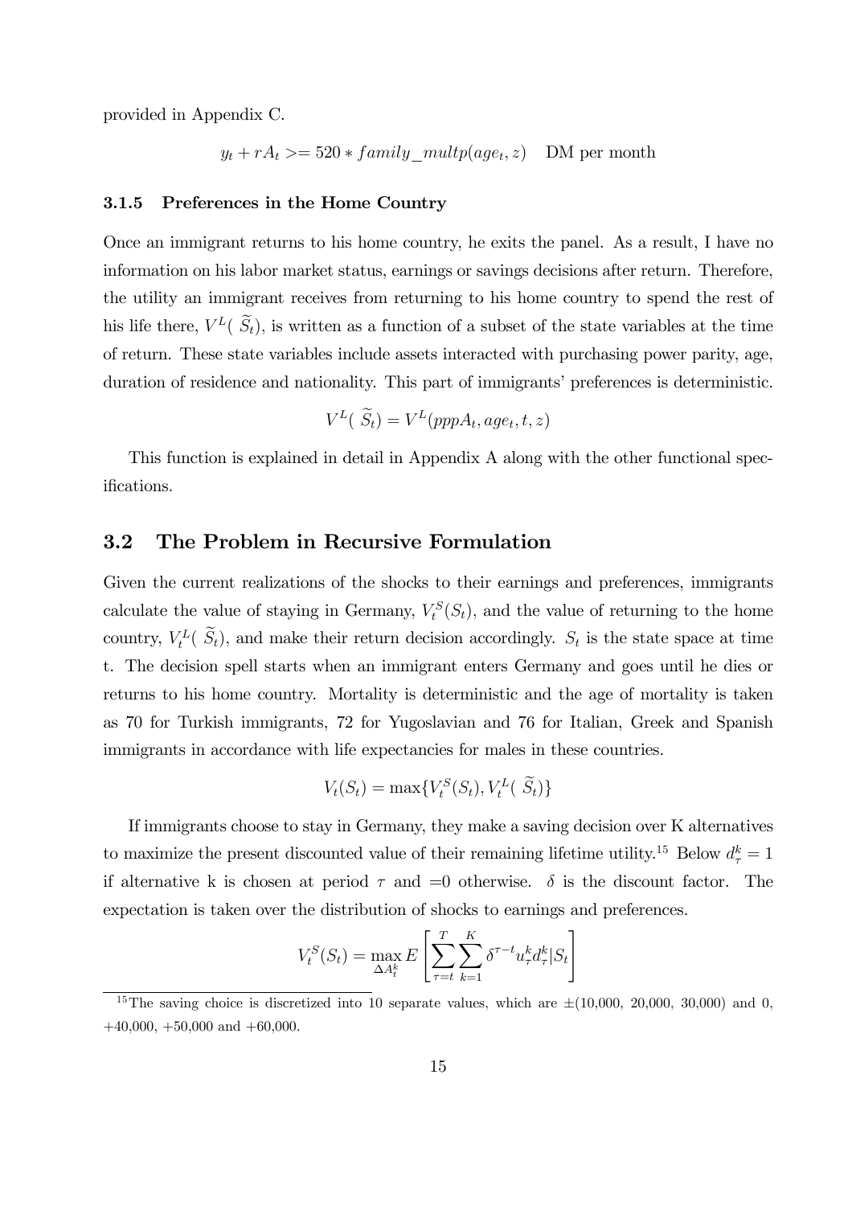provided in Appendix C.

$$y_t + rA_t >= 520 * family\_multp(age_t, z) \quad \text{DM per month}$$

### 3.1.5 Preferences in the Home Country

Once an immigrant returns to his home country, he exits the panel. As a result, I have no information on his labor market status, earnings or savings decisions after return. Therefore, the utility an immigrant receives from returning to his home country to spend the rest of his life there, $V^L(\widetilde{S}_t)$, is written as a function of a subset of the state variables at the time of return. These state variables include assets interacted with purchasing power parity, age, duration of residence and nationality. This part of immigrants' preferences is deterministic.

$$V^L(\widetilde{S}_t) = V^L(pppA_t, age_t, t, z)$$

This function is explained in detail in Appendix A along with the other functional specifications.

## 3.2 The Problem in Recursive Formulation

Given the current realizations of the shocks to their earnings and preferences, immigrants calculate the value of staying in Germany, $V_t^S(S_t)$, and the value of returning to the home country, $V_t^L(\widetilde{S}_t)$, and make their return decision accordingly. $S_t$ is the state space at time t. The decision spell starts when an immigrant enters Germany and goes until he dies or returns to his home country. Mortality is deterministic and the age of mortality is taken as 70 for Turkish immigrants, 72 for Yugoslavian and 76 for Italian, Greek and Spanish immigrants in accordance with life expectancies for males in these countries.

$$V_t(S_t) = \max\{V_t^S(S_t), V_t^L(\widetilde{S}_t)\}$$

If immigrants choose to stay in Germany, they make a saving decision over K alternatives to maximize the present discounted value of their remaining lifetime utility.[15] Below $d_\tau^k = 1$ if alternative k is chosen at period $\tau$ and =0 otherwise. $\delta$ is the discount factor. The expectation is taken over the distribution of shocks to earnings and preferences.

$$V_t^S(S_t) = \max_{\Delta A_t^k} E\left[\sum_{\tau=t}^{T}\sum_{k=1}^{K} \delta^{\tau-t} u_\tau^k d_\tau^k | S_t\right]$$

[15] The saving choice is discretized into 10 separate values, which are ±(10,000, 20,000, 30,000) and 0, +40,000, +50,000 and +60,000.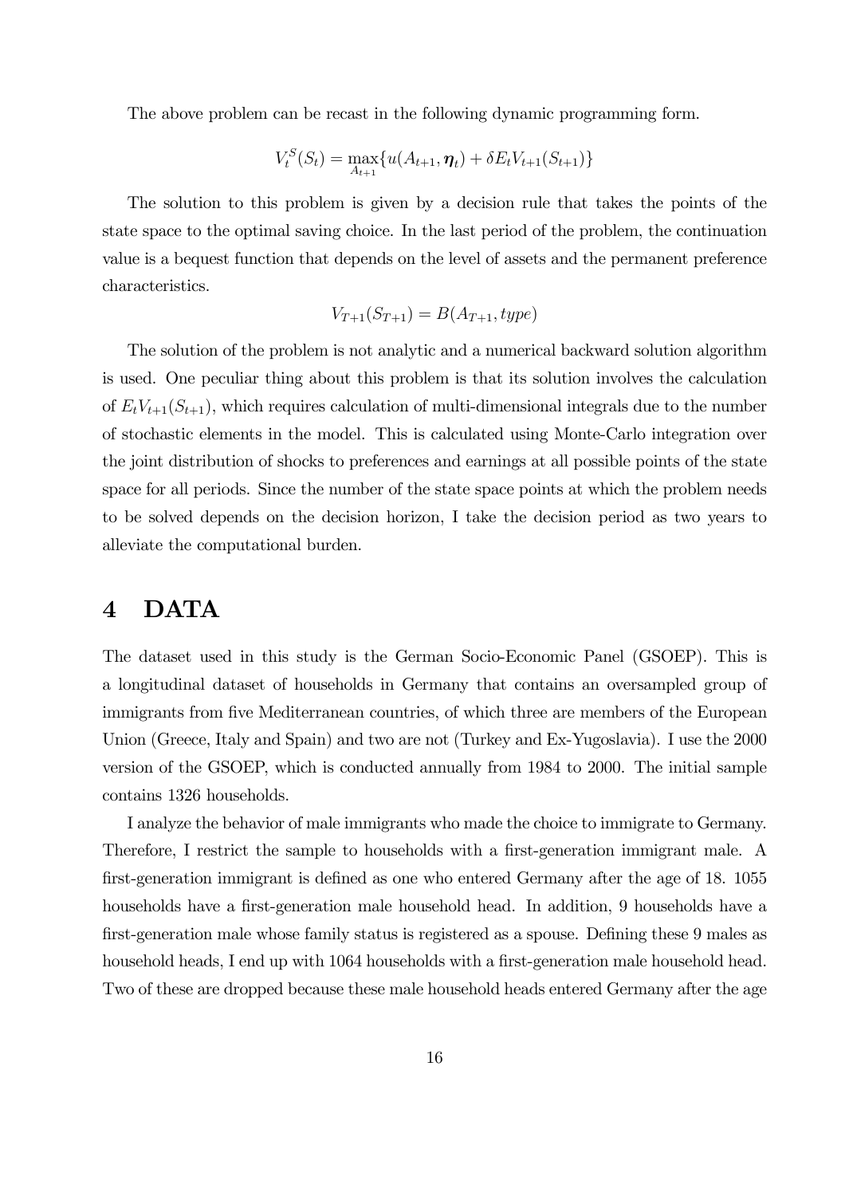The above problem can be recast in the following dynamic programming form.

$$V_t^S(S_t) = \max_{A_{t+1}} \{u(A_{t+1}, \boldsymbol{\eta}_t) + \delta E_t V_{t+1}(S_{t+1})\}$$

The solution to this problem is given by a decision rule that takes the points of the state space to the optimal saving choice. In the last period of the problem, the continuation value is a bequest function that depends on the level of assets and the permanent preference characteristics.

$$V_{T+1}(S_{T+1}) = B(A_{T+1}, type)$$

The solution of the problem is not analytic and a numerical backward solution algorithm is used. One peculiar thing about this problem is that its solution involves the calculation of $E_t V_{t+1}(S_{t+1})$, which requires calculation of multi-dimensional integrals due to the number of stochastic elements in the model. This is calculated using Monte-Carlo integration over the joint distribution of shocks to preferences and earnings at all possible points of the state space for all periods. Since the number of the state space points at which the problem needs to be solved depends on the decision horizon, I take the decision period as two years to alleviate the computational burden.

# 4 DATA

The dataset used in this study is the German Socio-Economic Panel (GSOEP). This is a longitudinal dataset of households in Germany that contains an oversampled group of immigrants from five Mediterranean countries, of which three are members of the European Union (Greece, Italy and Spain) and two are not (Turkey and Ex-Yugoslavia). I use the 2000 version of the GSOEP, which is conducted annually from 1984 to 2000. The initial sample contains 1326 households.

I analyze the behavior of male immigrants who made the choice to immigrate to Germany. Therefore, I restrict the sample to households with a first-generation immigrant male. A first-generation immigrant is defined as one who entered Germany after the age of 18. 1055 households have a first-generation male household head. In addition, 9 households have a first-generation male whose family status is registered as a spouse. Defining these 9 males as household heads, I end up with 1064 households with a first-generation male household head. Two of these are dropped because these male household heads entered Germany after the age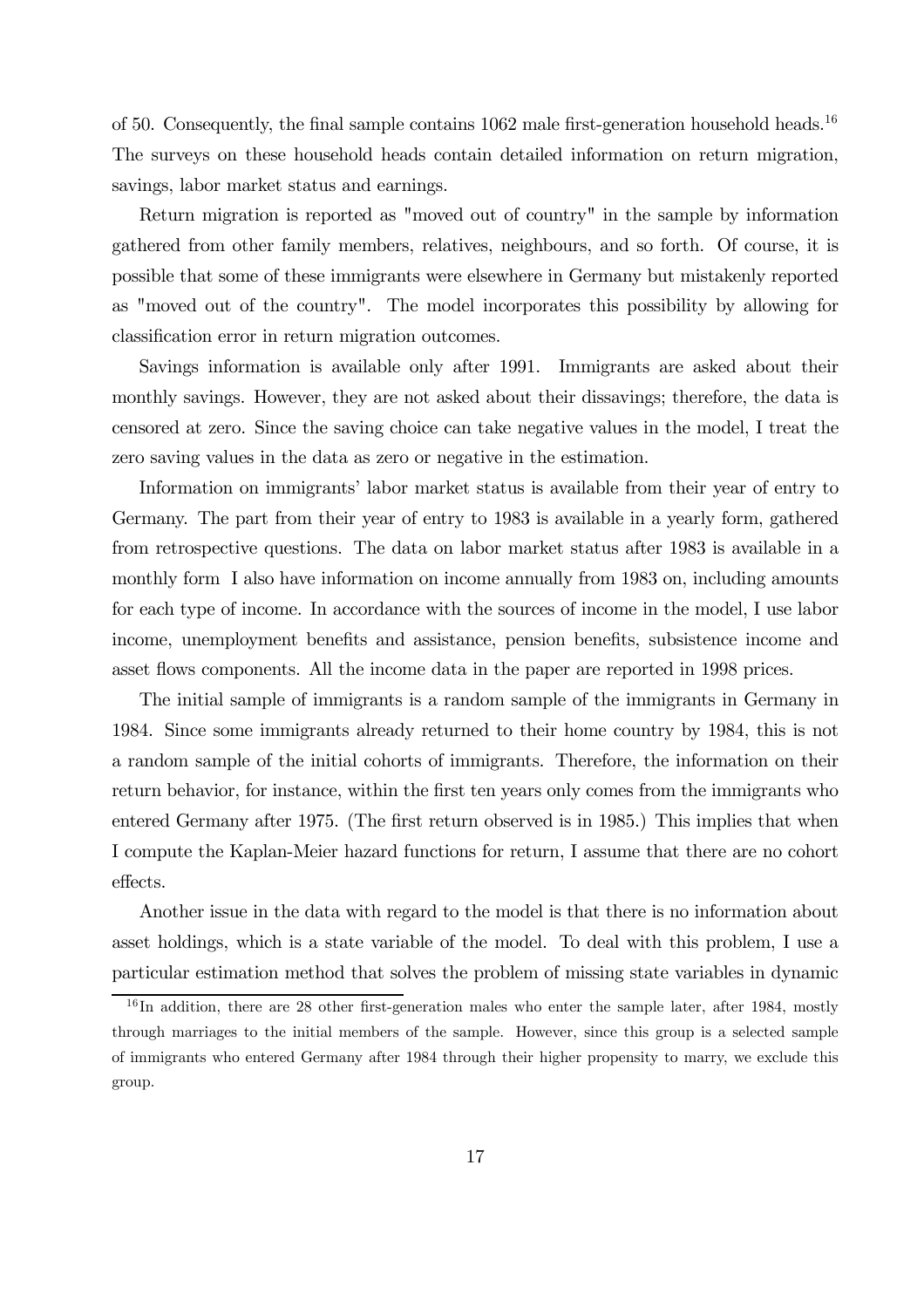of 50. Consequently, the final sample contains 1062 male first-generation household heads.[16] The surveys on these household heads contain detailed information on return migration, savings, labor market status and earnings.

Return migration is reported as "moved out of country" in the sample by information gathered from other family members, relatives, neighbours, and so forth. Of course, it is possible that some of these immigrants were elsewhere in Germany but mistakenly reported as "moved out of the country". The model incorporates this possibility by allowing for classification error in return migration outcomes.

Savings information is available only after 1991. Immigrants are asked about their monthly savings. However, they are not asked about their dissavings; therefore, the data is censored at zero. Since the saving choice can take negative values in the model, I treat the zero saving values in the data as zero or negative in the estimation.

Information on immigrants' labor market status is available from their year of entry to Germany. The part from their year of entry to 1983 is available in a yearly form, gathered from retrospective questions. The data on labor market status after 1983 is available in a monthly form I also have information on income annually from 1983 on, including amounts for each type of income. In accordance with the sources of income in the model, I use labor income, unemployment benefits and assistance, pension benefits, subsistence income and asset flows components. All the income data in the paper are reported in 1998 prices.

The initial sample of immigrants is a random sample of the immigrants in Germany in 1984. Since some immigrants already returned to their home country by 1984, this is not a random sample of the initial cohorts of immigrants. Therefore, the information on their return behavior, for instance, within the first ten years only comes from the immigrants who entered Germany after 1975. (The first return observed is in 1985.) This implies that when I compute the Kaplan-Meier hazard functions for return, I assume that there are no cohort effects.

Another issue in the data with regard to the model is that there is no information about asset holdings, which is a state variable of the model. To deal with this problem, I use a particular estimation method that solves the problem of missing state variables in dynamic

[16] In addition, there are 28 other first-generation males who enter the sample later, after 1984, mostly through marriages to the initial members of the sample. However, since this group is a selected sample of immigrants who entered Germany after 1984 through their higher propensity to marry, we exclude this group.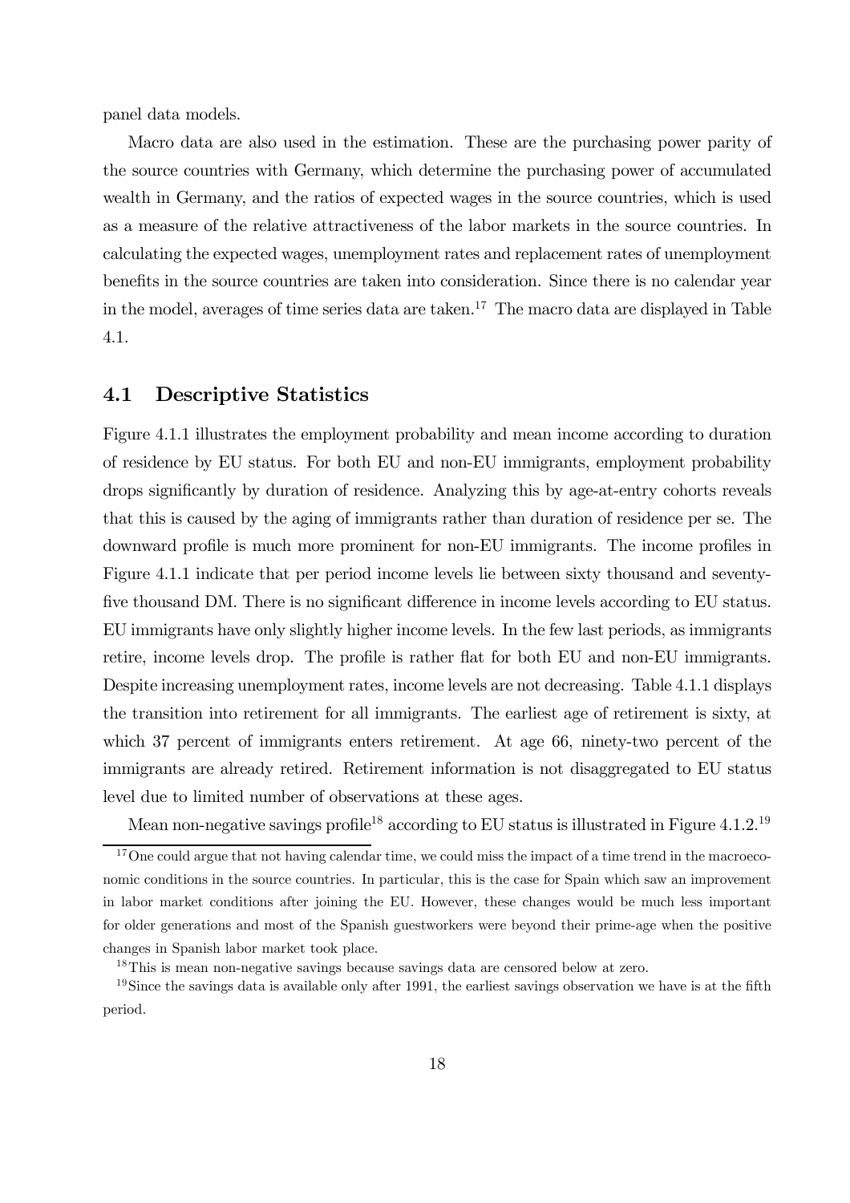panel data models.

Macro data are also used in the estimation. These are the purchasing power parity of the source countries with Germany, which determine the purchasing power of accumulated wealth in Germany, and the ratios of expected wages in the source countries, which is used as a measure of the relative attractiveness of the labor markets in the source countries. In calculating the expected wages, unemployment rates and replacement rates of unemployment benefits in the source countries are taken into consideration. Since there is no calendar year in the model, averages of time series data are taken.[17] The macro data are displayed in Table 4.1.

## 4.1 Descriptive Statistics

Figure 4.1.1 illustrates the employment probability and mean income according to duration of residence by EU status. For both EU and non-EU immigrants, employment probability drops significantly by duration of residence. Analyzing this by age-at-entry cohorts reveals that this is caused by the aging of immigrants rather than duration of residence per se. The downward profile is much more prominent for non-EU immigrants. The income profiles in Figure 4.1.1 indicate that per period income levels lie between sixty thousand and seventy-five thousand DM. There is no significant difference in income levels according to EU status. EU immigrants have only slightly higher income levels. In the few last periods, as immigrants retire, income levels drop. The profile is rather flat for both EU and non-EU immigrants. Despite increasing unemployment rates, income levels are not decreasing. Table 4.1.1 displays the transition into retirement for all immigrants. The earliest age of retirement is sixty, at which 37 percent of immigrants enters retirement. At age 66, ninety-two percent of the immigrants are already retired. Retirement information is not disaggregated to EU status level due to limited number of observations at these ages.

Mean non-negative savings profile[18] according to EU status is illustrated in Figure 4.1.2.[19]

[17] One could argue that not having calendar time, we could miss the impact of a time trend in the macroeconomic conditions in the source countries. In particular, this is the case for Spain which saw an improvement in labor market conditions after joining the EU. However, these changes would be much less important for older generations and most of the Spanish guestworkers were beyond their prime-age when the positive changes in Spanish labor market took place.

[18] This is mean non-negative savings because savings data are censored below at zero.

[19] Since the savings data is available only after 1991, the earliest savings observation we have is at the fifth period.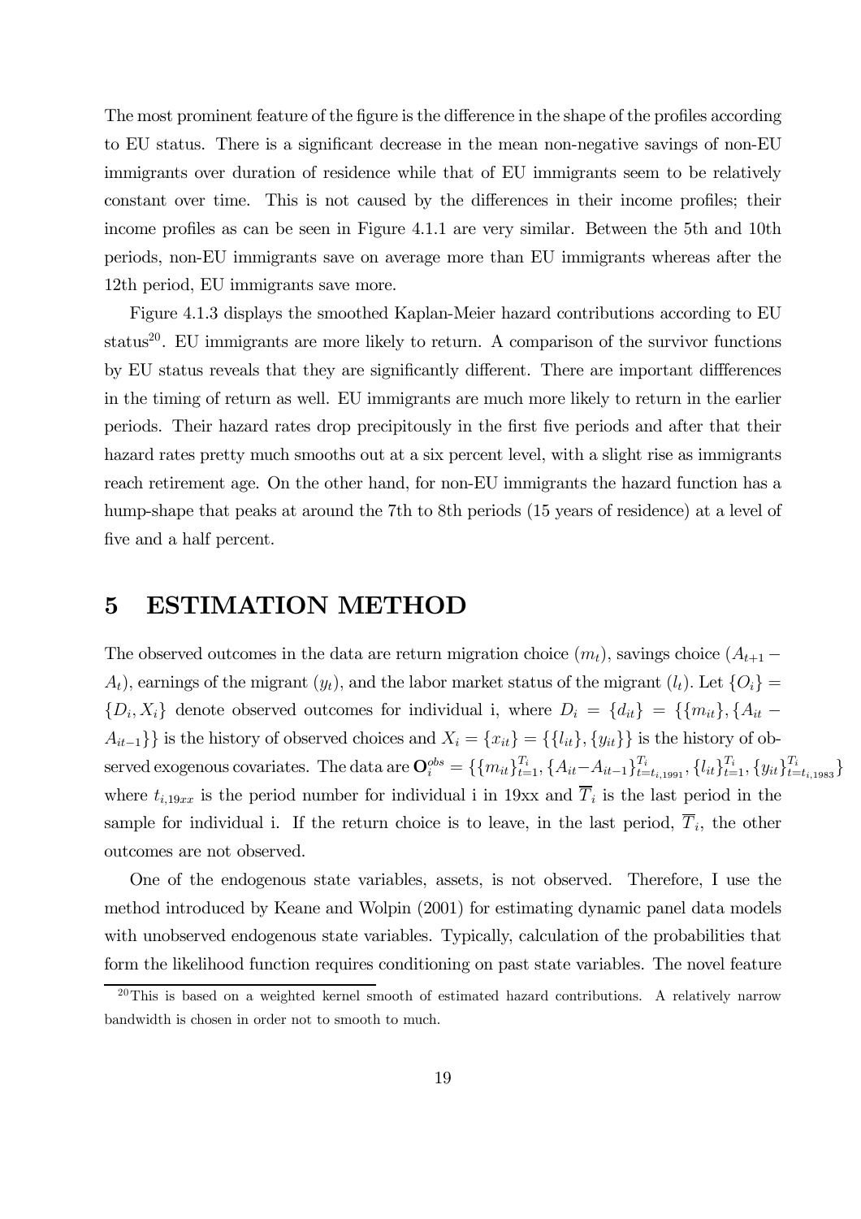The most prominent feature of the figure is the difference in the shape of the profiles according to EU status. There is a significant decrease in the mean non-negative savings of non-EU immigrants over duration of residence while that of EU immigrants seem to be relatively constant over time. This is not caused by the differences in their income profiles; their income profiles as can be seen in Figure 4.1.1 are very similar. Between the 5th and 10th periods, non-EU immigrants save on average more than EU immigrants whereas after the 12th period, EU immigrants save more.

Figure 4.1.3 displays the smoothed Kaplan-Meier hazard contributions according to EU status[20]. EU immigrants are more likely to return. A comparison of the survivor functions by EU status reveals that they are significantly different. There are important diffferences in the timing of return as well. EU immigrants are much more likely to return in the earlier periods. Their hazard rates drop precipitously in the first five periods and after that their hazard rates pretty much smooths out at a six percent level, with a slight rise as immigrants reach retirement age. On the other hand, for non-EU immigrants the hazard function has a hump-shape that peaks at around the 7th to 8th periods (15 years of residence) at a level of five and a half percent.

# 5 ESTIMATION METHOD

The observed outcomes in the data are return migration choice ($m_t$), savings choice ($A_{t+1} - A_t$), earnings of the migrant ($y_t$), and the labor market status of the migrant ($l_t$). Let $\{O_i\} = \{D_i, X_i\}$ denote observed outcomes for individual i, where $D_i = \{d_{it}\} = \{\{m_{it}\}, \{A_{it} - A_{it-1}\}\}$ is the history of observed choices and $X_i = \{x_{it}\} = \{\{l_{it}\}, \{y_{it}\}\}$ is the history of observed exogenous covariates. The data are $\mathbf{O}_i^{obs} = \{\{m_{it}\}_{t=1}^{T_i}, \{A_{it} - A_{it-1}\}_{t=t_{i,1991}}^{T_i}, \{l_{it}\}_{t=1}^{T_i}, \{y_{it}\}_{t=t_{i,1983}}^{T_i}\}$ where $t_{i,19xx}$ is the period number for individual i in 19xx and $\overline{T}_i$ is the last period in the sample for individual i. If the return choice is to leave, in the last period, $\overline{T}_i$, the other outcomes are not observed.

One of the endogenous state variables, assets, is not observed. Therefore, I use the method introduced by Keane and Wolpin (2001) for estimating dynamic panel data models with unobserved endogenous state variables. Typically, calculation of the probabilities that form the likelihood function requires conditioning on past state variables. The novel feature

[20] This is based on a weighted kernel smooth of estimated hazard contributions. A relatively narrow bandwidth is chosen in order not to smooth to much.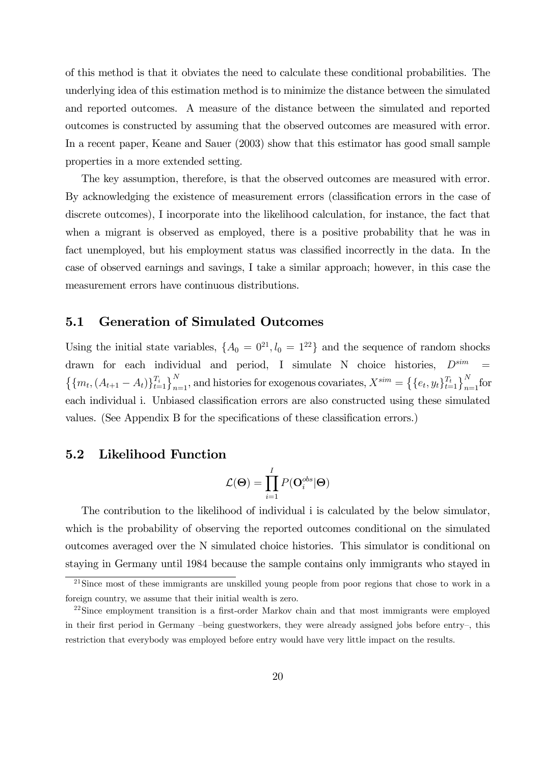of this method is that it obviates the need to calculate these conditional probabilities. The underlying idea of this estimation method is to minimize the distance between the simulated and reported outcomes. A measure of the distance between the simulated and reported outcomes is constructed by assuming that the observed outcomes are measured with error. In a recent paper, Keane and Sauer (2003) show that this estimator has good small sample properties in a more extended setting.

The key assumption, therefore, is that the observed outcomes are measured with error. By acknowledging the existence of measurement errors (classification errors in the case of discrete outcomes), I incorporate into the likelihood calculation, for instance, the fact that when a migrant is observed as employed, there is a positive probability that he was in fact unemployed, but his employment status was classified incorrectly in the data. In the case of observed earnings and savings, I take a similar approach; however, in this case the measurement errors have continuous distributions.

## 5.1 Generation of Simulated Outcomes

Using the initial state variables, $\{A_0 = 0$[21]$, l_0 = 1$[22]$\}$ and the sequence of random shocks drawn for each individual and period, I simulate N choice histories, $D^{sim} = \left\{\{m_t, (A_{t+1} - A_t)\}_{t=1}^{T_i}\right\}_{n=1}^{N}$, and histories for exogenous covariates, $X^{sim} = \left\{\{e_t, y_t\}_{t=1}^{T_t}\right\}_{n=1}^{N}$for each individual i. Unbiased classification errors are also constructed using these simulated values. (See Appendix B for the specifications of these classification errors.)

## 5.2 Likelihood Function

$$\mathcal{L}(\Theta) = \prod_{i=1}^{I} P(\mathbf{O}_i^{obs}|\Theta)$$

The contribution to the likelihood of individual i is calculated by the below simulator, which is the probability of observing the reported outcomes conditional on the simulated outcomes averaged over the N simulated choice histories. This simulator is conditional on staying in Germany until 1984 because the sample contains only immigrants who stayed in

[21] Since most of these immigrants are unskilled young people from poor regions that chose to work in a foreign country, we assume that their initial wealth is zero.

[22] Since employment transition is a first-order Markov chain and that most immigrants were employed in their first period in Germany –being guestworkers, they were already assigned jobs before entry–, this restriction that everybody was employed before entry would have very little impact on the results.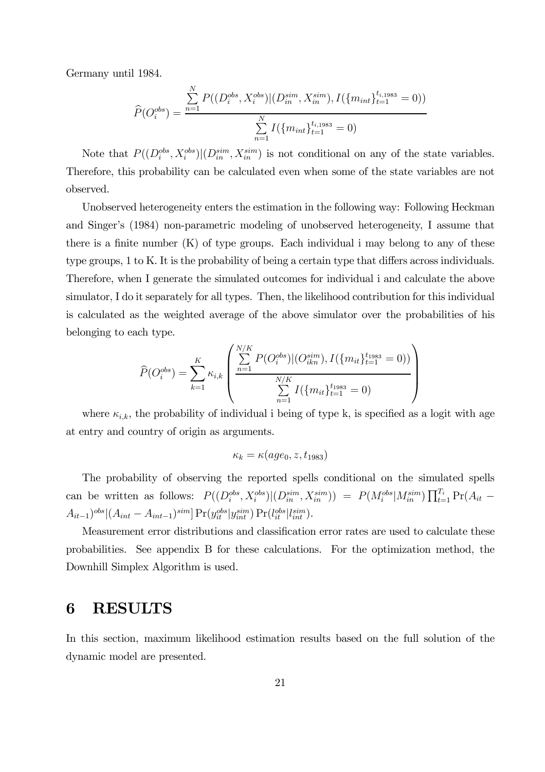Germany until 1984.

$$\widehat{P}(O_i^{obs}) = \frac{\sum_{n=1}^{N} P((D_i^{obs}, X_i^{obs})|(D_{in}^{sim}, X_{in}^{sim}), I(\{m_{int}\}_{t=1}^{t_{i,1983}} = 0))}{\sum_{n=1}^{N} I(\{m_{int}\}_{t=1}^{t_{i,1983}} = 0)}$$

Note that $P((D_i^{obs}, X_i^{obs})|(D_{in}^{sim}, X_{in}^{sim})$ is not conditional on any of the state variables. Therefore, this probability can be calculated even when some of the state variables are not observed.

Unobserved heterogeneity enters the estimation in the following way: Following Heckman and Singer's (1984) non-parametric modeling of unobserved heterogeneity, I assume that there is a finite number (K) of type groups. Each individual i may belong to any of these type groups, 1 to K. It is the probability of being a certain type that differs across individuals. Therefore, when I generate the simulated outcomes for individual i and calculate the above simulator, I do it separately for all types. Then, the likelihood contribution for this individual is calculated as the weighted average of the above simulator over the probabilities of his belonging to each type.

$$\widehat{P}(O_i^{obs}) = \sum_{k=1}^{K} \kappa_{i,k} \left( \frac{\sum_{n=1}^{N/K} P(O_i^{obs})|(O_{ikn}^{sim}), I(\{m_{it}\}_{t=1}^{t_{1983}} = 0))}{\sum_{n=1}^{N/K} I(\{m_{it}\}_{t=1}^{t_{1983}} = 0)} \right)$$

where $\kappa_{i,k}$, the probability of individual i being of type k, is specified as a logit with age at entry and country of origin as arguments.

$$\kappa_k = \kappa(age_0, z, t_{1983})$$

The probability of observing the reported spells conditional on the simulated spells can be written as follows: $P((D_i^{obs}, X_i^{obs})|(D_{in}^{sim}, X_{in}^{sim})) = P(M_i^{obs}|M_{in}^{sim}) \prod_{t=1}^{T_i} \Pr(A_{it} - A_{it-1})^{obs}|(A_{int} - A_{int-1})^{sim}] \Pr(y_{it}^{obs}|y_{int}^{sim}) \Pr(l_{it}^{obs}|l_{int}^{sim})$.

Measurement error distributions and classification error rates are used to calculate these probabilities. See appendix B for these calculations. For the optimization method, the Downhill Simplex Algorithm is used.

# 6 RESULTS

In this section, maximum likelihood estimation results based on the full solution of the dynamic model are presented.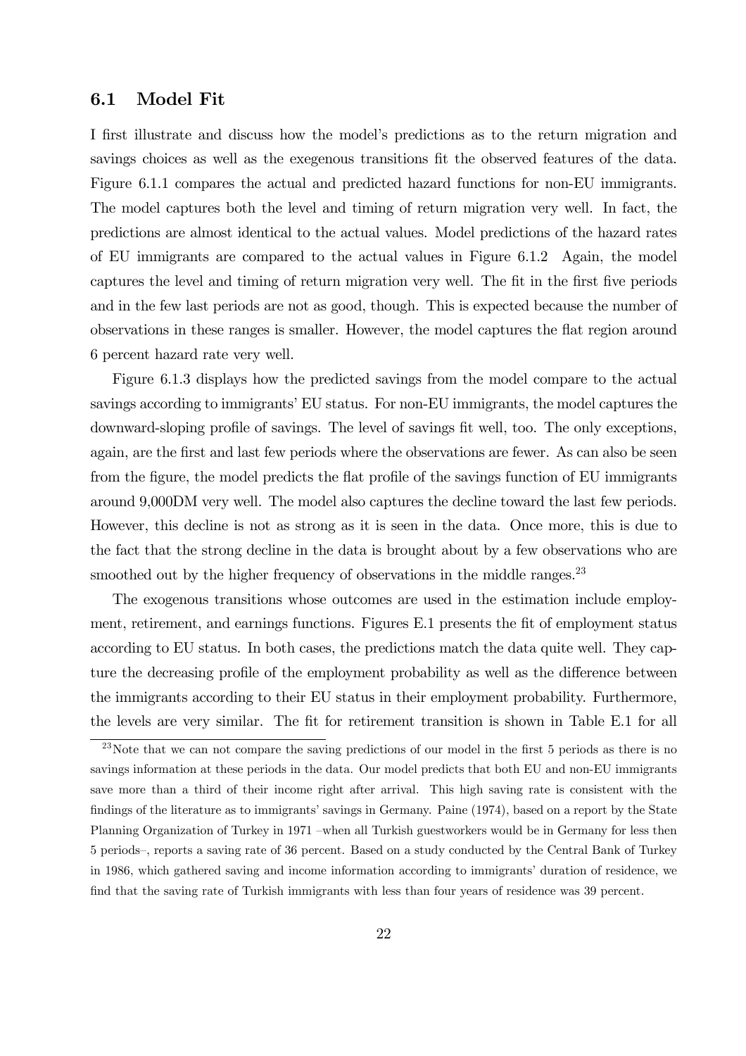## 6.1 Model Fit

I first illustrate and discuss how the model's predictions as to the return migration and savings choices as well as the exegenous transitions fit the observed features of the data. Figure 6.1.1 compares the actual and predicted hazard functions for non-EU immigrants. The model captures both the level and timing of return migration very well. In fact, the predictions are almost identical to the actual values. Model predictions of the hazard rates of EU immigrants are compared to the actual values in Figure 6.1.2 Again, the model captures the level and timing of return migration very well. The fit in the first five periods and in the few last periods are not as good, though. This is expected because the number of observations in these ranges is smaller. However, the model captures the flat region around 6 percent hazard rate very well.

Figure 6.1.3 displays how the predicted savings from the model compare to the actual savings according to immigrants' EU status. For non-EU immigrants, the model captures the downward-sloping profile of savings. The level of savings fit well, too. The only exceptions, again, are the first and last few periods where the observations are fewer. As can also be seen from the figure, the model predicts the flat profile of the savings function of EU immigrants around 9,000DM very well. The model also captures the decline toward the last few periods. However, this decline is not as strong as it is seen in the data. Once more, this is due to the fact that the strong decline in the data is brought about by a few observations who are smoothed out by the higher frequency of observations in the middle ranges.[23]

The exogenous transitions whose outcomes are used in the estimation include employment, retirement, and earnings functions. Figures E.1 presents the fit of employment status according to EU status. In both cases, the predictions match the data quite well. They capture the decreasing profile of the employment probability as well as the difference between the immigrants according to their EU status in their employment probability. Furthermore, the levels are very similar. The fit for retirement transition is shown in Table E.1 for all

[23] Note that we can not compare the saving predictions of our model in the first 5 periods as there is no savings information at these periods in the data. Our model predicts that both EU and non-EU immigrants save more than a third of their income right after arrival. This high saving rate is consistent with the findings of the literature as to immigrants' savings in Germany. Paine (1974), based on a report by the State Planning Organization of Turkey in 1971 –when all Turkish guestworkers would be in Germany for less then 5 periods–, reports a saving rate of 36 percent. Based on a study conducted by the Central Bank of Turkey in 1986, which gathered saving and income information according to immigrants' duration of residence, we find that the saving rate of Turkish immigrants with less than four years of residence was 39 percent.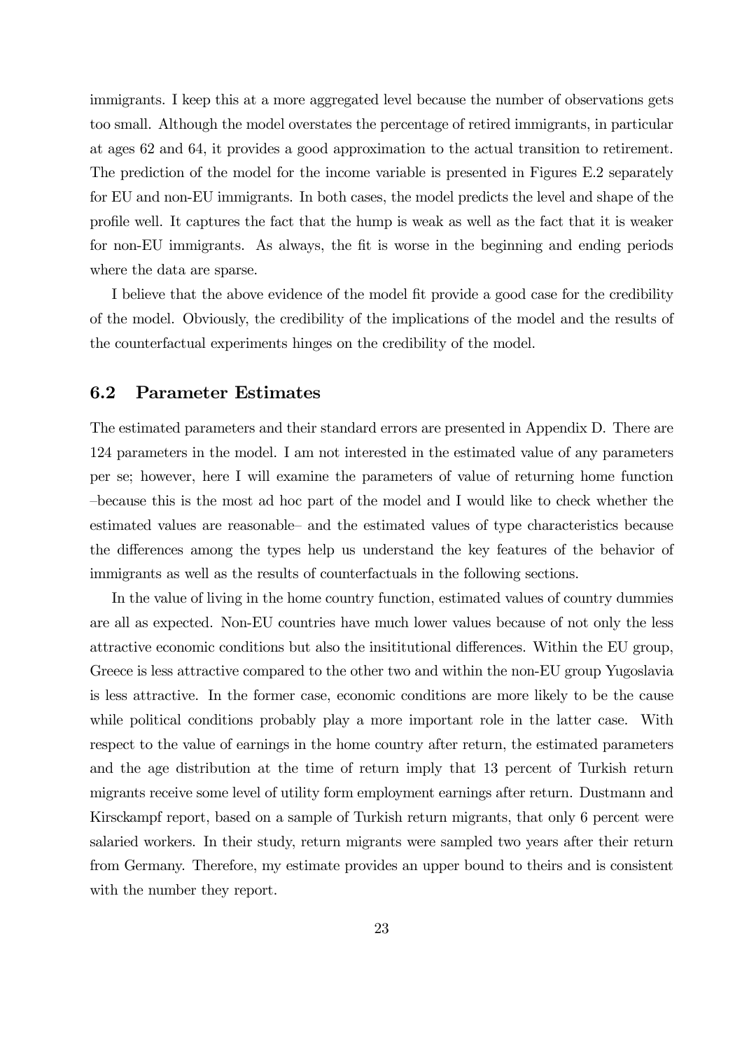immigrants. I keep this at a more aggregated level because the number of observations gets too small. Although the model overstates the percentage of retired immigrants, in particular at ages 62 and 64, it provides a good approximation to the actual transition to retirement. The prediction of the model for the income variable is presented in Figures E.2 separately for EU and non-EU immigrants. In both cases, the model predicts the level and shape of the profile well. It captures the fact that the hump is weak as well as the fact that it is weaker for non-EU immigrants. As always, the fit is worse in the beginning and ending periods where the data are sparse.

I believe that the above evidence of the model fit provide a good case for the credibility of the model. Obviously, the credibility of the implications of the model and the results of the counterfactual experiments hinges on the credibility of the model.

## 6.2 Parameter Estimates

The estimated parameters and their standard errors are presented in Appendix D. There are 124 parameters in the model. I am not interested in the estimated value of any parameters per se; however, here I will examine the parameters of value of returning home function –because this is the most ad hoc part of the model and I would like to check whether the estimated values are reasonable– and the estimated values of type characteristics because the differences among the types help us understand the key features of the behavior of immigrants as well as the results of counterfactuals in the following sections.

In the value of living in the home country function, estimated values of country dummies are all as expected. Non-EU countries have much lower values because of not only the less attractive economic conditions but also the insititutional differences. Within the EU group, Greece is less attractive compared to the other two and within the non-EU group Yugoslavia is less attractive. In the former case, economic conditions are more likely to be the cause while political conditions probably play a more important role in the latter case. With respect to the value of earnings in the home country after return, the estimated parameters and the age distribution at the time of return imply that 13 percent of Turkish return migrants receive some level of utility form employment earnings after return. Dustmann and Kirsckampf report, based on a sample of Turkish return migrants, that only 6 percent were salaried workers. In their study, return migrants were sampled two years after their return from Germany. Therefore, my estimate provides an upper bound to theirs and is consistent with the number they report.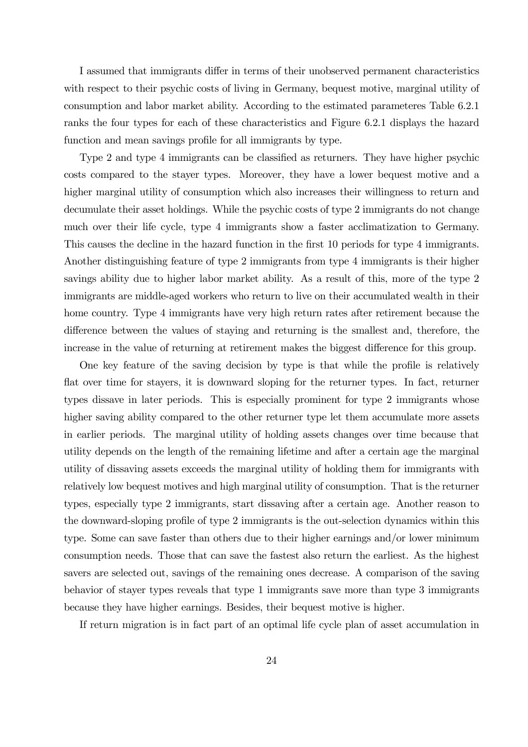I assumed that immigrants differ in terms of their unobserved permanent characteristics with respect to their psychic costs of living in Germany, bequest motive, marginal utility of consumption and labor market ability. According to the estimated parameteres Table 6.2.1 ranks the four types for each of these characteristics and Figure 6.2.1 displays the hazard function and mean savings profile for all immigrants by type.

Type 2 and type 4 immigrants can be classified as returners. They have higher psychic costs compared to the stayer types. Moreover, they have a lower bequest motive and a higher marginal utility of consumption which also increases their willingness to return and decumulate their asset holdings. While the psychic costs of type 2 immigrants do not change much over their life cycle, type 4 immigrants show a faster acclimatization to Germany. This causes the decline in the hazard function in the first 10 periods for type 4 immigrants. Another distinguishing feature of type 2 immigrants from type 4 immigrants is their higher savings ability due to higher labor market ability. As a result of this, more of the type 2 immigrants are middle-aged workers who return to live on their accumulated wealth in their home country. Type 4 immigrants have very high return rates after retirement because the difference between the values of staying and returning is the smallest and, therefore, the increase in the value of returning at retirement makes the biggest difference for this group.

One key feature of the saving decision by type is that while the profile is relatively flat over time for stayers, it is downward sloping for the returner types. In fact, returner types dissave in later periods. This is especially prominent for type 2 immigrants whose higher saving ability compared to the other returner type let them accumulate more assets in earlier periods. The marginal utility of holding assets changes over time because that utility depends on the length of the remaining lifetime and after a certain age the marginal utility of dissaving assets exceeds the marginal utility of holding them for immigrants with relatively low bequest motives and high marginal utility of consumption. That is the returner types, especially type 2 immigrants, start dissaving after a certain age. Another reason to the downward-sloping profile of type 2 immigrants is the out-selection dynamics within this type. Some can save faster than others due to their higher earnings and/or lower minimum consumption needs. Those that can save the fastest also return the earliest. As the highest savers are selected out, savings of the remaining ones decrease. A comparison of the saving behavior of stayer types reveals that type 1 immigrants save more than type 3 immigrants because they have higher earnings. Besides, their bequest motive is higher.

If return migration is in fact part of an optimal life cycle plan of asset accumulation in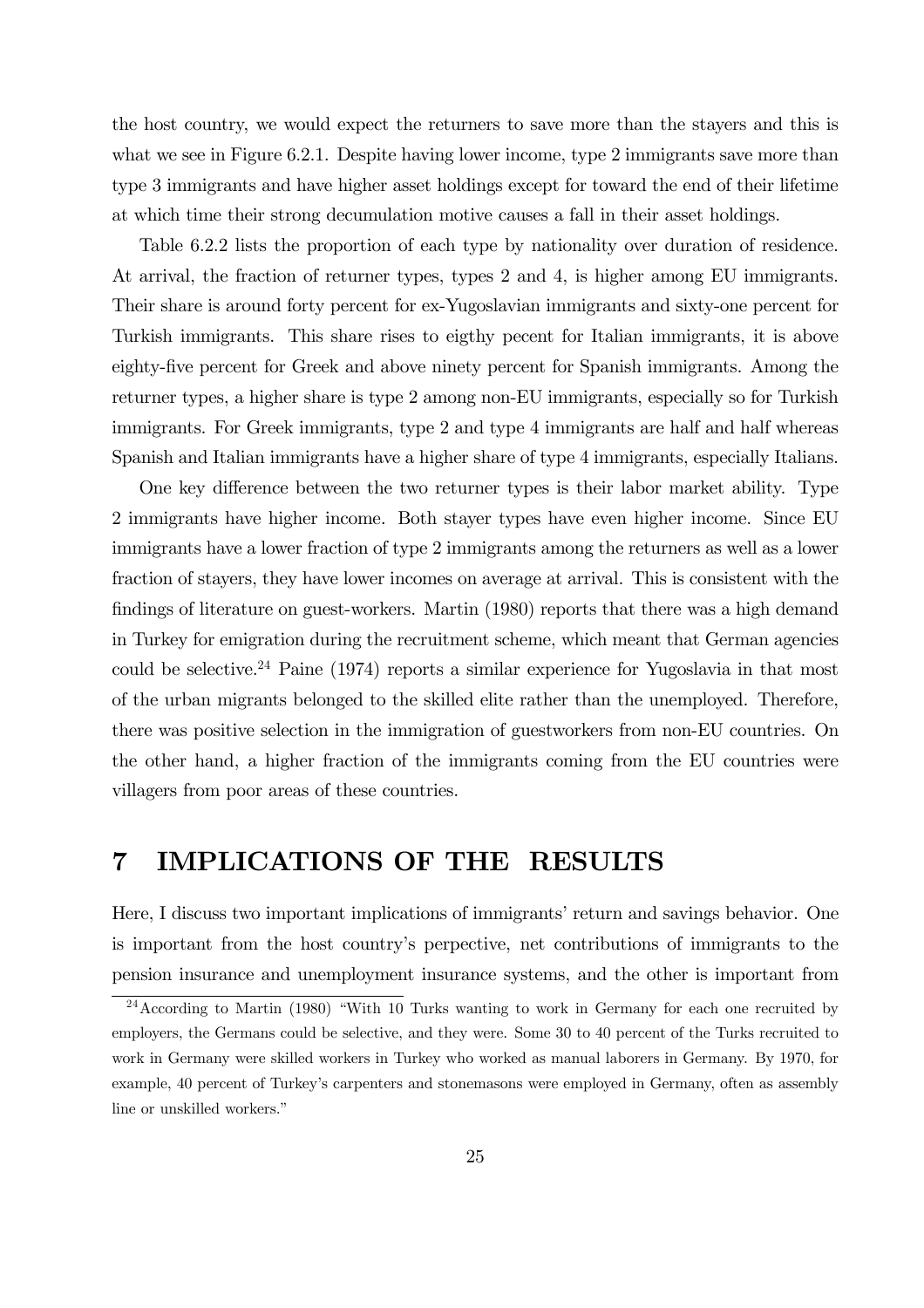the host country, we would expect the returners to save more than the stayers and this is what we see in Figure 6.2.1. Despite having lower income, type 2 immigrants save more than type 3 immigrants and have higher asset holdings except for toward the end of their lifetime at which time their strong decumulation motive causes a fall in their asset holdings.

Table 6.2.2 lists the proportion of each type by nationality over duration of residence. At arrival, the fraction of returner types, types 2 and 4, is higher among EU immigrants. Their share is around forty percent for ex-Yugoslavian immigrants and sixty-one percent for Turkish immigrants. This share rises to eigthy pecent for Italian immigrants, it is above eighty-five percent for Greek and above ninety percent for Spanish immigrants. Among the returner types, a higher share is type 2 among non-EU immigrants, especially so for Turkish immigrants. For Greek immigrants, type 2 and type 4 immigrants are half and half whereas Spanish and Italian immigrants have a higher share of type 4 immigrants, especially Italians.

One key difference between the two returner types is their labor market ability. Type 2 immigrants have higher income. Both stayer types have even higher income. Since EU immigrants have a lower fraction of type 2 immigrants among the returners as well as a lower fraction of stayers, they have lower incomes on average at arrival. This is consistent with the findings of literature on guest-workers. Martin (1980) reports that there was a high demand in Turkey for emigration during the recruitment scheme, which meant that German agencies could be selective.[24] Paine (1974) reports a similar experience for Yugoslavia in that most of the urban migrants belonged to the skilled elite rather than the unemployed. Therefore, there was positive selection in the immigration of guestworkers from non-EU countries. On the other hand, a higher fraction of the immigrants coming from the EU countries were villagers from poor areas of these countries.

# 7 IMPLICATIONS OF THE RESULTS

Here, I discuss two important implications of immigrants' return and savings behavior. One is important from the host country's perpective, net contributions of immigrants to the pension insurance and unemployment insurance systems, and the other is important from

[24] According to Martin (1980) "With 10 Turks wanting to work in Germany for each one recruited by employers, the Germans could be selective, and they were. Some 30 to 40 percent of the Turks recruited to work in Germany were skilled workers in Turkey who worked as manual laborers in Germany. By 1970, for example, 40 percent of Turkey's carpenters and stonemasons were employed in Germany, often as assembly line or unskilled workers."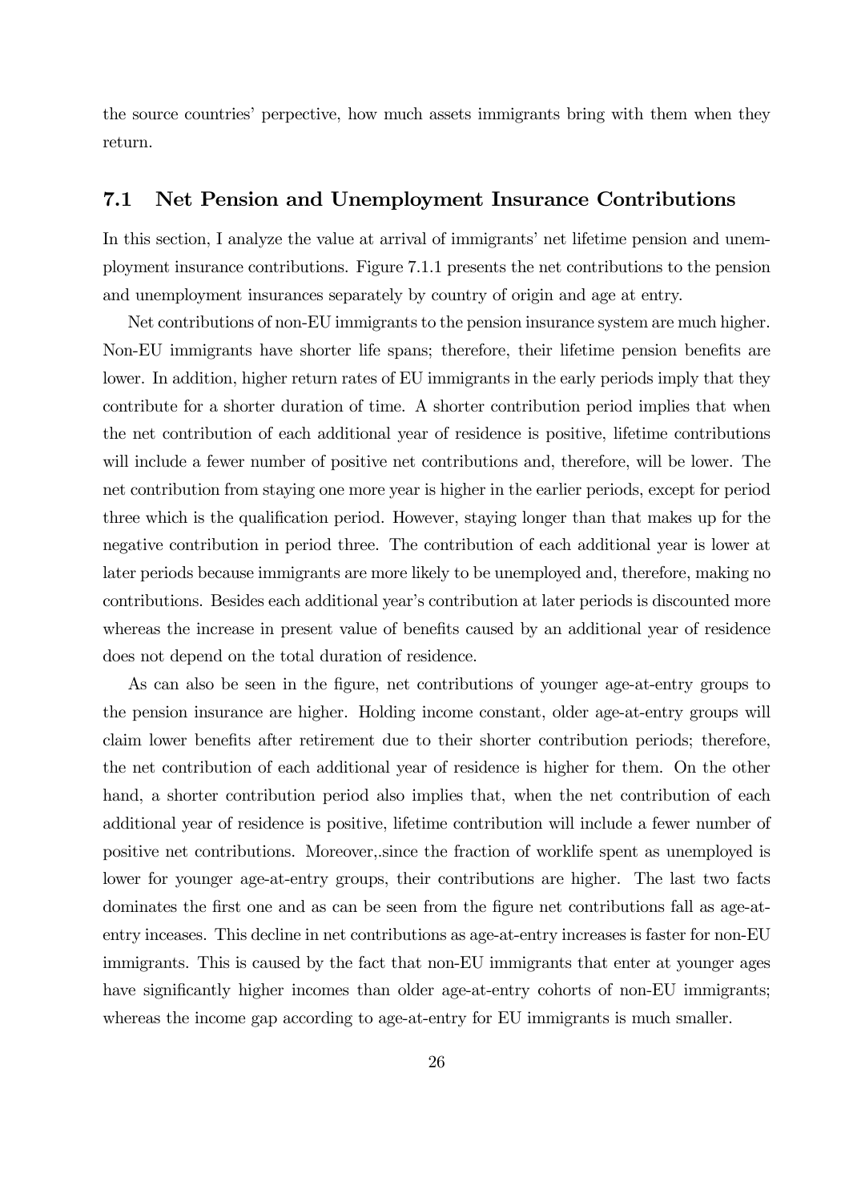the source countries' perpective, how much assets immigrants bring with them when they return.

## 7.1 Net Pension and Unemployment Insurance Contributions

In this section, I analyze the value at arrival of immigrants' net lifetime pension and unemployment insurance contributions. Figure 7.1.1 presents the net contributions to the pension and unemployment insurances separately by country of origin and age at entry.

Net contributions of non-EU immigrants to the pension insurance system are much higher. Non-EU immigrants have shorter life spans; therefore, their lifetime pension benefits are lower. In addition, higher return rates of EU immigrants in the early periods imply that they contribute for a shorter duration of time. A shorter contribution period implies that when the net contribution of each additional year of residence is positive, lifetime contributions will include a fewer number of positive net contributions and, therefore, will be lower. The net contribution from staying one more year is higher in the earlier periods, except for period three which is the qualification period. However, staying longer than that makes up for the negative contribution in period three. The contribution of each additional year is lower at later periods because immigrants are more likely to be unemployed and, therefore, making no contributions. Besides each additional year's contribution at later periods is discounted more whereas the increase in present value of benefits caused by an additional year of residence does not depend on the total duration of residence.

As can also be seen in the figure, net contributions of younger age-at-entry groups to the pension insurance are higher. Holding income constant, older age-at-entry groups will claim lower benefits after retirement due to their shorter contribution periods; therefore, the net contribution of each additional year of residence is higher for them. On the other hand, a shorter contribution period also implies that, when the net contribution of each additional year of residence is positive, lifetime contribution will include a fewer number of positive net contributions. Moreover,.since the fraction of worklife spent as unemployed is lower for younger age-at-entry groups, their contributions are higher. The last two facts dominates the first one and as can be seen from the figure net contributions fall as age-at-entry inceases. This decline in net contributions as age-at-entry increases is faster for non-EU immigrants. This is caused by the fact that non-EU immigrants that enter at younger ages have significantly higher incomes than older age-at-entry cohorts of non-EU immigrants; whereas the income gap according to age-at-entry for EU immigrants is much smaller.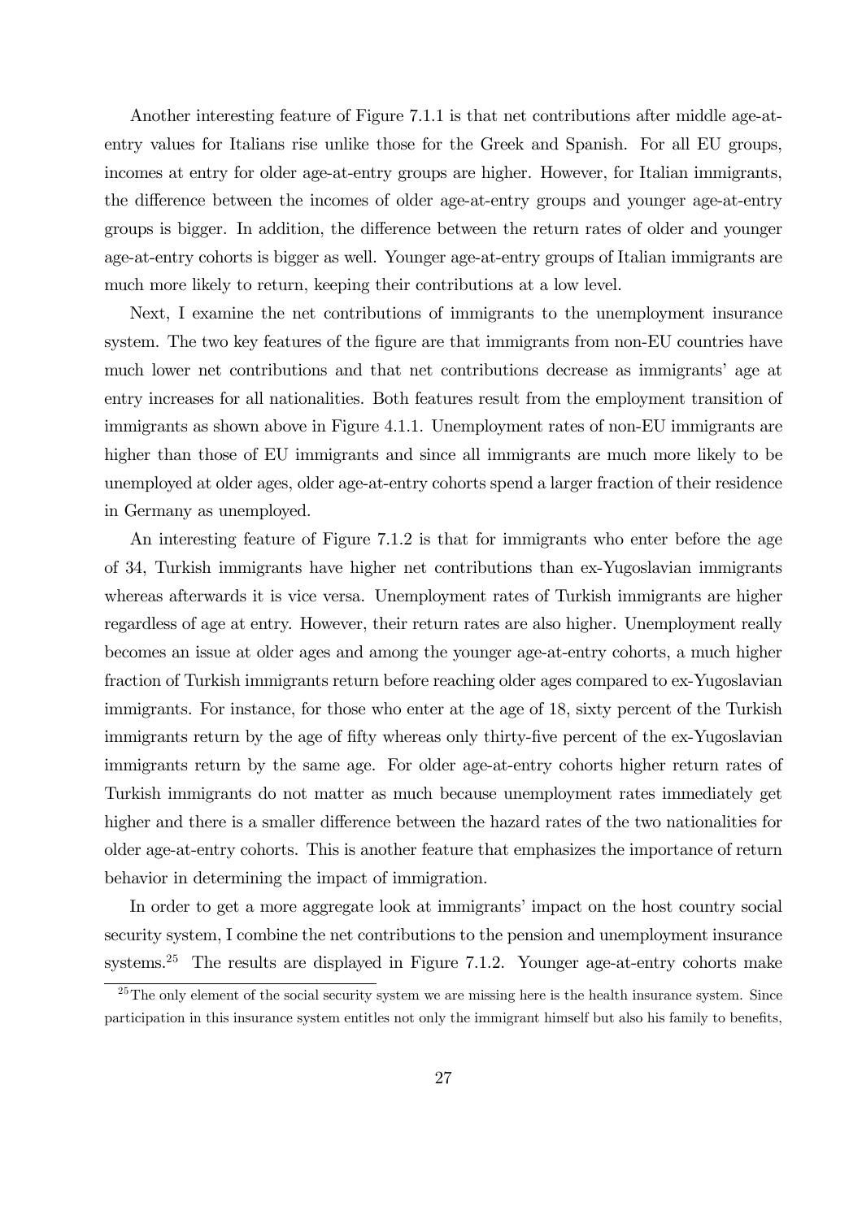Another interesting feature of Figure 7.1.1 is that net contributions after middle age-at-entry values for Italians rise unlike those for the Greek and Spanish. For all EU groups, incomes at entry for older age-at-entry groups are higher. However, for Italian immigrants, the difference between the incomes of older age-at-entry groups and younger age-at-entry groups is bigger. In addition, the difference between the return rates of older and younger age-at-entry cohorts is bigger as well. Younger age-at-entry groups of Italian immigrants are much more likely to return, keeping their contributions at a low level.

Next, I examine the net contributions of immigrants to the unemployment insurance system. The two key features of the figure are that immigrants from non-EU countries have much lower net contributions and that net contributions decrease as immigrants' age at entry increases for all nationalities. Both features result from the employment transition of immigrants as shown above in Figure 4.1.1. Unemployment rates of non-EU immigrants are higher than those of EU immigrants and since all immigrants are much more likely to be unemployed at older ages, older age-at-entry cohorts spend a larger fraction of their residence in Germany as unemployed.

An interesting feature of Figure 7.1.2 is that for immigrants who enter before the age of 34, Turkish immigrants have higher net contributions than ex-Yugoslavian immigrants whereas afterwards it is vice versa. Unemployment rates of Turkish immigrants are higher regardless of age at entry. However, their return rates are also higher. Unemployment really becomes an issue at older ages and among the younger age-at-entry cohorts, a much higher fraction of Turkish immigrants return before reaching older ages compared to ex-Yugoslavian immigrants. For instance, for those who enter at the age of 18, sixty percent of the Turkish immigrants return by the age of fifty whereas only thirty-five percent of the ex-Yugoslavian immigrants return by the same age. For older age-at-entry cohorts higher return rates of Turkish immigrants do not matter as much because unemployment rates immediately get higher and there is a smaller difference between the hazard rates of the two nationalities for older age-at-entry cohorts. This is another feature that emphasizes the importance of return behavior in determining the impact of immigration.

In order to get a more aggregate look at immigrants' impact on the host country social security system, I combine the net contributions to the pension and unemployment insurance systems.[25] The results are displayed in Figure 7.1.2. Younger age-at-entry cohorts make

[25] The only element of the social security system we are missing here is the health insurance system. Since participation in this insurance system entitles not only the immigrant himself but also his family to benefits,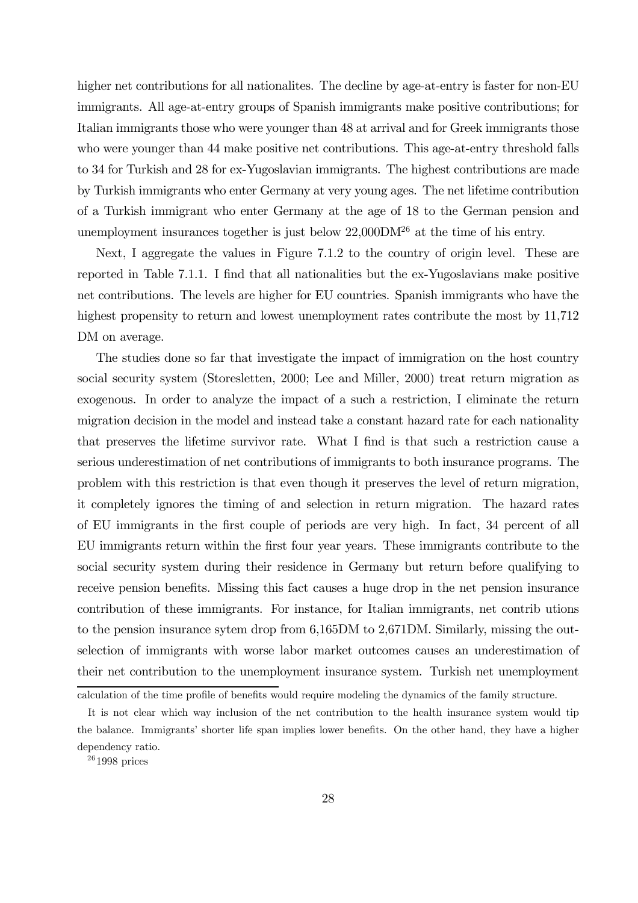higher net contributions for all nationalites. The decline by age-at-entry is faster for non-EU immigrants. All age-at-entry groups of Spanish immigrants make positive contributions; for Italian immigrants those who were younger than 48 at arrival and for Greek immigrants those who were younger than 44 make positive net contributions. This age-at-entry threshold falls to 34 for Turkish and 28 for ex-Yugoslavian immigrants. The highest contributions are made by Turkish immigrants who enter Germany at very young ages. The net lifetime contribution of a Turkish immigrant who enter Germany at the age of 18 to the German pension and unemployment insurances together is just below 22,000DM[26] at the time of his entry.

Next, I aggregate the values in Figure 7.1.2 to the country of origin level. These are reported in Table 7.1.1. I find that all nationalities but the ex-Yugoslavians make positive net contributions. The levels are higher for EU countries. Spanish immigrants who have the highest propensity to return and lowest unemployment rates contribute the most by 11,712 DM on average.

The studies done so far that investigate the impact of immigration on the host country social security system (Storesletten, 2000; Lee and Miller, 2000) treat return migration as exogenous. In order to analyze the impact of a such a restriction, I eliminate the return migration decision in the model and instead take a constant hazard rate for each nationality that preserves the lifetime survivor rate. What I find is that such a restriction cause a serious underestimation of net contributions of immigrants to both insurance programs. The problem with this restriction is that even though it preserves the level of return migration, it completely ignores the timing of and selection in return migration. The hazard rates of EU immigrants in the first couple of periods are very high. In fact, 34 percent of all EU immigrants return within the first four year years. These immigrants contribute to the social security system during their residence in Germany but return before qualifying to receive pension benefits. Missing this fact causes a huge drop in the net pension insurance contribution of these immigrants. For instance, for Italian immigrants, net contrib utions to the pension insurance sytem drop from 6,165DM to 2,671DM. Similarly, missing the out-selection of immigrants with worse labor market outcomes causes an underestimation of their net contribution to the unemployment insurance system. Turkish net unemployment

calculation of the time profile of benefits would require modeling the dynamics of the family structure.

It is not clear which way inclusion of the net contribution to the health insurance system would tip the balance. Immigrants' shorter life span implies lower benefits. On the other hand, they have a higher dependency ratio.

[26] 1998 prices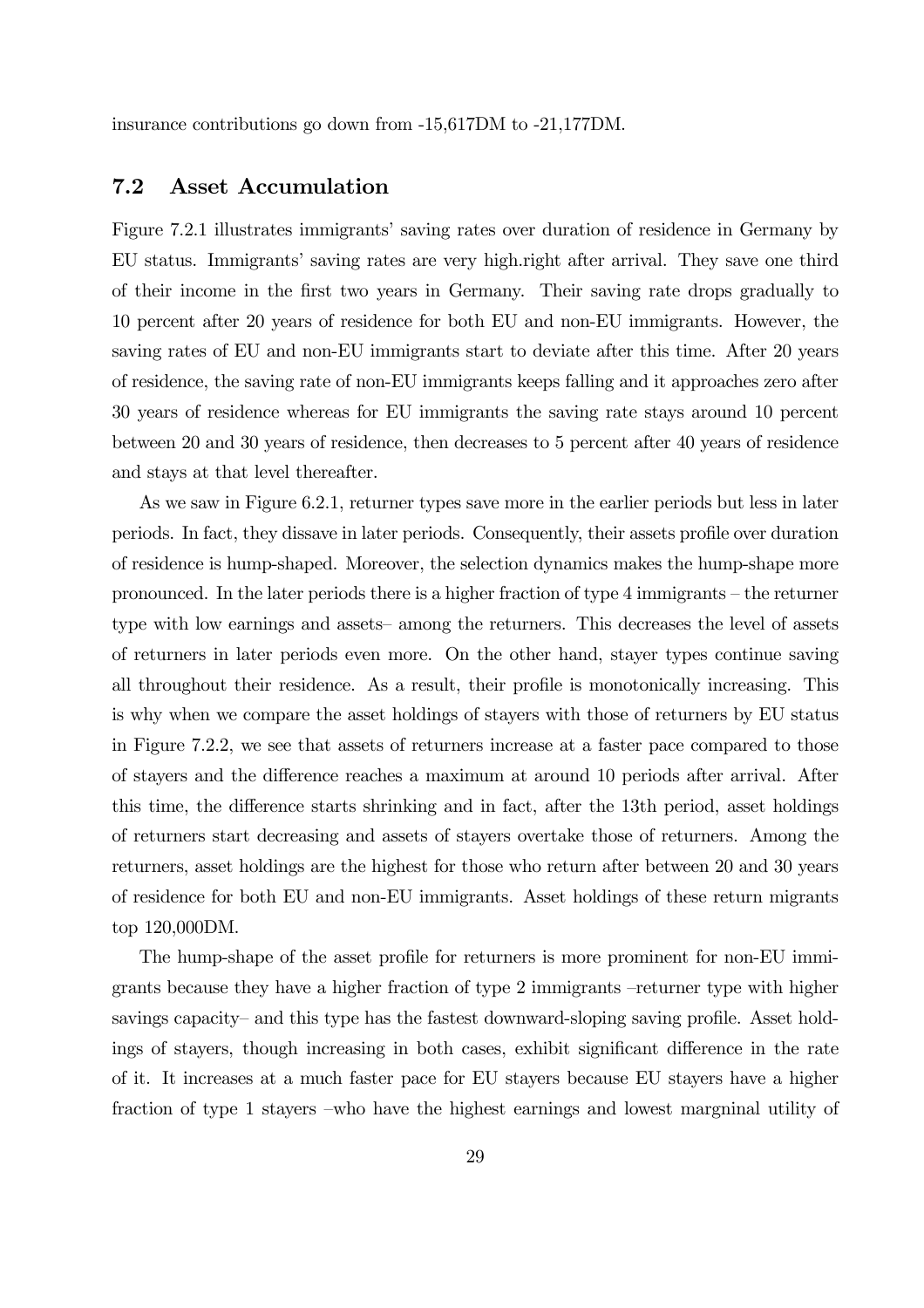insurance contributions go down from -15,617DM to -21,177DM.

## 7.2 Asset Accumulation

Figure 7.2.1 illustrates immigrants' saving rates over duration of residence in Germany by EU status. Immigrants' saving rates are very high.right after arrival. They save one third of their income in the first two years in Germany. Their saving rate drops gradually to 10 percent after 20 years of residence for both EU and non-EU immigrants. However, the saving rates of EU and non-EU immigrants start to deviate after this time. After 20 years of residence, the saving rate of non-EU immigrants keeps falling and it approaches zero after 30 years of residence whereas for EU immigrants the saving rate stays around 10 percent between 20 and 30 years of residence, then decreases to 5 percent after 40 years of residence and stays at that level thereafter.

As we saw in Figure 6.2.1, returner types save more in the earlier periods but less in later periods. In fact, they dissave in later periods. Consequently, their assets profile over duration of residence is hump-shaped. Moreover, the selection dynamics makes the hump-shape more pronounced. In the later periods there is a higher fraction of type 4 immigrants – the returner type with low earnings and assets– among the returners. This decreases the level of assets of returners in later periods even more. On the other hand, stayer types continue saving all throughout their residence. As a result, their profile is monotonically increasing. This is why when we compare the asset holdings of stayers with those of returners by EU status in Figure 7.2.2, we see that assets of returners increase at a faster pace compared to those of stayers and the difference reaches a maximum at around 10 periods after arrival. After this time, the difference starts shrinking and in fact, after the 13th period, asset holdings of returners start decreasing and assets of stayers overtake those of returners. Among the returners, asset holdings are the highest for those who return after between 20 and 30 years of residence for both EU and non-EU immigrants. Asset holdings of these return migrants top 120,000DM.

The hump-shape of the asset profile for returners is more prominent for non-EU immigrants because they have a higher fraction of type 2 immigrants –returner type with higher savings capacity– and this type has the fastest downward-sloping saving profile. Asset holdings of stayers, though increasing in both cases, exhibit significant difference in the rate of it. It increases at a much faster pace for EU stayers because EU stayers have a higher fraction of type 1 stayers –who have the highest earnings and lowest margninal utility of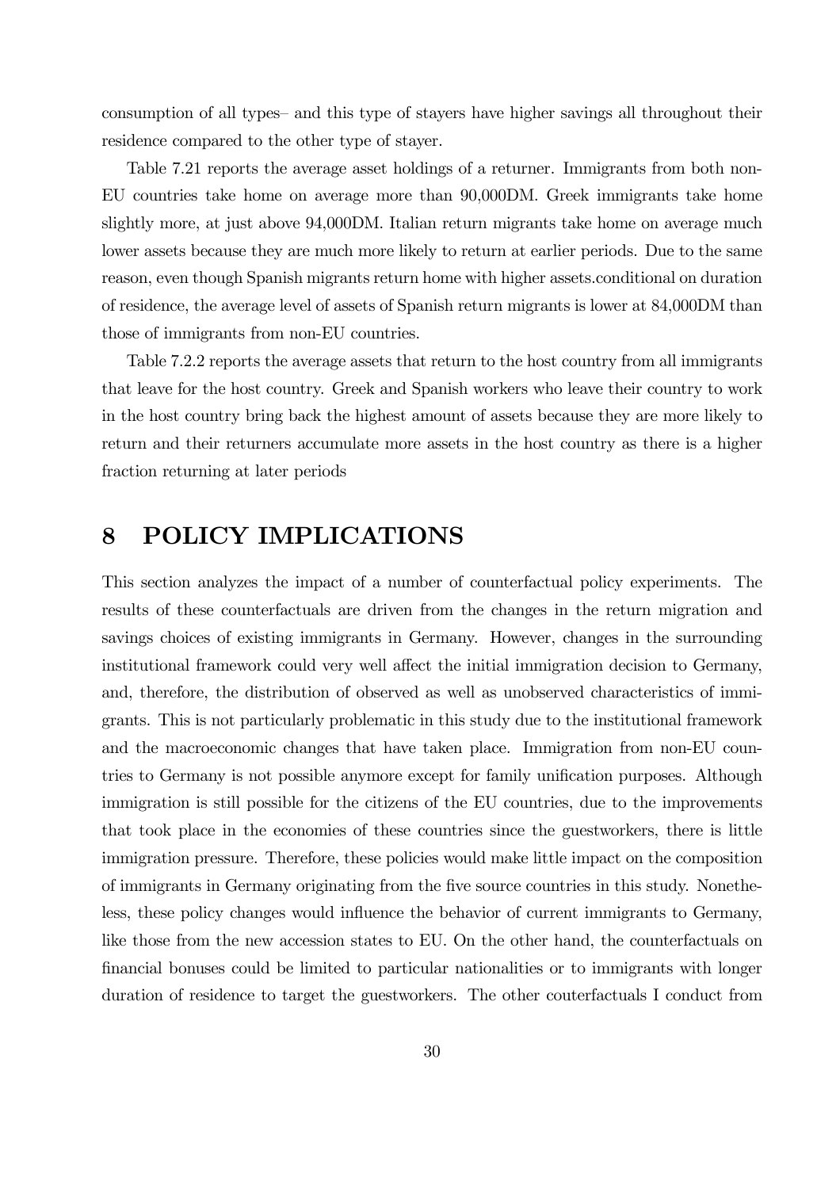consumption of all types– and this type of stayers have higher savings all throughout their residence compared to the other type of stayer.

Table 7.21 reports the average asset holdings of a returner. Immigrants from both non-EU countries take home on average more than 90,000DM. Greek immigrants take home slightly more, at just above 94,000DM. Italian return migrants take home on average much lower assets because they are much more likely to return at earlier periods. Due to the same reason, even though Spanish migrants return home with higher assets.conditional on duration of residence, the average level of assets of Spanish return migrants is lower at 84,000DM than those of immigrants from non-EU countries.

Table 7.2.2 reports the average assets that return to the host country from all immigrants that leave for the host country. Greek and Spanish workers who leave their country to work in the host country bring back the highest amount of assets because they are more likely to return and their returners accumulate more assets in the host country as there is a higher fraction returning at later periods

# 8 POLICY IMPLICATIONS

This section analyzes the impact of a number of counterfactual policy experiments. The results of these counterfactuals are driven from the changes in the return migration and savings choices of existing immigrants in Germany. However, changes in the surrounding institutional framework could very well affect the initial immigration decision to Germany, and, therefore, the distribution of observed as well as unobserved characteristics of immigrants. This is not particularly problematic in this study due to the institutional framework and the macroeconomic changes that have taken place. Immigration from non-EU countries to Germany is not possible anymore except for family unification purposes. Although immigration is still possible for the citizens of the EU countries, due to the improvements that took place in the economies of these countries since the guestworkers, there is little immigration pressure. Therefore, these policies would make little impact on the composition of immigrants in Germany originating from the five source countries in this study. Nonetheless, these policy changes would influence the behavior of current immigrants to Germany, like those from the new accession states to EU. On the other hand, the counterfactuals on financial bonuses could be limited to particular nationalities or to immigrants with longer duration of residence to target the guestworkers. The other couterfactuals I conduct from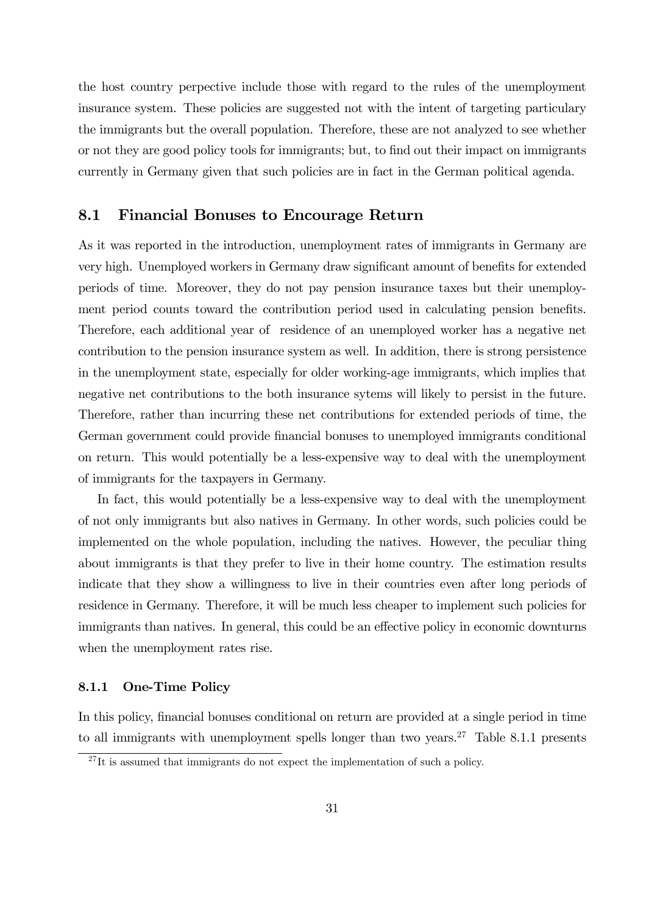the host country perpective include those with regard to the rules of the unemployment insurance system. These policies are suggested not with the intent of targeting particulary the immigrants but the overall population. Therefore, these are not analyzed to see whether or not they are good policy tools for immigrants; but, to find out their impact on immigrants currently in Germany given that such policies are in fact in the German political agenda.

## 8.1 Financial Bonuses to Encourage Return

As it was reported in the introduction, unemployment rates of immigrants in Germany are very high. Unemployed workers in Germany draw significant amount of benefits for extended periods of time. Moreover, they do not pay pension insurance taxes but their unemployment period counts toward the contribution period used in calculating pension benefits. Therefore, each additional year of residence of an unemployed worker has a negative net contribution to the pension insurance system as well. In addition, there is strong persistence in the unemployment state, especially for older working-age immigrants, which implies that negative net contributions to the both insurance sytems will likely to persist in the future. Therefore, rather than incurring these net contributions for extended periods of time, the German government could provide financial bonuses to unemployed immigrants conditional on return. This would potentially be a less-expensive way to deal with the unemployment of immigrants for the taxpayers in Germany.

In fact, this would potentially be a less-expensive way to deal with the unemployment of not only immigrants but also natives in Germany. In other words, such policies could be implemented on the whole population, including the natives. However, the peculiar thing about immigrants is that they prefer to live in their home country. The estimation results indicate that they show a willingness to live in their countries even after long periods of residence in Germany. Therefore, it will be much less cheaper to implement such policies for immigrants than natives. In general, this could be an effective policy in economic downturns when the unemployment rates rise.

### 8.1.1 One-Time Policy

In this policy, financial bonuses conditional on return are provided at a single period in time to all immigrants with unemployment spells longer than two years.[27] Table 8.1.1 presents

[27] It is assumed that immigrants do not expect the implementation of such a policy.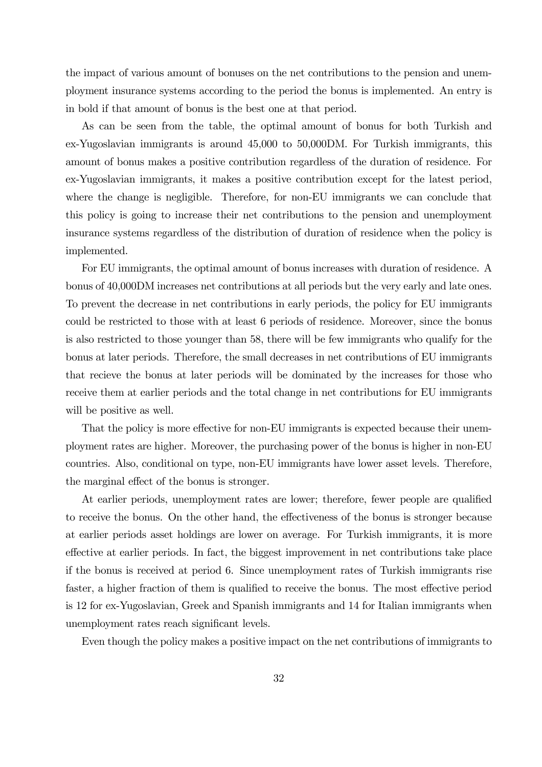the impact of various amount of bonuses on the net contributions to the pension and unemployment insurance systems according to the period the bonus is implemented. An entry is in bold if that amount of bonus is the best one at that period.

As can be seen from the table, the optimal amount of bonus for both Turkish and ex-Yugoslavian immigrants is around 45,000 to 50,000DM. For Turkish immigrants, this amount of bonus makes a positive contribution regardless of the duration of residence. For ex-Yugoslavian immigrants, it makes a positive contribution except for the latest period, where the change is negligible. Therefore, for non-EU immigrants we can conclude that this policy is going to increase their net contributions to the pension and unemployment insurance systems regardless of the distribution of duration of residence when the policy is implemented.

For EU immigrants, the optimal amount of bonus increases with duration of residence. A bonus of 40,000DM increases net contributions at all periods but the very early and late ones. To prevent the decrease in net contributions in early periods, the policy for EU immigrants could be restricted to those with at least 6 periods of residence. Moreover, since the bonus is also restricted to those younger than 58, there will be few immigrants who qualify for the bonus at later periods. Therefore, the small decreases in net contributions of EU immigrants that recieve the bonus at later periods will be dominated by the increases for those who receive them at earlier periods and the total change in net contributions for EU immigrants will be positive as well.

That the policy is more effective for non-EU immigrants is expected because their unemployment rates are higher. Moreover, the purchasing power of the bonus is higher in non-EU countries. Also, conditional on type, non-EU immigrants have lower asset levels. Therefore, the marginal effect of the bonus is stronger.

At earlier periods, unemployment rates are lower; therefore, fewer people are qualified to receive the bonus. On the other hand, the effectiveness of the bonus is stronger because at earlier periods asset holdings are lower on average. For Turkish immigrants, it is more effective at earlier periods. In fact, the biggest improvement in net contributions take place if the bonus is received at period 6. Since unemployment rates of Turkish immigrants rise faster, a higher fraction of them is qualified to receive the bonus. The most effective period is 12 for ex-Yugoslavian, Greek and Spanish immigrants and 14 for Italian immigrants when unemployment rates reach significant levels.

Even though the policy makes a positive impact on the net contributions of immigrants to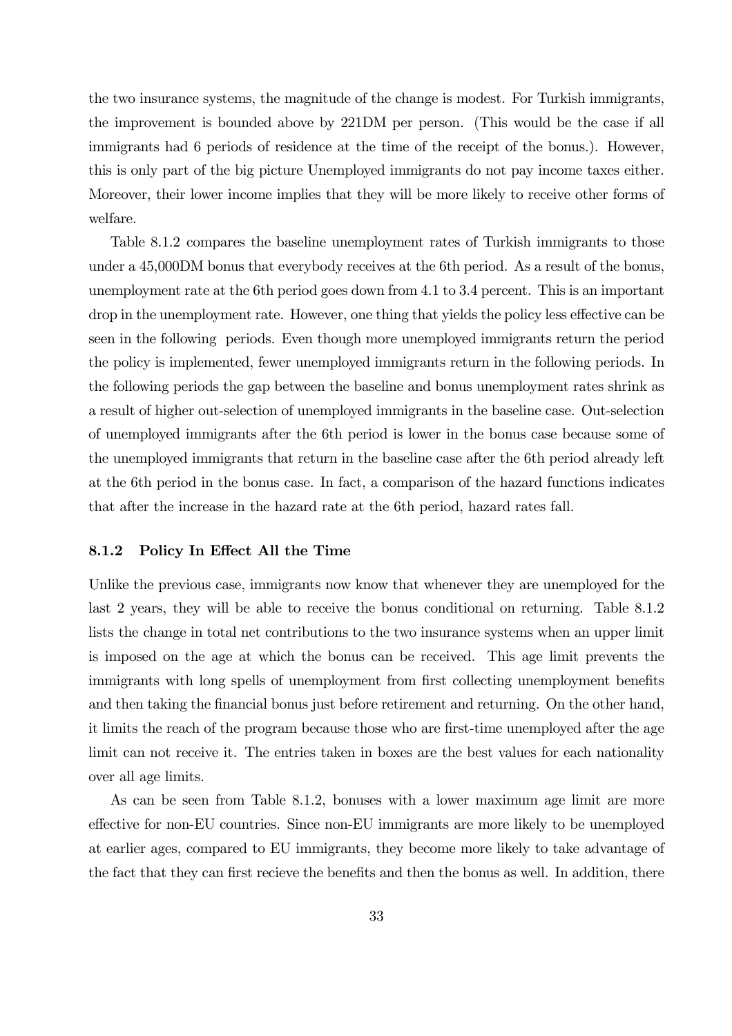the two insurance systems, the magnitude of the change is modest. For Turkish immigrants, the improvement is bounded above by 221DM per person. (This would be the case if all immigrants had 6 periods of residence at the time of the receipt of the bonus.). However, this is only part of the big picture Unemployed immigrants do not pay income taxes either. Moreover, their lower income implies that they will be more likely to receive other forms of welfare.

Table 8.1.2 compares the baseline unemployment rates of Turkish immigrants to those under a 45,000DM bonus that everybody receives at the 6th period. As a result of the bonus, unemployment rate at the 6th period goes down from 4.1 to 3.4 percent. This is an important drop in the unemployment rate. However, one thing that yields the policy less effective can be seen in the following periods. Even though more unemployed immigrants return the period the policy is implemented, fewer unemployed immigrants return in the following periods. In the following periods the gap between the baseline and bonus unemployment rates shrink as a result of higher out-selection of unemployed immigrants in the baseline case. Out-selection of unemployed immigrants after the 6th period is lower in the bonus case because some of the unemployed immigrants that return in the baseline case after the 6th period already left at the 6th period in the bonus case. In fact, a comparison of the hazard functions indicates that after the increase in the hazard rate at the 6th period, hazard rates fall.

### 8.1.2 Policy In Effect All the Time

Unlike the previous case, immigrants now know that whenever they are unemployed for the last 2 years, they will be able to receive the bonus conditional on returning. Table 8.1.2 lists the change in total net contributions to the two insurance systems when an upper limit is imposed on the age at which the bonus can be received. This age limit prevents the immigrants with long spells of unemployment from first collecting unemployment benefits and then taking the financial bonus just before retirement and returning. On the other hand, it limits the reach of the program because those who are first-time unemployed after the age limit can not receive it. The entries taken in boxes are the best values for each nationality over all age limits.

As can be seen from Table 8.1.2, bonuses with a lower maximum age limit are more effective for non-EU countries. Since non-EU immigrants are more likely to be unemployed at earlier ages, compared to EU immigrants, they become more likely to take advantage of the fact that they can first recieve the benefits and then the bonus as well. In addition, there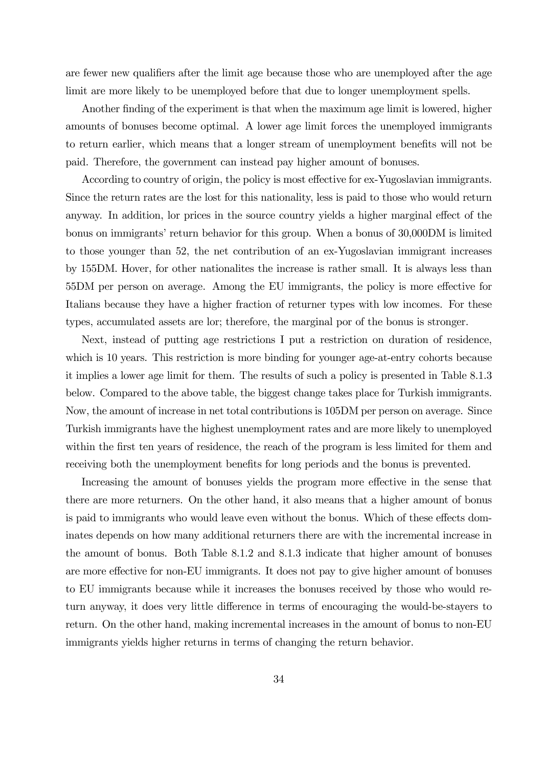are fewer new qualifiers after the limit age because those who are unemployed after the age limit are more likely to be unemployed before that due to longer unemployment spells.

Another finding of the experiment is that when the maximum age limit is lowered, higher amounts of bonuses become optimal. A lower age limit forces the unemployed immigrants to return earlier, which means that a longer stream of unemployment benefits will not be paid. Therefore, the government can instead pay higher amount of bonuses.

According to country of origin, the policy is most effective for ex-Yugoslavian immigrants. Since the return rates are the lost for this nationality, less is paid to those who would return anyway. In addition, lor prices in the source country yields a higher marginal effect of the bonus on immigrants' return behavior for this group. When a bonus of 30,000DM is limited to those younger than 52, the net contribution of an ex-Yugoslavian immigrant increases by 155DM. Hover, for other nationalites the increase is rather small. It is always less than 55DM per person on average. Among the EU immigrants, the policy is more effective for Italians because they have a higher fraction of returner types with low incomes. For these types, accumulated assets are lor; therefore, the marginal por of the bonus is stronger.

Next, instead of putting age restrictions I put a restriction on duration of residence, which is 10 years. This restriction is more binding for younger age-at-entry cohorts because it implies a lower age limit for them. The results of such a policy is presented in Table 8.1.3 below. Compared to the above table, the biggest change takes place for Turkish immigrants. Now, the amount of increase in net total contributions is 105DM per person on average. Since Turkish immigrants have the highest unemployment rates and are more likely to unemployed within the first ten years of residence, the reach of the program is less limited for them and receiving both the unemployment benefits for long periods and the bonus is prevented.

Increasing the amount of bonuses yields the program more effective in the sense that there are more returners. On the other hand, it also means that a higher amount of bonus is paid to immigrants who would leave even without the bonus. Which of these effects dominates depends on how many additional returners there are with the incremental increase in the amount of bonus. Both Table 8.1.2 and 8.1.3 indicate that higher amount of bonuses are more effective for non-EU immigrants. It does not pay to give higher amount of bonuses to EU immigrants because while it increases the bonuses received by those who would return anyway, it does very little difference in terms of encouraging the would-be-stayers to return. On the other hand, making incremental increases in the amount of bonus to non-EU immigrants yields higher returns in terms of changing the return behavior.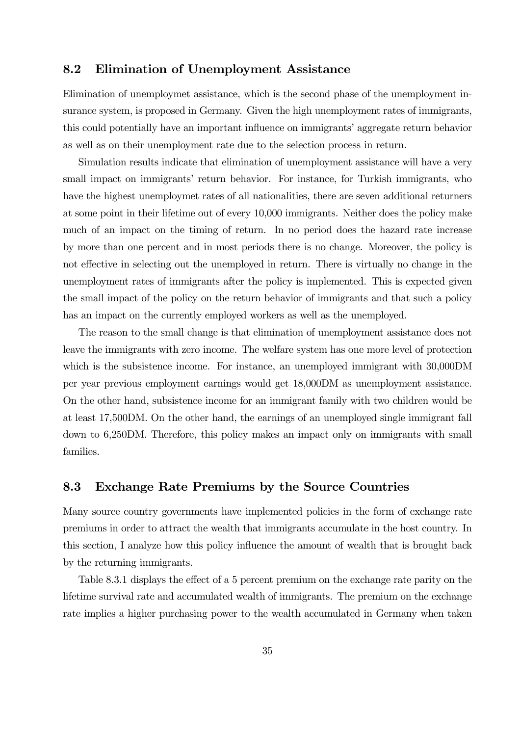## 8.2 Elimination of Unemployment Assistance

Elimination of unemploymet assistance, which is the second phase of the unemployment insurance system, is proposed in Germany. Given the high unemployment rates of immigrants, this could potentially have an important influence on immigrants' aggregate return behavior as well as on their unemployment rate due to the selection process in return.

Simulation results indicate that elimination of unemployment assistance will have a very small impact on immigrants' return behavior. For instance, for Turkish immigrants, who have the highest unemploymet rates of all nationalities, there are seven additional returners at some point in their lifetime out of every 10,000 immigrants. Neither does the policy make much of an impact on the timing of return. In no period does the hazard rate increase by more than one percent and in most periods there is no change. Moreover, the policy is not effective in selecting out the unemployed in return. There is virtually no change in the unemployment rates of immigrants after the policy is implemented. This is expected given the small impact of the policy on the return behavior of immigrants and that such a policy has an impact on the currently employed workers as well as the unemployed.

The reason to the small change is that elimination of unemployment assistance does not leave the immigrants with zero income. The welfare system has one more level of protection which is the subsistence income. For instance, an unemployed immigrant with 30,000DM per year previous employment earnings would get 18,000DM as unemployment assistance. On the other hand, subsistence income for an immigrant family with two children would be at least 17,500DM. On the other hand, the earnings of an unemployed single immigrant fall down to 6,250DM. Therefore, this policy makes an impact only on immigrants with small families.

## 8.3 Exchange Rate Premiums by the Source Countries

Many source country governments have implemented policies in the form of exchange rate premiums in order to attract the wealth that immigrants accumulate in the host country. In this section, I analyze how this policy influence the amount of wealth that is brought back by the returning immigrants.

Table 8.3.1 displays the effect of a 5 percent premium on the exchange rate parity on the lifetime survival rate and accumulated wealth of immigrants. The premium on the exchange rate implies a higher purchasing power to the wealth accumulated in Germany when taken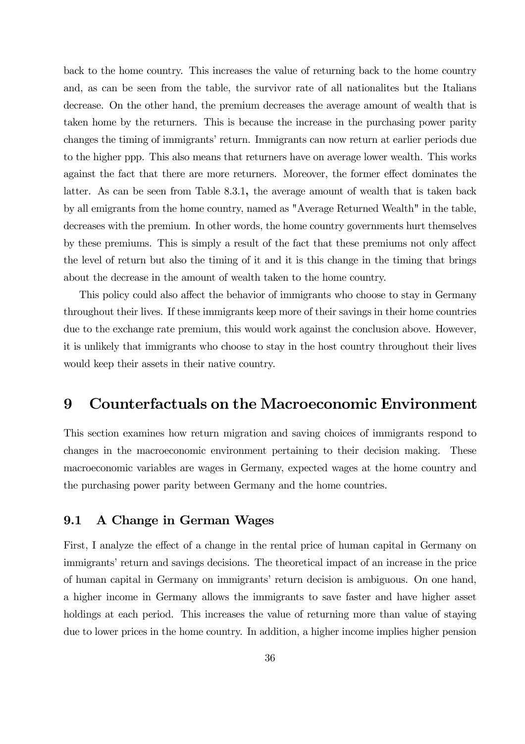back to the home country. This increases the value of returning back to the home country and, as can be seen from the table, the survivor rate of all nationalites but the Italians decrease. On the other hand, the premium decreases the average amount of wealth that is taken home by the returners. This is because the increase in the purchasing power parity changes the timing of immigrants' return. Immigrants can now return at earlier periods due to the higher ppp. This also means that returners have on average lower wealth. This works against the fact that there are more returners. Moreover, the former effect dominates the latter. As can be seen from Table 8.3.1**,** the average amount of wealth that is taken back by all emigrants from the home country, named as "Average Returned Wealth" in the table, decreases with the premium. In other words, the home country governments hurt themselves by these premiums. This is simply a result of the fact that these premiums not only affect the level of return but also the timing of it and it is this change in the timing that brings about the decrease in the amount of wealth taken to the home country.

This policy could also affect the behavior of immigrants who choose to stay in Germany throughout their lives. If these immigrants keep more of their savings in their home countries due to the exchange rate premium, this would work against the conclusion above. However, it is unlikely that immigrants who choose to stay in the host country throughout their lives would keep their assets in their native country.

# 9 Counterfactuals on the Macroeconomic Environment

This section examines how return migration and saving choices of immigrants respond to changes in the macroeconomic environment pertaining to their decision making. These macroeconomic variables are wages in Germany, expected wages at the home country and the purchasing power parity between Germany and the home countries.

## 9.1 A Change in German Wages

First, I analyze the effect of a change in the rental price of human capital in Germany on immigrants' return and savings decisions. The theoretical impact of an increase in the price of human capital in Germany on immigrants' return decision is ambiguous. On one hand, a higher income in Germany allows the immigrants to save faster and have higher asset holdings at each period. This increases the value of returning more than value of staying due to lower prices in the home country. In addition, a higher income implies higher pension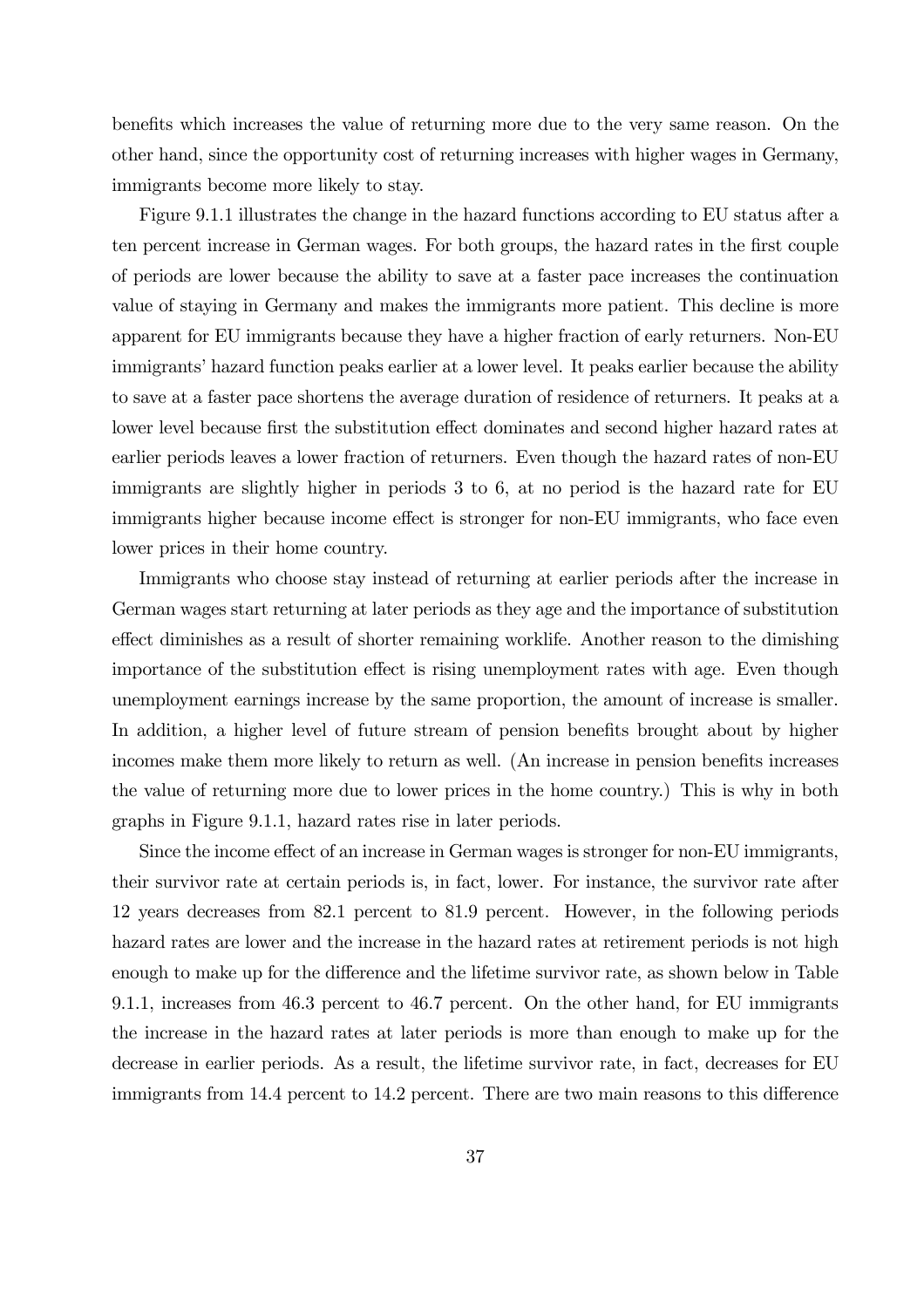benefits which increases the value of returning more due to the very same reason. On the other hand, since the opportunity cost of returning increases with higher wages in Germany, immigrants become more likely to stay.

Figure 9.1.1 illustrates the change in the hazard functions according to EU status after a ten percent increase in German wages. For both groups, the hazard rates in the first couple of periods are lower because the ability to save at a faster pace increases the continuation value of staying in Germany and makes the immigrants more patient. This decline is more apparent for EU immigrants because they have a higher fraction of early returners. Non-EU immigrants' hazard function peaks earlier at a lower level. It peaks earlier because the ability to save at a faster pace shortens the average duration of residence of returners. It peaks at a lower level because first the substitution effect dominates and second higher hazard rates at earlier periods leaves a lower fraction of returners. Even though the hazard rates of non-EU immigrants are slightly higher in periods 3 to 6, at no period is the hazard rate for EU immigrants higher because income effect is stronger for non-EU immigrants, who face even lower prices in their home country.

Immigrants who choose stay instead of returning at earlier periods after the increase in German wages start returning at later periods as they age and the importance of substitution effect diminishes as a result of shorter remaining worklife. Another reason to the dimishing importance of the substitution effect is rising unemployment rates with age. Even though unemployment earnings increase by the same proportion, the amount of increase is smaller. In addition, a higher level of future stream of pension benefits brought about by higher incomes make them more likely to return as well. (An increase in pension benefits increases the value of returning more due to lower prices in the home country.) This is why in both graphs in Figure 9.1.1, hazard rates rise in later periods.

Since the income effect of an increase in German wages is stronger for non-EU immigrants, their survivor rate at certain periods is, in fact, lower. For instance, the survivor rate after 12 years decreases from 82.1 percent to 81.9 percent. However, in the following periods hazard rates are lower and the increase in the hazard rates at retirement periods is not high enough to make up for the difference and the lifetime survivor rate, as shown below in Table 9.1.1, increases from 46.3 percent to 46.7 percent. On the other hand, for EU immigrants the increase in the hazard rates at later periods is more than enough to make up for the decrease in earlier periods. As a result, the lifetime survivor rate, in fact, decreases for EU immigrants from 14.4 percent to 14.2 percent. There are two main reasons to this difference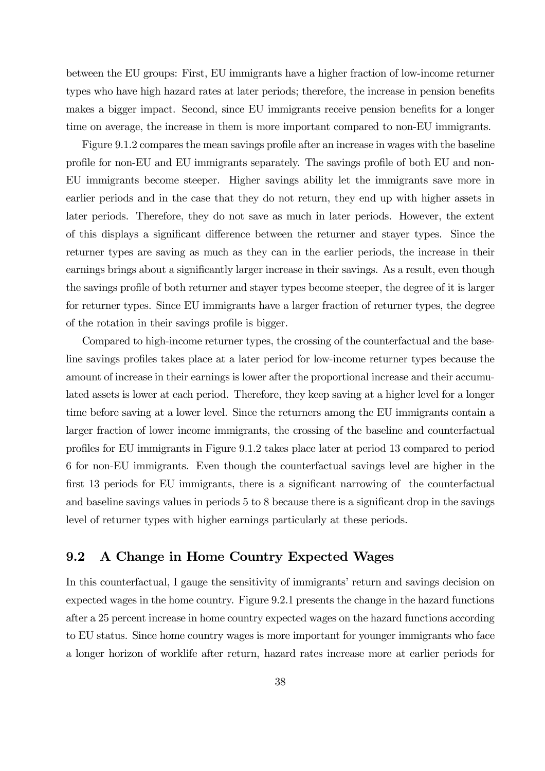between the EU groups: First, EU immigrants have a higher fraction of low-income returner types who have high hazard rates at later periods; therefore, the increase in pension benefits makes a bigger impact. Second, since EU immigrants receive pension benefits for a longer time on average, the increase in them is more important compared to non-EU immigrants.

Figure 9.1.2 compares the mean savings profile after an increase in wages with the baseline profile for non-EU and EU immigrants separately. The savings profile of both EU and non-EU immigrants become steeper. Higher savings ability let the immigrants save more in earlier periods and in the case that they do not return, they end up with higher assets in later periods. Therefore, they do not save as much in later periods. However, the extent of this displays a significant difference between the returner and stayer types. Since the returner types are saving as much as they can in the earlier periods, the increase in their earnings brings about a significantly larger increase in their savings. As a result, even though the savings profile of both returner and stayer types become steeper, the degree of it is larger for returner types. Since EU immigrants have a larger fraction of returner types, the degree of the rotation in their savings profile is bigger.

Compared to high-income returner types, the crossing of the counterfactual and the baseline savings profiles takes place at a later period for low-income returner types because the amount of increase in their earnings is lower after the proportional increase and their accumulated assets is lower at each period. Therefore, they keep saving at a higher level for a longer time before saving at a lower level. Since the returners among the EU immigrants contain a larger fraction of lower income immigrants, the crossing of the baseline and counterfactual profiles for EU immigrants in Figure 9.1.2 takes place later at period 13 compared to period 6 for non-EU immigrants. Even though the counterfactual savings level are higher in the first 13 periods for EU immigrants, there is a significant narrowing of the counterfactual and baseline savings values in periods 5 to 8 because there is a significant drop in the savings level of returner types with higher earnings particularly at these periods.

## 9.2 A Change in Home Country Expected Wages

In this counterfactual, I gauge the sensitivity of immigrants' return and savings decision on expected wages in the home country. Figure 9.2.1 presents the change in the hazard functions after a 25 percent increase in home country expected wages on the hazard functions according to EU status. Since home country wages is more important for younger immigrants who face a longer horizon of worklife after return, hazard rates increase more at earlier periods for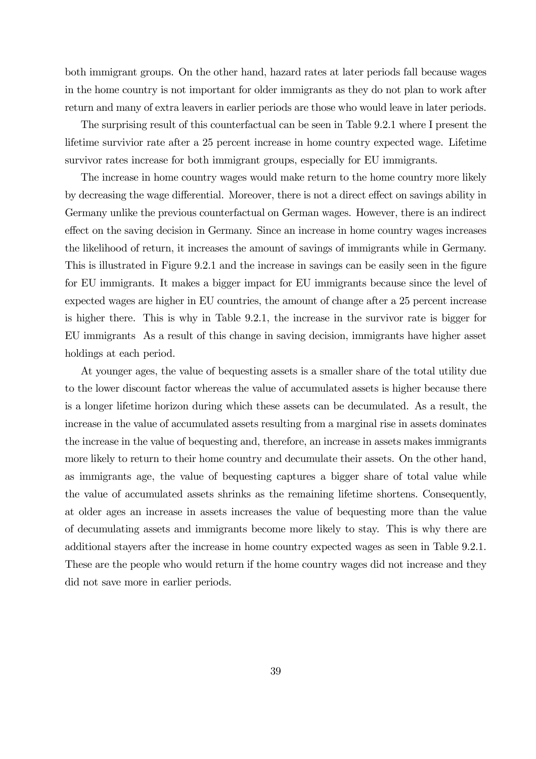both immigrant groups. On the other hand, hazard rates at later periods fall because wages in the home country is not important for older immigrants as they do not plan to work after return and many of extra leavers in earlier periods are those who would leave in later periods.

The surprising result of this counterfactual can be seen in Table 9.2.1 where I present the lifetime survivior rate after a 25 percent increase in home country expected wage. Lifetime survivor rates increase for both immigrant groups, especially for EU immigrants.

The increase in home country wages would make return to the home country more likely by decreasing the wage differential. Moreover, there is not a direct effect on savings ability in Germany unlike the previous counterfactual on German wages. However, there is an indirect effect on the saving decision in Germany. Since an increase in home country wages increases the likelihood of return, it increases the amount of savings of immigrants while in Germany. This is illustrated in Figure 9.2.1 and the increase in savings can be easily seen in the figure for EU immigrants. It makes a bigger impact for EU immigrants because since the level of expected wages are higher in EU countries, the amount of change after a 25 percent increase is higher there. This is why in Table 9.2.1, the increase in the survivor rate is bigger for EU immigrants As a result of this change in saving decision, immigrants have higher asset holdings at each period.

At younger ages, the value of bequesting assets is a smaller share of the total utility due to the lower discount factor whereas the value of accumulated assets is higher because there is a longer lifetime horizon during which these assets can be decumulated. As a result, the increase in the value of accumulated assets resulting from a marginal rise in assets dominates the increase in the value of bequesting and, therefore, an increase in assets makes immigrants more likely to return to their home country and decumulate their assets. On the other hand, as immigrants age, the value of bequesting captures a bigger share of total value while the value of accumulated assets shrinks as the remaining lifetime shortens. Consequently, at older ages an increase in assets increases the value of bequesting more than the value of decumulating assets and immigrants become more likely to stay. This is why there are additional stayers after the increase in home country expected wages as seen in Table 9.2.1. These are the people who would return if the home country wages did not increase and they did not save more in earlier periods.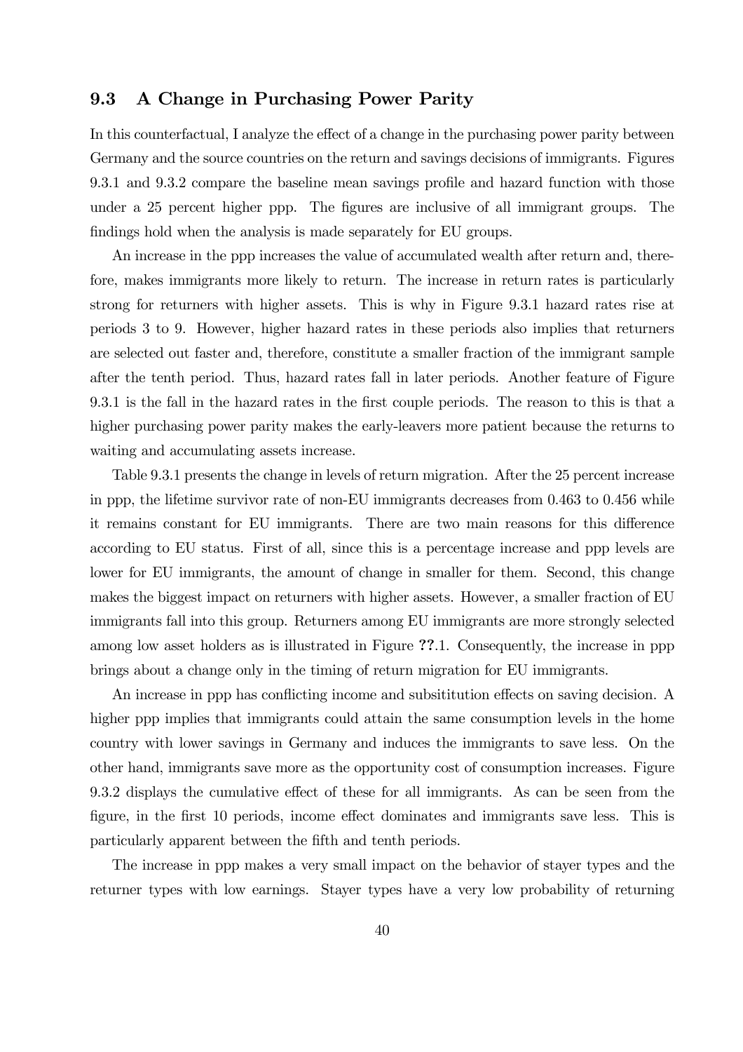## 9.3 A Change in Purchasing Power Parity

In this counterfactual, I analyze the effect of a change in the purchasing power parity between Germany and the source countries on the return and savings decisions of immigrants. Figures 9.3.1 and 9.3.2 compare the baseline mean savings profile and hazard function with those under a 25 percent higher ppp. The figures are inclusive of all immigrant groups. The findings hold when the analysis is made separately for EU groups.

An increase in the ppp increases the value of accumulated wealth after return and, therefore, makes immigrants more likely to return. The increase in return rates is particularly strong for returners with higher assets. This is why in Figure 9.3.1 hazard rates rise at periods 3 to 9. However, higher hazard rates in these periods also implies that returners are selected out faster and, therefore, constitute a smaller fraction of the immigrant sample after the tenth period. Thus, hazard rates fall in later periods. Another feature of Figure 9.3.1 is the fall in the hazard rates in the first couple periods. The reason to this is that a higher purchasing power parity makes the early-leavers more patient because the returns to waiting and accumulating assets increase.

Table 9.3.1 presents the change in levels of return migration. After the 25 percent increase in ppp, the lifetime survivor rate of non-EU immigrants decreases from 0.463 to 0.456 while it remains constant for EU immigrants. There are two main reasons for this difference according to EU status. First of all, since this is a percentage increase and ppp levels are lower for EU immigrants, the amount of change in smaller for them. Second, this change makes the biggest impact on returners with higher assets. However, a smaller fraction of EU immigrants fall into this group. Returners among EU immigrants are more strongly selected among low asset holders as is illustrated in Figure **??**.1. Consequently, the increase in ppp brings about a change only in the timing of return migration for EU immigrants.

An increase in ppp has conflicting income and subsititution effects on saving decision. A higher ppp implies that immigrants could attain the same consumption levels in the home country with lower savings in Germany and induces the immigrants to save less. On the other hand, immigrants save more as the opportunity cost of consumption increases. Figure 9.3.2 displays the cumulative effect of these for all immigrants. As can be seen from the figure, in the first 10 periods, income effect dominates and immigrants save less. This is particularly apparent between the fifth and tenth periods.

The increase in ppp makes a very small impact on the behavior of stayer types and the returner types with low earnings. Stayer types have a very low probability of returning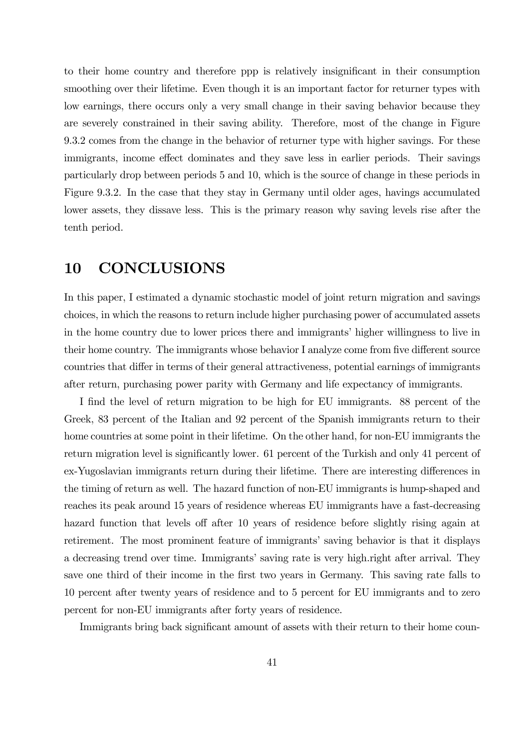to their home country and therefore ppp is relatively insignificant in their consumption smoothing over their lifetime. Even though it is an important factor for returner types with low earnings, there occurs only a very small change in their saving behavior because they are severely constrained in their saving ability. Therefore, most of the change in Figure 9.3.2 comes from the change in the behavior of returner type with higher savings. For these immigrants, income effect dominates and they save less in earlier periods. Their savings particularly drop between periods 5 and 10, which is the source of change in these periods in Figure 9.3.2. In the case that they stay in Germany until older ages, havings accumulated lower assets, they dissave less. This is the primary reason why saving levels rise after the tenth period.

# 10 CONCLUSIONS

In this paper, I estimated a dynamic stochastic model of joint return migration and savings choices, in which the reasons to return include higher purchasing power of accumulated assets in the home country due to lower prices there and immigrants' higher willingness to live in their home country. The immigrants whose behavior I analyze come from five different source countries that differ in terms of their general attractiveness, potential earnings of immigrants after return, purchasing power parity with Germany and life expectancy of immigrants.

I find the level of return migration to be high for EU immigrants. 88 percent of the Greek, 83 percent of the Italian and 92 percent of the Spanish immigrants return to their home countries at some point in their lifetime. On the other hand, for non-EU immigrants the return migration level is significantly lower. 61 percent of the Turkish and only 41 percent of ex-Yugoslavian immigrants return during their lifetime. There are interesting differences in the timing of return as well. The hazard function of non-EU immigrants is hump-shaped and reaches its peak around 15 years of residence whereas EU immigrants have a fast-decreasing hazard function that levels off after 10 years of residence before slightly rising again at retirement. The most prominent feature of immigrants' saving behavior is that it displays a decreasing trend over time. Immigrants' saving rate is very high.right after arrival. They save one third of their income in the first two years in Germany. This saving rate falls to 10 percent after twenty years of residence and to 5 percent for EU immigrants and to zero percent for non-EU immigrants after forty years of residence.

Immigrants bring back significant amount of assets with their return to their home coun-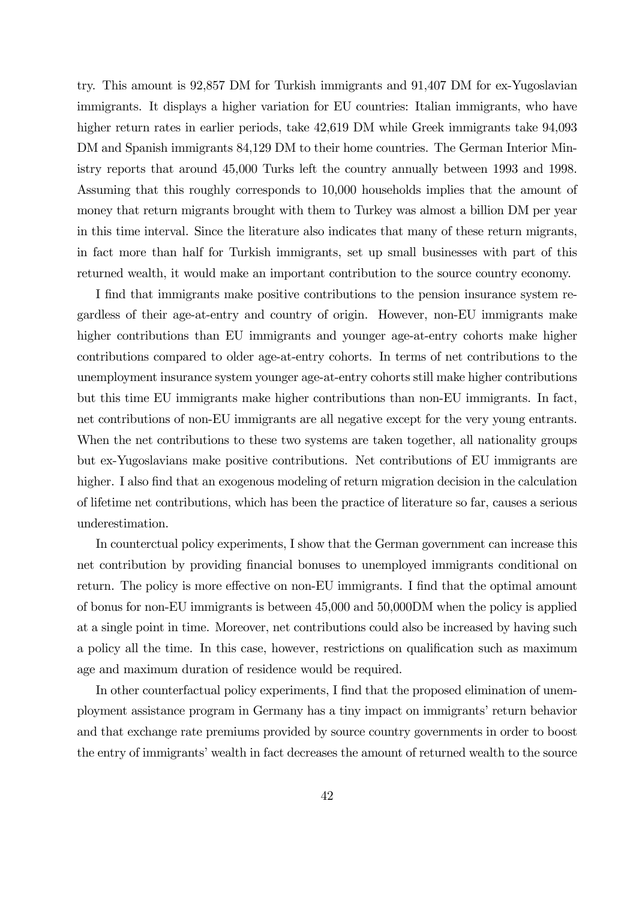try. This amount is 92,857 DM for Turkish immigrants and 91,407 DM for ex-Yugoslavian immigrants. It displays a higher variation for EU countries: Italian immigrants, who have higher return rates in earlier periods, take 42,619 DM while Greek immigrants take 94,093 DM and Spanish immigrants 84,129 DM to their home countries. The German Interior Ministry reports that around 45,000 Turks left the country annually between 1993 and 1998. Assuming that this roughly corresponds to 10,000 households implies that the amount of money that return migrants brought with them to Turkey was almost a billion DM per year in this time interval. Since the literature also indicates that many of these return migrants, in fact more than half for Turkish immigrants, set up small businesses with part of this returned wealth, it would make an important contribution to the source country economy.

I find that immigrants make positive contributions to the pension insurance system regardless of their age-at-entry and country of origin. However, non-EU immigrants make higher contributions than EU immigrants and younger age-at-entry cohorts make higher contributions compared to older age-at-entry cohorts. In terms of net contributions to the unemployment insurance system younger age-at-entry cohorts still make higher contributions but this time EU immigrants make higher contributions than non-EU immigrants. In fact, net contributions of non-EU immigrants are all negative except for the very young entrants. When the net contributions to these two systems are taken together, all nationality groups but ex-Yugoslavians make positive contributions. Net contributions of EU immigrants are higher. I also find that an exogenous modeling of return migration decision in the calculation of lifetime net contributions, which has been the practice of literature so far, causes a serious underestimation.

In counterctual policy experiments, I show that the German government can increase this net contribution by providing financial bonuses to unemployed immigrants conditional on return. The policy is more effective on non-EU immigrants. I find that the optimal amount of bonus for non-EU immigrants is between 45,000 and 50,000DM when the policy is applied at a single point in time. Moreover, net contributions could also be increased by having such a policy all the time. In this case, however, restrictions on qualification such as maximum age and maximum duration of residence would be required.

In other counterfactual policy experiments, I find that the proposed elimination of unemployment assistance program in Germany has a tiny impact on immigrants' return behavior and that exchange rate premiums provided by source country governments in order to boost the entry of immigrants' wealth in fact decreases the amount of returned wealth to the source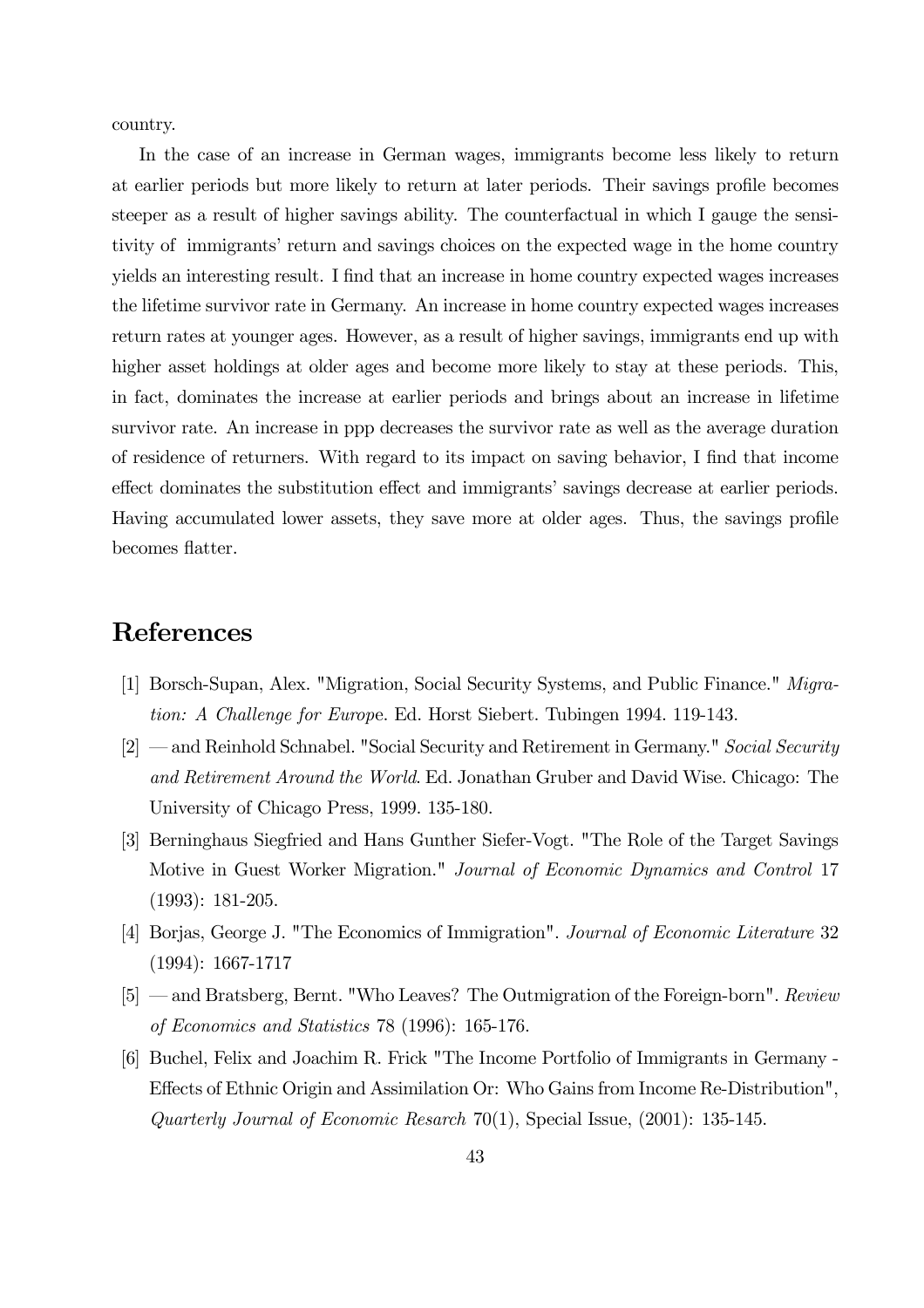country.

In the case of an increase in German wages, immigrants become less likely to return at earlier periods but more likely to return at later periods. Their savings profile becomes steeper as a result of higher savings ability. The counterfactual in which I gauge the sensitivity of immigrants' return and savings choices on the expected wage in the home country yields an interesting result. I find that an increase in home country expected wages increases the lifetime survivor rate in Germany. An increase in home country expected wages increases return rates at younger ages. However, as a result of higher savings, immigrants end up with higher asset holdings at older ages and become more likely to stay at these periods. This, in fact, dominates the increase at earlier periods and brings about an increase in lifetime survivor rate. An increase in ppp decreases the survivor rate as well as the average duration of residence of returners. With regard to its impact on saving behavior, I find that income effect dominates the substitution effect and immigrants' savings decrease at earlier periods. Having accumulated lower assets, they save more at older ages. Thus, the savings profile becomes flatter.

# References

[1] Borsch-Supan, Alex. "Migration, Social Security Systems, and Public Finance." *Migration: A Challenge for Europe*. Ed. Horst Siebert. Tubingen 1994. 119-143.

[2] — and Reinhold Schnabel. "Social Security and Retirement in Germany." *Social Security and Retirement Around the World*. Ed. Jonathan Gruber and David Wise. Chicago: The University of Chicago Press, 1999. 135-180.

[3] Berninghaus Siegfried and Hans Gunther Siefer-Vogt. "The Role of the Target Savings Motive in Guest Worker Migration." *Journal of Economic Dynamics and Control* 17 (1993): 181-205.

[4] Borjas, George J. "The Economics of Immigration". *Journal of Economic Literature* 32 (1994): 1667-1717

[5] — and Bratsberg, Bernt. "Who Leaves? The Outmigration of the Foreign-born". *Review of Economics and Statistics* 78 (1996): 165-176.

[6] Buchel, Felix and Joachim R. Frick "The Income Portfolio of Immigrants in Germany - Effects of Ethnic Origin and Assimilation Or: Who Gains from Income Re-Distribution", *Quarterly Journal of Economic Resarch* 70(1), Special Issue, (2001): 135-145.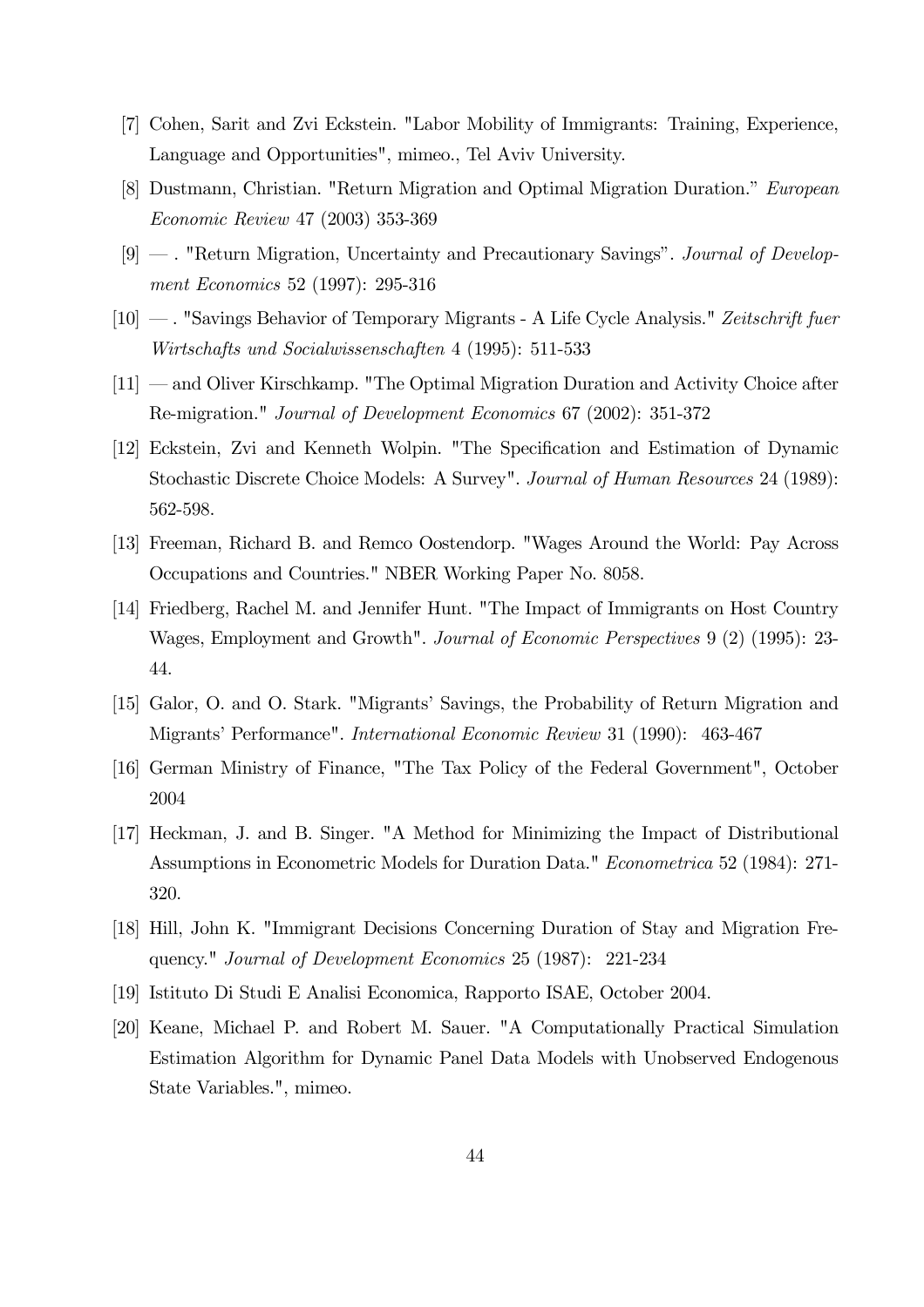[7] Cohen, Sarit and Zvi Eckstein. "Labor Mobility of Immigrants: Training, Experience, Language and Opportunities", mimeo., Tel Aviv University.

[8] Dustmann, Christian. "Return Migration and Optimal Migration Duration." *European Economic Review* 47 (2003) 353-369

[9] — . "Return Migration, Uncertainty and Precautionary Savings". *Journal of Development Economics* 52 (1997): 295-316

[10] — . "Savings Behavior of Temporary Migrants - A Life Cycle Analysis." *Zeitschrift fuer Wirtschafts und Socialwissenschaften* 4 (1995): 511-533

[11] — and Oliver Kirschkamp. "The Optimal Migration Duration and Activity Choice after Re-migration." *Journal of Development Economics* 67 (2002): 351-372

[12] Eckstein, Zvi and Kenneth Wolpin. "The Specification and Estimation of Dynamic Stochastic Discrete Choice Models: A Survey". *Journal of Human Resources* 24 (1989): 562-598.

[13] Freeman, Richard B. and Remco Oostendorp. "Wages Around the World: Pay Across Occupations and Countries." NBER Working Paper No. 8058.

[14] Friedberg, Rachel M. and Jennifer Hunt. "The Impact of Immigrants on Host Country Wages, Employment and Growth". *Journal of Economic Perspectives* 9 (2) (1995): 23-44.

[15] Galor, O. and O. Stark. "Migrants' Savings, the Probability of Return Migration and Migrants' Performance". *International Economic Review* 31 (1990): 463-467

[16] German Ministry of Finance, "The Tax Policy of the Federal Government", October 2004

[17] Heckman, J. and B. Singer. "A Method for Minimizing the Impact of Distributional Assumptions in Econometric Models for Duration Data." *Econometrica* 52 (1984): 271-320.

[18] Hill, John K. "Immigrant Decisions Concerning Duration of Stay and Migration Frequency." *Journal of Development Economics* 25 (1987): 221-234

[19] Istituto Di Studi E Analisi Economica, Rapporto ISAE, October 2004.

[20] Keane, Michael P. and Robert M. Sauer. "A Computationally Practical Simulation Estimation Algorithm for Dynamic Panel Data Models with Unobserved Endogenous State Variables.", mimeo.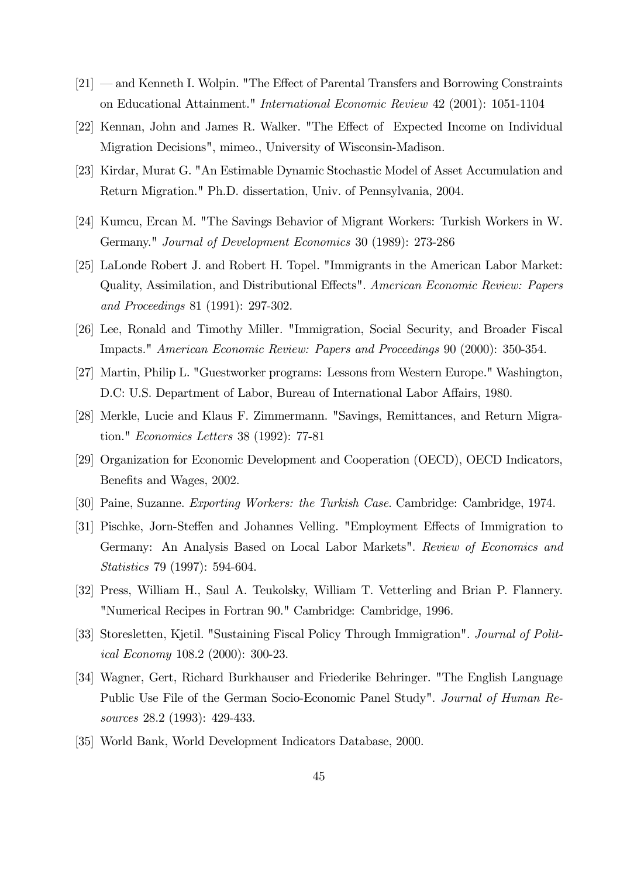[21] — and Kenneth I. Wolpin. "The Effect of Parental Transfers and Borrowing Constraints on Educational Attainment." *International Economic Review* 42 (2001): 1051-1104

[22] Kennan, John and James R. Walker. "The Effect of Expected Income on Individual Migration Decisions", mimeo., University of Wisconsin-Madison.

[23] Kirdar, Murat G. "An Estimable Dynamic Stochastic Model of Asset Accumulation and Return Migration." Ph.D. dissertation, Univ. of Pennsylvania, 2004.

[24] Kumcu, Ercan M. "The Savings Behavior of Migrant Workers: Turkish Workers in W. Germany." *Journal of Development Economics* 30 (1989): 273-286

[25] LaLonde Robert J. and Robert H. Topel. "Immigrants in the American Labor Market: Quality, Assimilation, and Distributional Effects". *American Economic Review: Papers and Proceedings* 81 (1991): 297-302.

[26] Lee, Ronald and Timothy Miller. "Immigration, Social Security, and Broader Fiscal Impacts." *American Economic Review: Papers and Proceedings* 90 (2000): 350-354.

[27] Martin, Philip L. "Guestworker programs: Lessons from Western Europe." Washington, D.C: U.S. Department of Labor, Bureau of International Labor Affairs, 1980.

[28] Merkle, Lucie and Klaus F. Zimmermann. "Savings, Remittances, and Return Migration." *Economics Letters* 38 (1992): 77-81

[29] Organization for Economic Development and Cooperation (OECD), OECD Indicators, Benefits and Wages, 2002.

[30] Paine, Suzanne. *Exporting Workers: the Turkish Case*. Cambridge: Cambridge, 1974.

[31] Pischke, Jorn-Steffen and Johannes Velling. "Employment Effects of Immigration to Germany: An Analysis Based on Local Labor Markets". *Review of Economics and Statistics* 79 (1997): 594-604.

[32] Press, William H., Saul A. Teukolsky, William T. Vetterling and Brian P. Flannery. "Numerical Recipes in Fortran 90." Cambridge: Cambridge, 1996.

[33] Storesletten, Kjetil. "Sustaining Fiscal Policy Through Immigration". *Journal of Political Economy* 108.2 (2000): 300-23.

[34] Wagner, Gert, Richard Burkhauser and Friederike Behringer. "The English Language Public Use File of the German Socio-Economic Panel Study". *Journal of Human Resources* 28.2 (1993): 429-433.

[35] World Bank, World Development Indicators Database, 2000.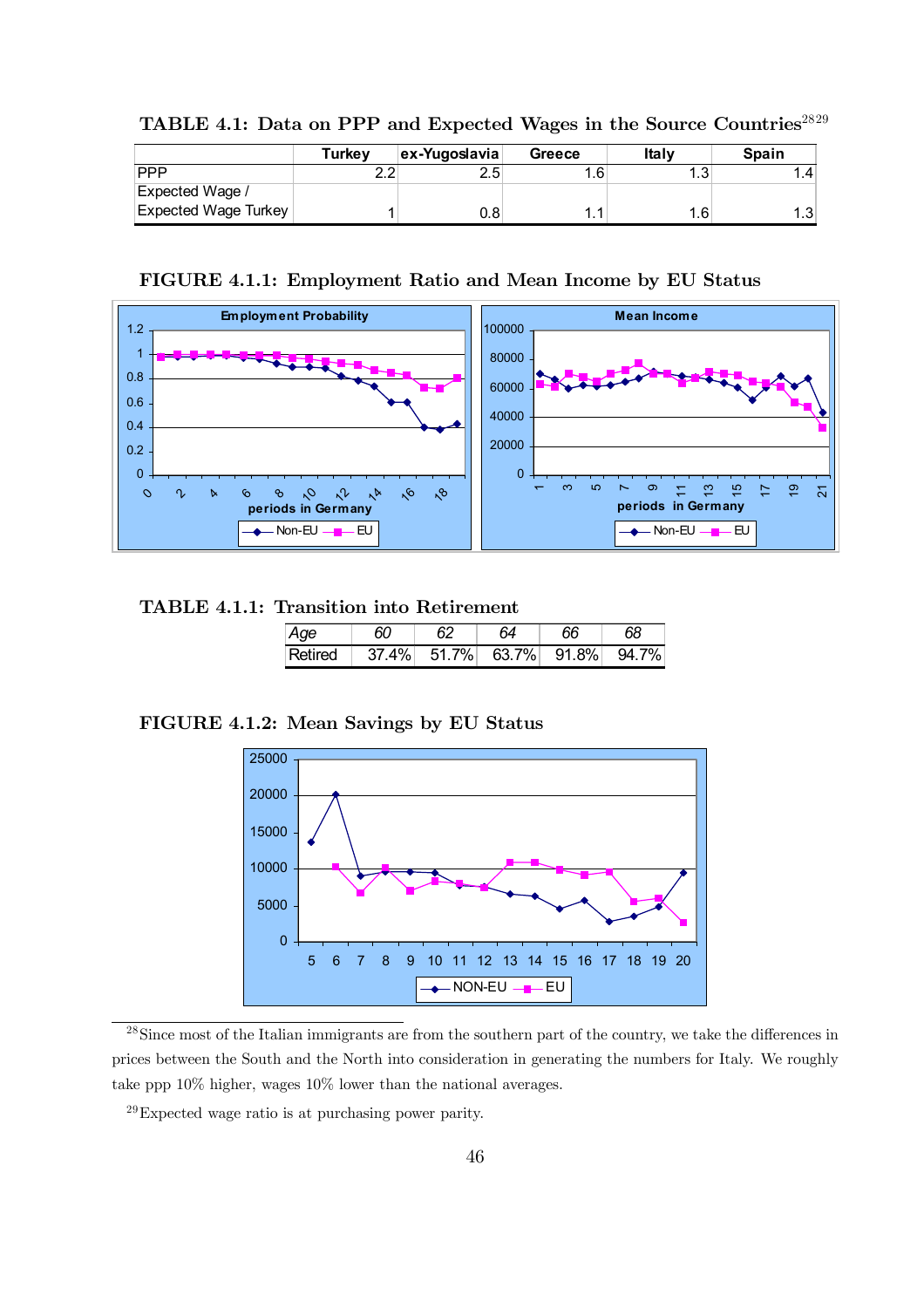**TABLE 4.1: Data on PPP and Expected Wages in the Source Countries**[28,29]

| | Turkey | ex-Yugoslavia | Greece | Italy | Spain |
|---|---|---|---|---|---|
| PPP | 2.2 | 2.5 | 1.6 | 1.3 | 1.4 |
| Expected Wage / Expected Wage Turkey | 1 | 0.8 | 1.1 | 1.6 | 1.3 |

**FIGURE 4.1.1: Employment Ratio and Mean Income by EU Status**

**TABLE 4.1.1: Transition into Retirement**

| *Age* | *60* | *62* | *64* | *66* | *68* |
|---|---|---|---|---|---|
| Retired | 37.4% | 51.7% | 63.7% | 91.8% | 94.7% |

**FIGURE 4.1.2: Mean Savings by EU Status**

[28] Since most of the Italian immigrants are from the southern part of the country, we take the differences in prices between the South and the North into consideration in generating the numbers for Italy. We roughly take ppp 10% higher, wages 10% lower than the national averages.

[29] Expected wage ratio is at purchasing power parity.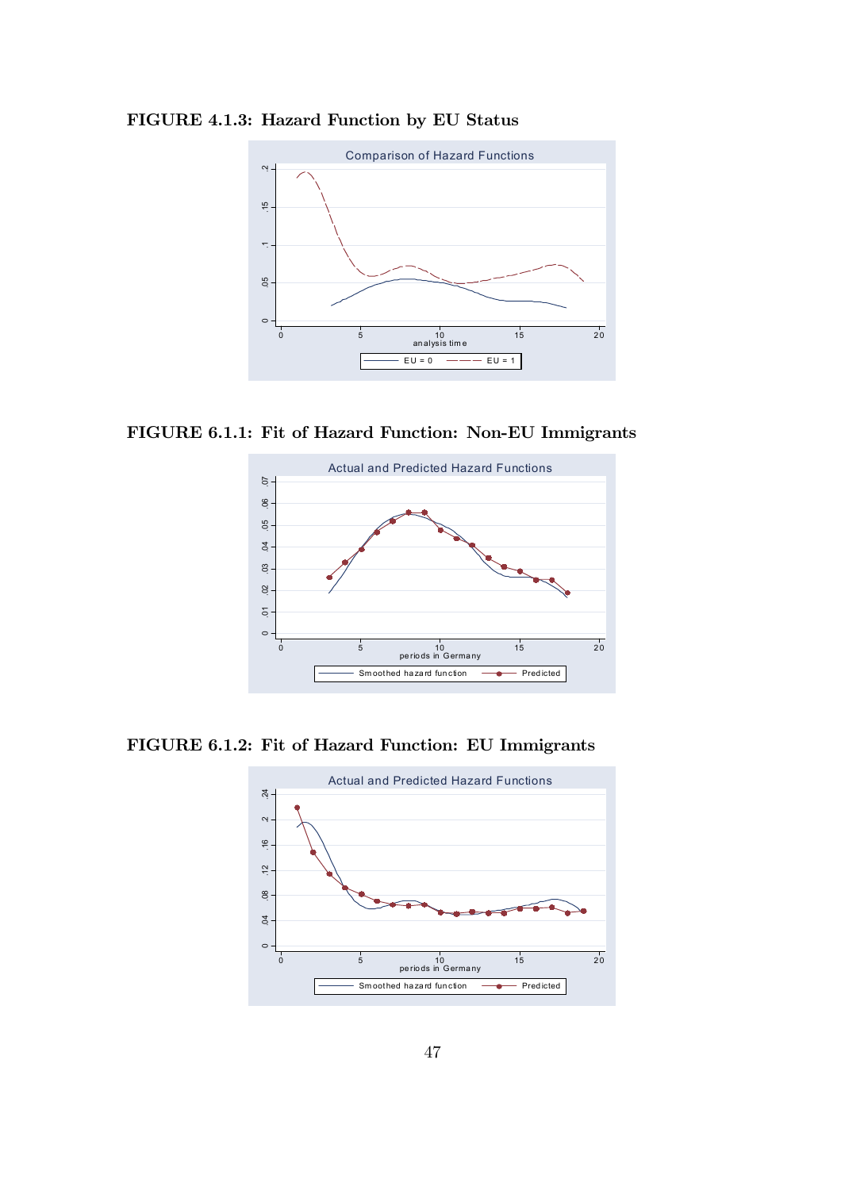**FIGURE 4.1.3: Hazard Function by EU Status**

**FIGURE 6.1.1: Fit of Hazard Function: Non-EU Immigrants**

**FIGURE 6.1.2: Fit of Hazard Function: EU Immigrants**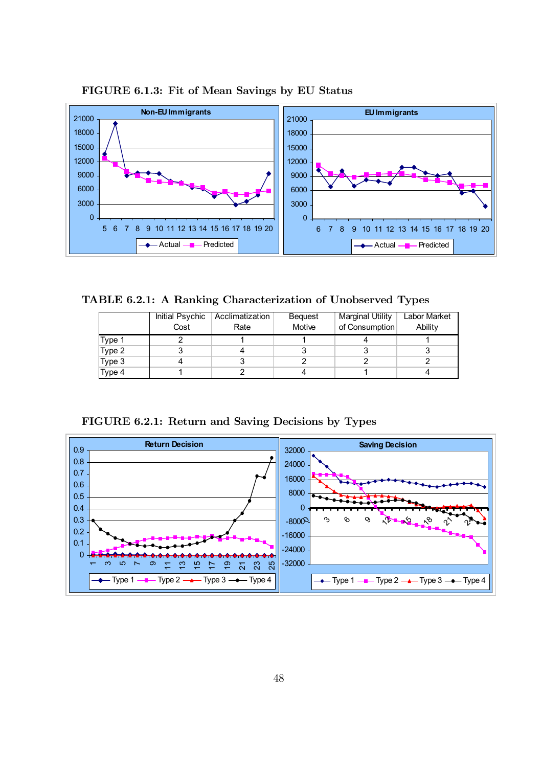FIGURE 6.1.3: Fit of Mean Savings by EU Status

TABLE 6.2.1: A Ranking Characterization of Unobserved Types

| | Initial Psychic Cost | Acclimatization Rate | Bequest Motive | Marginal Utility of Consumption | Labor Market Ability |
|---|---|---|---|---|---|
| Type 1 | 2 | 1 | 1 | 4 | 1 |
| Type 2 | 3 | 4 | 3 | 3 | 3 |
| Type 3 | 4 | 3 | 2 | 2 | 2 |
| Type 4 | 1 | 2 | 4 | 1 | 4 |

FIGURE 6.2.1: Return and Saving Decisions by Types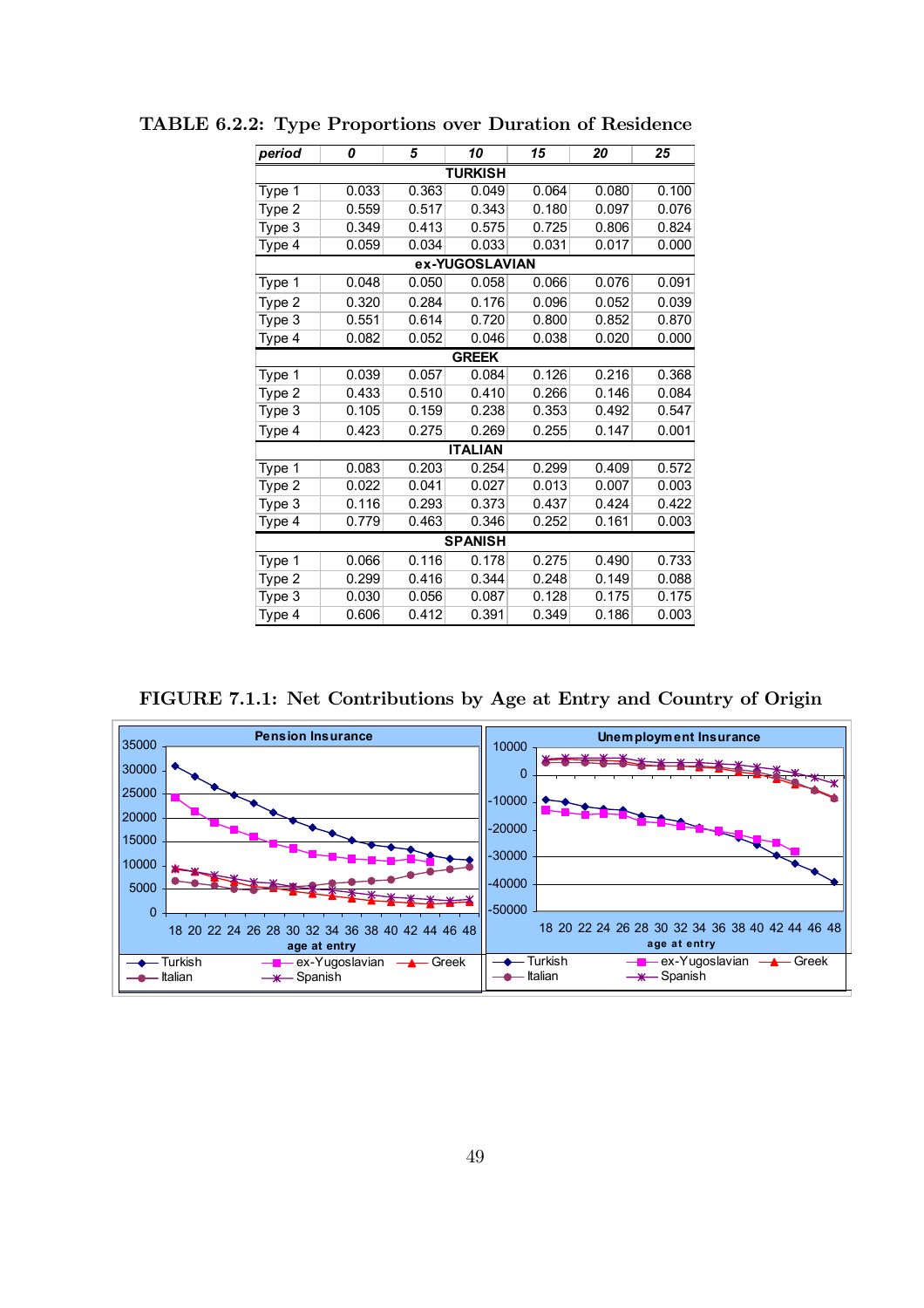**TABLE 6.2.2: Type Proportions over Duration of Residence**

| period | 0 | 5 | 10 | 15 | 20 | 25 |
|---|---|---|---|---|---|---|
| **TURKISH** | | | | | | |
| Type 1 | 0.033 | 0.363 | 0.049 | 0.064 | 0.080 | 0.100 |
| Type 2 | 0.559 | 0.517 | 0.343 | 0.180 | 0.097 | 0.076 |
| Type 3 | 0.349 | 0.413 | 0.575 | 0.725 | 0.806 | 0.824 |
| Type 4 | 0.059 | 0.034 | 0.033 | 0.031 | 0.017 | 0.000 |
| **ex-YUGOSLAVIAN** | | | | | | |
| Type 1 | 0.048 | 0.050 | 0.058 | 0.066 | 0.076 | 0.091 |
| Type 2 | 0.320 | 0.284 | 0.176 | 0.096 | 0.052 | 0.039 |
| Type 3 | 0.551 | 0.614 | 0.720 | 0.800 | 0.852 | 0.870 |
| Type 4 | 0.082 | 0.052 | 0.046 | 0.038 | 0.020 | 0.000 |
| **GREEK** | | | | | | |
| Type 1 | 0.039 | 0.057 | 0.084 | 0.126 | 0.216 | 0.368 |
| Type 2 | 0.433 | 0.510 | 0.410 | 0.266 | 0.146 | 0.084 |
| Type 3 | 0.105 | 0.159 | 0.238 | 0.353 | 0.492 | 0.547 |
| Type 4 | 0.423 | 0.275 | 0.269 | 0.255 | 0.147 | 0.001 |
| **ITALIAN** | | | | | | |
| Type 1 | 0.083 | 0.203 | 0.254 | 0.299 | 0.409 | 0.572 |
| Type 2 | 0.022 | 0.041 | 0.027 | 0.013 | 0.007 | 0.003 |
| Type 3 | 0.116 | 0.293 | 0.373 | 0.437 | 0.424 | 0.422 |
| Type 4 | 0.779 | 0.463 | 0.346 | 0.252 | 0.161 | 0.003 |
| **SPANISH** | | | | | | |
| Type 1 | 0.066 | 0.116 | 0.178 | 0.275 | 0.490 | 0.733 |
| Type 2 | 0.299 | 0.416 | 0.344 | 0.248 | 0.149 | 0.088 |
| Type 3 | 0.030 | 0.056 | 0.087 | 0.128 | 0.175 | 0.175 |
| Type 4 | 0.606 | 0.412 | 0.391 | 0.349 | 0.186 | 0.003 |

**FIGURE 7.1.1: Net Contributions by Age at Entry and Country of Origin**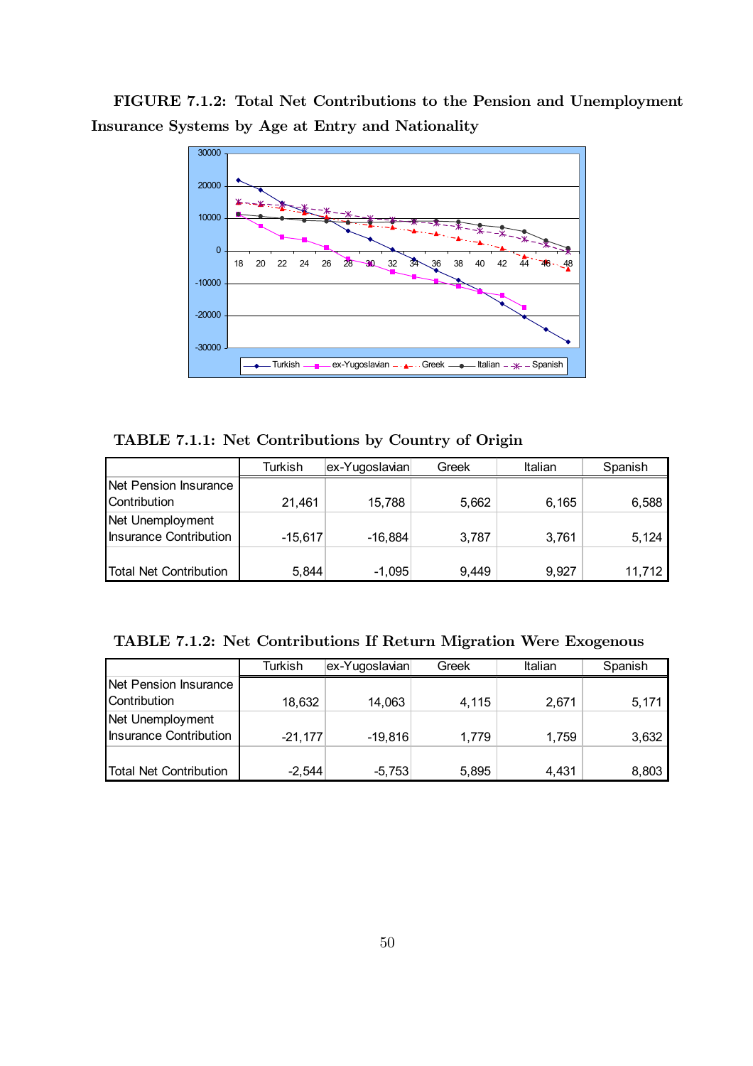**FIGURE 7.1.2: Total Net Contributions to the Pension and Unemployment Insurance Systems by Age at Entry and Nationality**

**TABLE 7.1.1: Net Contributions by Country of Origin**

| | Turkish | ex-Yugoslavian | Greek | Italian | Spanish |
|---|---|---|---|---|---|
| Net Pension Insurance Contribution | 21,461 | 15,788 | 5,662 | 6,165 | 6,588 |
| Net Unemployment Insurance Contribution | -15,617 | -16,884 | 3,787 | 3,761 | 5,124 |
| Total Net Contribution | 5,844 | -1,095 | 9,449 | 9,927 | 11,712 |

**TABLE 7.1.2: Net Contributions If Return Migration Were Exogenous**

| | Turkish | ex-Yugoslavian | Greek | Italian | Spanish |
|---|---|---|---|---|---|
| Net Pension Insurance Contribution | 18,632 | 14,063 | 4,115 | 2,671 | 5,171 |
| Net Unemployment Insurance Contribution | -21,177 | -19,816 | 1,779 | 1,759 | 3,632 |
| Total Net Contribution | -2,544 | -5,753 | 5,895 | 4,431 | 8,803 |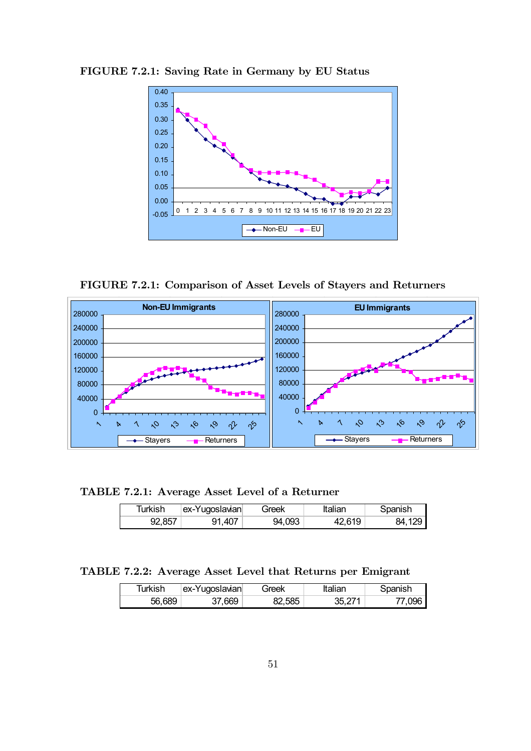**FIGURE 7.2.1: Saving Rate in Germany by EU Status**

**FIGURE 7.2.1: Comparison of Asset Levels of Stayers and Returners**

**TABLE 7.2.1: Average Asset Level of a Returner**

| Turkish | ex-Yugoslavian | Greek | Italian | Spanish |
|---|---|---|---|---|
| 92,857 | 91,407 | 94,093 | 42,619 | 84,129 |

**TABLE 7.2.2: Average Asset Level that Returns per Emigrant**

| Turkish | ex-Yugoslavian | Greek | Italian | Spanish |
|---|---|---|---|---|
| 56,689 | 37,669 | 82,585 | 35,271 | 77,096 |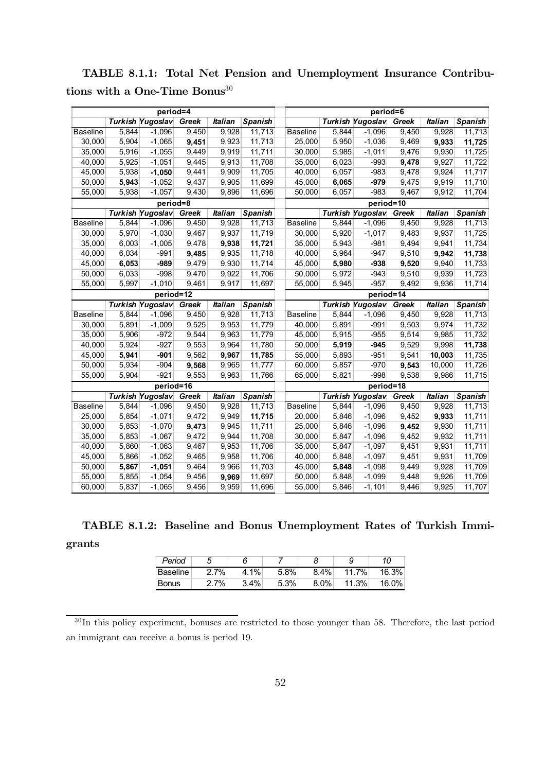**TABLE 8.1.1: Total Net Pension and Unemployment Insurance Contributions with a One-Time Bonus**[30]

| period=4 | | | | | | | period=6 | | | | | |
|---|---|---|---|---|---|---|---|---|---|---|---|---|
| | *Turkish* | *Yugoslav* | *Greek* | *Italian* | *Spanish* | | | *Turkish* | *Yugoslav* | *Greek* | *Italian* | *Spanish* |
| Baseline | 5,844 | -1,096 | 9,450 | 9,928 | 11,713 | | Baseline | 5,844 | -1,096 | 9,450 | 9,928 | 11,713 |
| 30,000 | 5,904 | -1,065 | **9,451** | 9,923 | 11,713 | | 25,000 | 5,950 | -1,036 | 9,469 | **9,933** | **11,725** |
| 35,000 | 5,916 | -1,055 | 9,449 | 9,919 | 11,711 | | 30,000 | 5,985 | -1,011 | 9,476 | 9,930 | 11,725 |
| 40,000 | 5,925 | -1,051 | 9,445 | 9,913 | 11,708 | | 35,000 | 6,023 | -993 | **9,478** | 9,927 | 11,722 |
| 45,000 | 5,938 | **-1,050** | 9,441 | 9,909 | 11,705 | | 40,000 | 6,057 | -983 | 9,478 | 9,924 | 11,717 |
| 50,000 | **5,943** | -1,052 | 9,437 | 9,905 | 11,699 | | 45,000 | **6,065** | **-979** | 9,475 | 9,919 | 11,710 |
| 55,000 | 5,938 | -1,057 | 9,430 | 9,896 | 11,696 | | 50,000 | 6,057 | -983 | 9,467 | 9,912 | 11,704 |
| **period=8** | | | | | | | **period=10** | | | | | |
| | *Turkish* | *Yugoslav* | *Greek* | *Italian* | *Spanish* | | | *Turkish* | *Yugoslav* | *Greek* | *Italian* | *Spanish* |
| Baseline | 5,844 | -1,096 | 9,450 | 9,928 | 11,713 | | Baseline | 5,844 | -1,096 | 9,450 | 9,928 | 11,713 |
| 30,000 | 5,970 | -1,030 | 9,467 | 9,937 | 11,719 | | 30,000 | 5,920 | -1,017 | 9,483 | 9,937 | 11,725 |
| 35,000 | 6,003 | -1,005 | 9,478 | **9,938** | **11,721** | | 35,000 | 5,943 | -981 | 9,494 | 9,941 | 11,734 |
| 40,000 | 6,034 | -991 | **9,485** | 9,935 | 11,718 | | 40,000 | 5,964 | -947 | 9,510 | **9,942** | **11,738** |
| 45,000 | **6,053** | **-989** | 9,479 | 9,930 | 11,714 | | 45,000 | **5,980** | **-938** | **9,520** | 9,940 | 11,733 |
| 50,000 | 6,033 | -998 | 9,470 | 9,922 | 11,706 | | 50,000 | 5,972 | -943 | 9,510 | 9,939 | 11,723 |
| 55,000 | 5,997 | -1,010 | 9,461 | 9,917 | 11,697 | | 55,000 | 5,945 | -957 | 9,492 | 9,936 | 11,714 |
| **period=12** | | | | | | | **period=14** | | | | | |
| | *Turkish* | *Yugoslav* | *Greek* | *Italian* | *Spanish* | | | *Turkish* | *Yugoslav* | *Greek* | *Italian* | *Spanish* |
| Baseline | 5,844 | -1,096 | 9,450 | 9,928 | 11,713 | | Baseline | 5,844 | -1,096 | 9,450 | 9,928 | 11,713 |
| 30,000 | 5,891 | -1,009 | 9,525 | 9,953 | 11,779 | | 40,000 | 5,891 | -991 | 9,503 | 9,974 | 11,732 |
| 35,000 | 5,906 | -972 | 9,544 | 9,963 | 11,779 | | 45,000 | 5,915 | -955 | 9,514 | 9,985 | 11,732 |
| 40,000 | 5,924 | -927 | 9,553 | 9,964 | 11,780 | | 50,000 | **5,919** | **-945** | 9,529 | 9,998 | **11,738** |
| 45,000 | **5,941** | **-901** | 9,562 | **9,967** | **11,785** | | 55,000 | 5,893 | -951 | 9,541 | **10,003** | 11,735 |
| 50,000 | 5,934 | -904 | **9,568** | 9,965 | 11,777 | | 60,000 | 5,857 | -970 | **9,543** | 10,000 | 11,726 |
| 55,000 | 5,904 | -921 | 9,553 | 9,963 | 11,766 | | 65,000 | 5,821 | -998 | 9,538 | 9,986 | 11,715 |
| **period=16** | | | | | | | **period=18** | | | | | |
| | *Turkish* | *Yugoslav* | *Greek* | *Italian* | *Spanish* | | | *Turkish* | *Yugoslav* | *Greek* | *Italian* | *Spanish* |
| Baseline | 5,844 | -1,096 | 9,450 | 9,928 | 11,713 | | Baseline | 5,844 | -1,096 | 9,450 | 9,928 | 11,713 |
| 25,000 | 5,854 | -1,071 | 9,472 | 9,949 | **11,715** | | 20,000 | 5,846 | -1,096 | 9,452 | **9,933** | 11,711 |
| 30,000 | 5,853 | -1,070 | **9,473** | 9,945 | 11,711 | | 25,000 | 5,846 | -1,096 | **9,452** | 9,930 | 11,711 |
| 35,000 | 5,853 | -1,067 | 9,472 | 9,944 | 11,708 | | 30,000 | 5,847 | -1,096 | 9,452 | 9,932 | 11,711 |
| 40,000 | 5,860 | -1,063 | 9,467 | 9,953 | 11,706 | | 35,000 | 5,847 | -1,097 | 9,451 | 9,931 | 11,711 |
| 45,000 | 5,866 | -1,052 | 9,465 | 9,958 | 11,706 | | 40,000 | 5,848 | -1,097 | 9,451 | 9,931 | 11,709 |
| 50,000 | **5,867** | **-1,051** | 9,464 | 9,966 | 11,703 | | 45,000 | **5,848** | -1,098 | 9,449 | 9,928 | 11,709 |
| 55,000 | 5,855 | -1,054 | 9,456 | **9,969** | 11,697 | | 50,000 | 5,848 | -1,099 | 9,448 | 9,926 | 11,709 |
| 60,000 | 5,837 | -1,065 | 9,456 | 9,959 | 11,696 | | 55,000 | 5,846 | -1,101 | 9,446 | 9,925 | 11,707 |

**TABLE 8.1.2: Baseline and Bonus Unemployment Rates of Turkish Immigrants**

| *Period* | *5* | *6* | *7* | *8* | *9* | *10* |
|---|---|---|---|---|---|---|
| Baseline | 2.7% | 4.1% | 5.8% | 8.4% | 11.7% | 16.3% |
| Bonus | 2.7% | 3.4% | 5.3% | 8.0% | 11.3% | 16.0% |

[30] In this policy experiment, bonuses are restricted to those younger than 58. Therefore, the last period an immigrant can receive a bonus is period 19.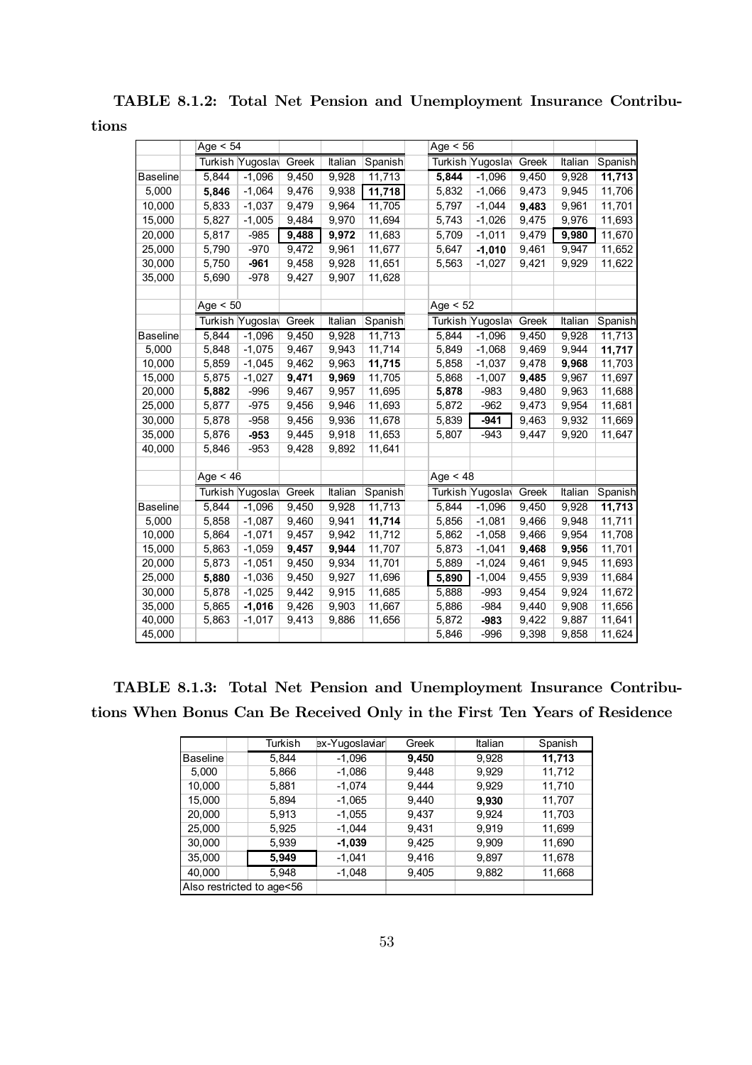**TABLE 8.1.2: Total Net Pension and Unemployment Insurance Contributions**

| | Age < 54 | | | | | Age < 56 | | | | |
|---|---|---|---|---|---|---|---|---|---|---|
| | Turkish | Yugoslav | Greek | Italian | Spanish | Turkish | Yugoslav | Greek | Italian | Spanish |
| Baseline | 5,844 | -1,096 | 9,450 | 9,928 | 11,713 | **5,844** | -1,096 | 9,450 | 9,928 | **11,713** |
| 5,000 | **5,846** | -1,064 | 9,476 | 9,938 | **11,718** | 5,832 | -1,066 | 9,473 | 9,945 | 11,706 |
| 10,000 | 5,833 | -1,037 | 9,479 | 9,964 | 11,705 | 5,797 | -1,044 | **9,483** | 9,961 | 11,701 |
| 15,000 | 5,827 | -1,005 | 9,484 | 9,970 | 11,694 | 5,743 | -1,026 | 9,475 | 9,976 | 11,693 |
| 20,000 | 5,817 | -985 | **9,488** | **9,972** | 11,683 | 5,709 | -1,011 | 9,479 | **9,980** | 11,670 |
| 25,000 | 5,790 | -970 | 9,472 | 9,961 | 11,677 | 5,647 | **-1,010** | 9,461 | 9,947 | 11,652 |
| 30,000 | 5,750 | **-961** | 9,458 | 9,928 | 11,651 | 5,563 | -1,027 | 9,421 | 9,929 | 11,622 |
| 35,000 | 5,690 | -978 | 9,427 | 9,907 | 11,628 | | | | | |
| | | | | | | | | | | |
| | Age < 50 | | | | | Age < 52 | | | | |
| | Turkish | Yugoslav | Greek | Italian | Spanish | Turkish | Yugoslav | Greek | Italian | Spanish |
| Baseline | 5,844 | -1,096 | 9,450 | 9,928 | 11,713 | 5,844 | -1,096 | 9,450 | 9,928 | 11,713 |
| 5,000 | 5,848 | -1,075 | 9,467 | 9,943 | 11,714 | 5,849 | -1,068 | 9,469 | 9,944 | **11,717** |
| 10,000 | 5,859 | -1,045 | 9,462 | 9,963 | **11,715** | 5,858 | -1,037 | 9,478 | **9,968** | 11,703 |
| 15,000 | 5,875 | -1,027 | **9,471** | **9,969** | 11,705 | 5,868 | -1,007 | **9,485** | 9,967 | 11,697 |
| 20,000 | **5,882** | -996 | 9,467 | 9,957 | 11,695 | **5,878** | -983 | 9,480 | 9,963 | 11,688 |
| 25,000 | 5,877 | -975 | 9,456 | 9,946 | 11,693 | 5,872 | -962 | 9,473 | 9,954 | 11,681 |
| 30,000 | 5,878 | -958 | 9,456 | 9,936 | 11,678 | 5,839 | **-941** | 9,463 | 9,932 | 11,669 |
| 35,000 | 5,876 | **-953** | 9,445 | 9,918 | 11,653 | 5,807 | -943 | 9,447 | 9,920 | 11,647 |
| 40,000 | 5,846 | -953 | 9,428 | 9,892 | 11,641 | | | | | |
| | | | | | | | | | | |
| | Age < 46 | | | | | Age < 48 | | | | |
| | Turkish | Yugoslav | Greek | Italian | Spanish | Turkish | Yugoslav | Greek | Italian | Spanish |
| Baseline | 5,844 | -1,096 | 9,450 | 9,928 | 11,713 | 5,844 | -1,096 | 9,450 | 9,928 | **11,713** |
| 5,000 | 5,858 | -1,087 | 9,460 | 9,941 | **11,714** | 5,856 | -1,081 | 9,466 | 9,948 | 11,711 |
| 10,000 | 5,864 | -1,071 | 9,457 | 9,942 | 11,712 | 5,862 | -1,058 | 9,466 | 9,954 | 11,708 |
| 15,000 | 5,863 | -1,059 | **9,457** | **9,944** | 11,707 | 5,873 | -1,041 | **9,468** | **9,956** | 11,701 |
| 20,000 | 5,873 | -1,051 | 9,450 | 9,934 | 11,701 | 5,889 | -1,024 | 9,461 | 9,945 | 11,693 |
| 25,000 | **5,880** | -1,036 | 9,450 | 9,927 | 11,696 | **5,890** | -1,004 | 9,455 | 9,939 | 11,684 |
| 30,000 | 5,878 | -1,025 | 9,442 | 9,915 | 11,685 | 5,888 | -993 | 9,454 | 9,924 | 11,672 |
| 35,000 | 5,865 | **-1,016** | 9,426 | 9,903 | 11,667 | 5,886 | -984 | 9,440 | 9,908 | 11,656 |
| 40,000 | 5,863 | -1,017 | 9,413 | 9,886 | 11,656 | 5,872 | **-983** | 9,422 | 9,887 | 11,641 |
| 45,000 | | | | | | 5,846 | -996 | 9,398 | 9,858 | 11,624 |

**TABLE 8.1.3: Total Net Pension and Unemployment Insurance Contributions When Bonus Can Be Received Only in the First Ten Years of Residence**

| | Turkish | ex-Yugoslavian | Greek | Italian | Spanish |
|---|---|---|---|---|---|
| Baseline | 5,844 | -1,096 | **9,450** | 9,928 | **11,713** |
| 5,000 | 5,866 | -1,086 | 9,448 | 9,929 | 11,712 |
| 10,000 | 5,881 | -1,074 | 9,444 | 9,929 | 11,710 |
| 15,000 | 5,894 | -1,065 | 9,440 | **9,930** | 11,707 |
| 20,000 | 5,913 | -1,055 | 9,437 | 9,924 | 11,703 |
| 25,000 | 5,925 | -1,044 | 9,431 | 9,919 | 11,699 |
| 30,000 | 5,939 | **-1,039** | 9,425 | 9,909 | 11,690 |
| 35,000 | **5,949** | -1,041 | 9,416 | 9,897 | 11,678 |
| 40,000 | 5,948 | -1,048 | 9,405 | 9,882 | 11,668 |
| Also restricted to age<56 | | | | | |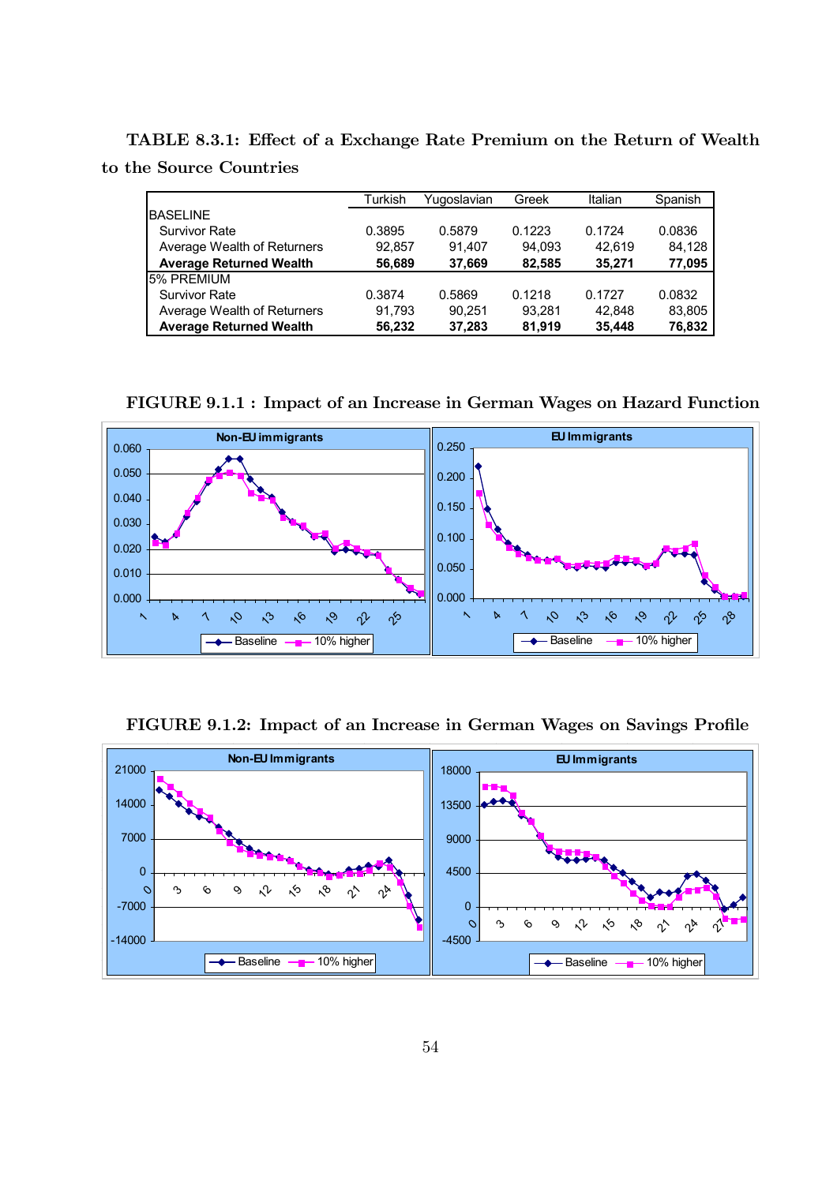**TABLE 8.3.1: Effect of a Exchange Rate Premium on the Return of Wealth to the Source Countries**

| | Turkish | Yugoslavian | Greek | Italian | Spanish |
|---|---|---|---|---|---|
| BASELINE | | | | | |
| Survivor Rate | 0.3895 | 0.5879 | 0.1223 | 0.1724 | 0.0836 |
| Average Wealth of Returners | 92,857 | 91,407 | 94,093 | 42,619 | 84,128 |
| **Average Returned Wealth** | **56,689** | **37,669** | **82,585** | **35,271** | **77,095** |
| 5% PREMIUM | | | | | |
| Survivor Rate | 0.3874 | 0.5869 | 0.1218 | 0.1727 | 0.0832 |
| Average Wealth of Returners | 91,793 | 90,251 | 93,281 | 42,848 | 83,805 |
| **Average Returned Wealth** | **56,232** | **37,283** | **81,919** | **35,448** | **76,832** |

**FIGURE 9.1.1 : Impact of an Increase in German Wages on Hazard Function**

**FIGURE 9.1.2: Impact of an Increase in German Wages on Savings Profile**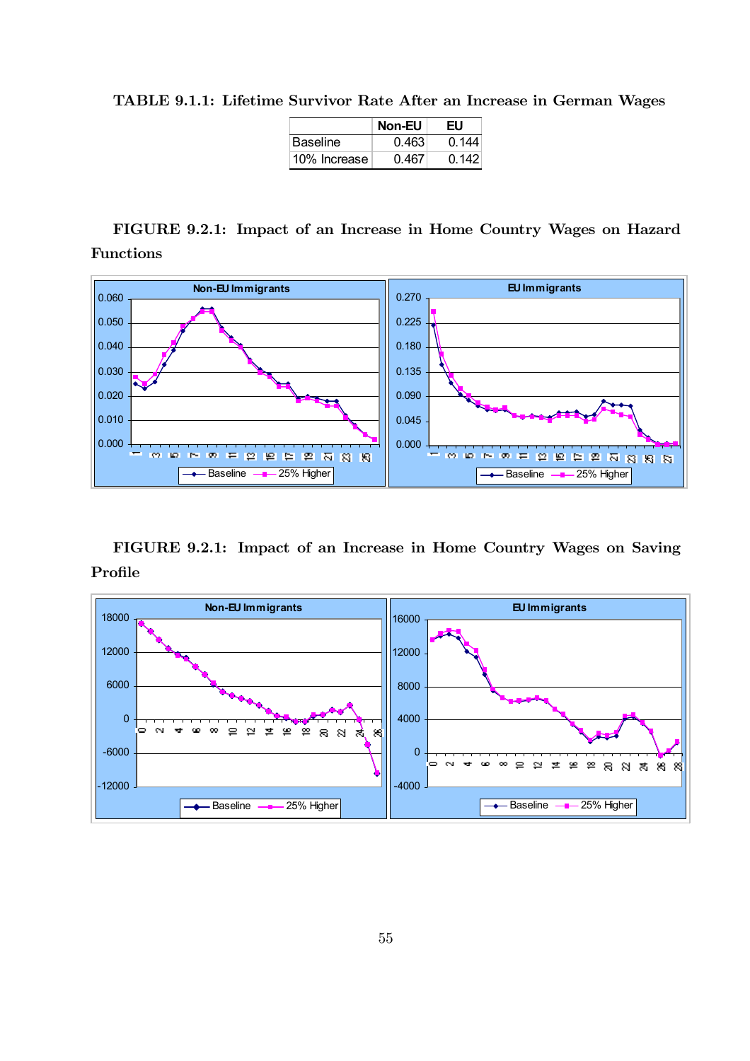**TABLE 9.1.1: Lifetime Survivor Rate After an Increase in German Wages**

| | Non-EU | EU |
|---|---|---|
| Baseline | 0.463 | 0.144 |
| 10% Increase | 0.467 | 0.142 |

**FIGURE 9.2.1: Impact of an Increase in Home Country Wages on Hazard Functions**

**FIGURE 9.2.1: Impact of an Increase in Home Country Wages on Saving Profile**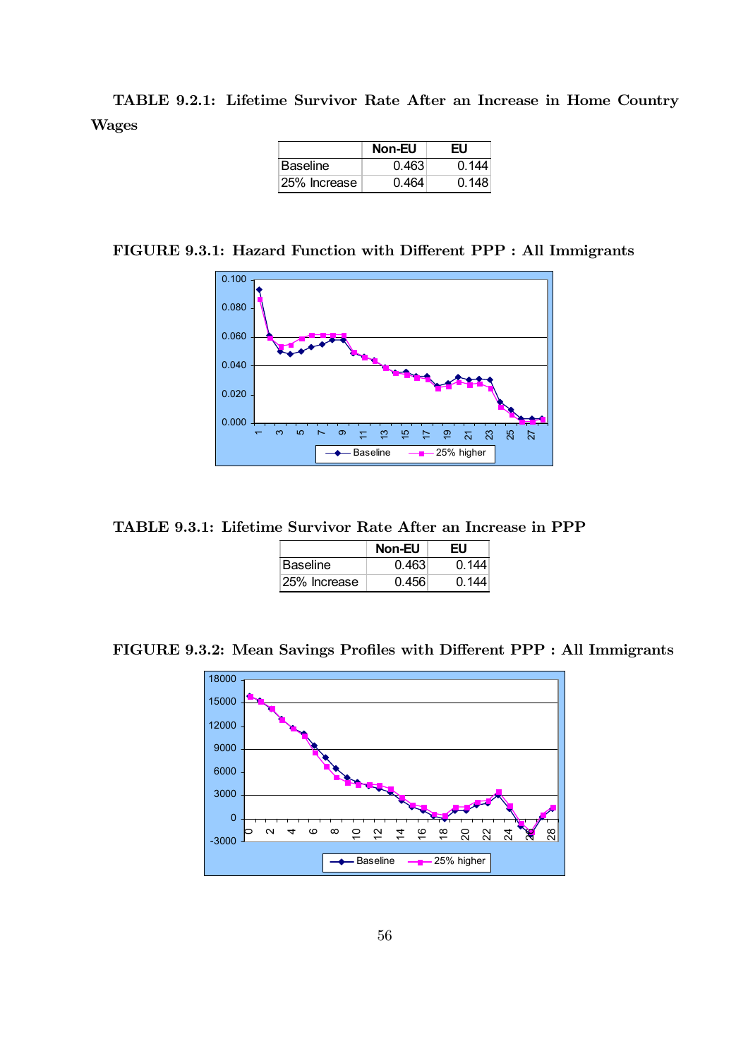**TABLE 9.2.1: Lifetime Survivor Rate After an Increase in Home Country Wages**

| | Non-EU | EU |
|---|---|---|
| Baseline | 0.463 | 0.144 |
| 25% Increase | 0.464 | 0.148 |

**FIGURE 9.3.1: Hazard Function with Different PPP : All Immigrants**

**TABLE 9.3.1: Lifetime Survivor Rate After an Increase in PPP**

| | Non-EU | EU |
|---|---|---|
| Baseline | 0.463 | 0.144 |
| 25% Increase | 0.456 | 0.144 |

**FIGURE 9.3.2: Mean Savings Profiles with Different PPP : All Immigrants**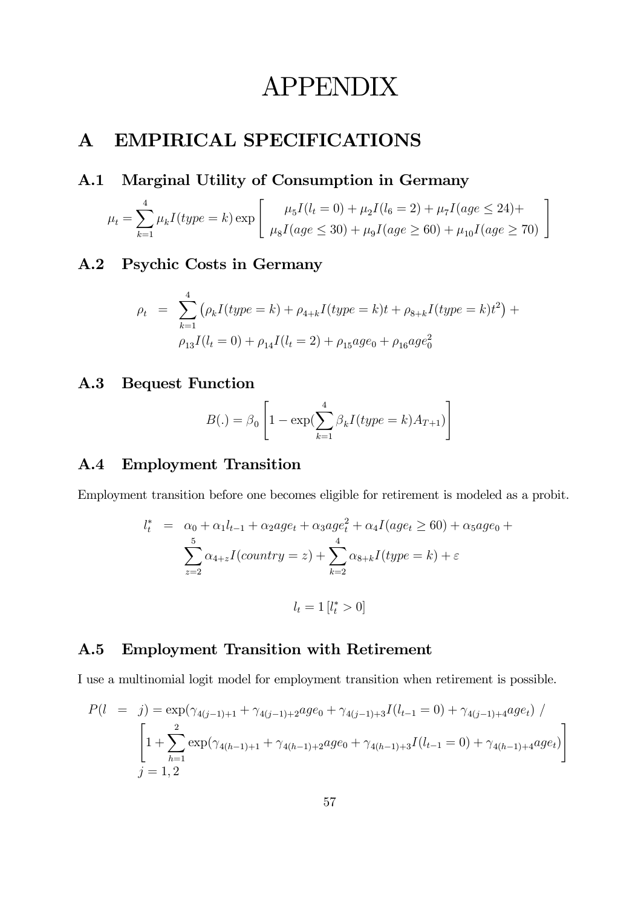# APPENDIX

## A EMPIRICAL SPECIFICATIONS

### A.1 Marginal Utility of Consumption in Germany

$$\mu_t = \sum_{k=1}^{4} \mu_k I(type = k) \exp \left[ \begin{array}{c} \mu_5 I(l_t = 0) + \mu_2 I(l_6 = 2) + \mu_7 I(age \leq 24) + \\ \mu_8 I(age \leq 30) + \mu_9 I(age \geq 60) + \mu_{10} I(age \geq 70) \end{array} \right]$$

### A.2 Psychic Costs in Germany

$$\begin{aligned} \rho_t &= \sum_{k=1}^{4} \left( \rho_k I(type = k) + \rho_{4+k} I(type = k)t + \rho_{8+k} I(type = k)t^2 \right) + \\ &\quad \rho_{13} I(l_t = 0) + \rho_{14} I(l_t = 2) + \rho_{15} age_0 + \rho_{16} age_0^2 \end{aligned}$$

### A.3 Bequest Function

$$B(.) = \beta_0 \left[ 1 - \exp\left( \sum_{k=1}^{4} \beta_k I(type = k) A_{T+1} \right) \right]$$

### A.4 Employment Transition

Employment transition before one becomes eligible for retirement is modeled as a probit.

$$\begin{aligned} l_t^* &= \alpha_0 + \alpha_1 l_{t-1} + \alpha_2 age_t + \alpha_3 age_t^2 + \alpha_4 I(age_t \geq 60) + \alpha_5 age_0 + \\ &\quad \sum_{z=2}^{5} \alpha_{4+z} I(country = z) + \sum_{k=2}^{4} \alpha_{8+k} I(type = k) + \varepsilon \end{aligned}$$

$$l_t = 1 \left[ l_t^* > 0 \right]$$

### A.5 Employment Transition with Retirement

I use a multinomial logit model for employment transition when retirement is possible.

$$\begin{aligned} P(l &= j) = \exp(\gamma_{4(j-1)+1} + \gamma_{4(j-1)+2} age_0 + \gamma_{4(j-1)+3} I(l_{t-1} = 0) + \gamma_{4(j-1)+4} age_t) \ / \\ &\left[ 1 + \sum_{h=1}^{2} \exp(\gamma_{4(h-1)+1} + \gamma_{4(h-1)+2} age_0 + \gamma_{4(h-1)+3} I(l_{t-1} = 0) + \gamma_{4(h-1)+4} age_t) \right] \\ &j = 1, 2 \end{aligned}$$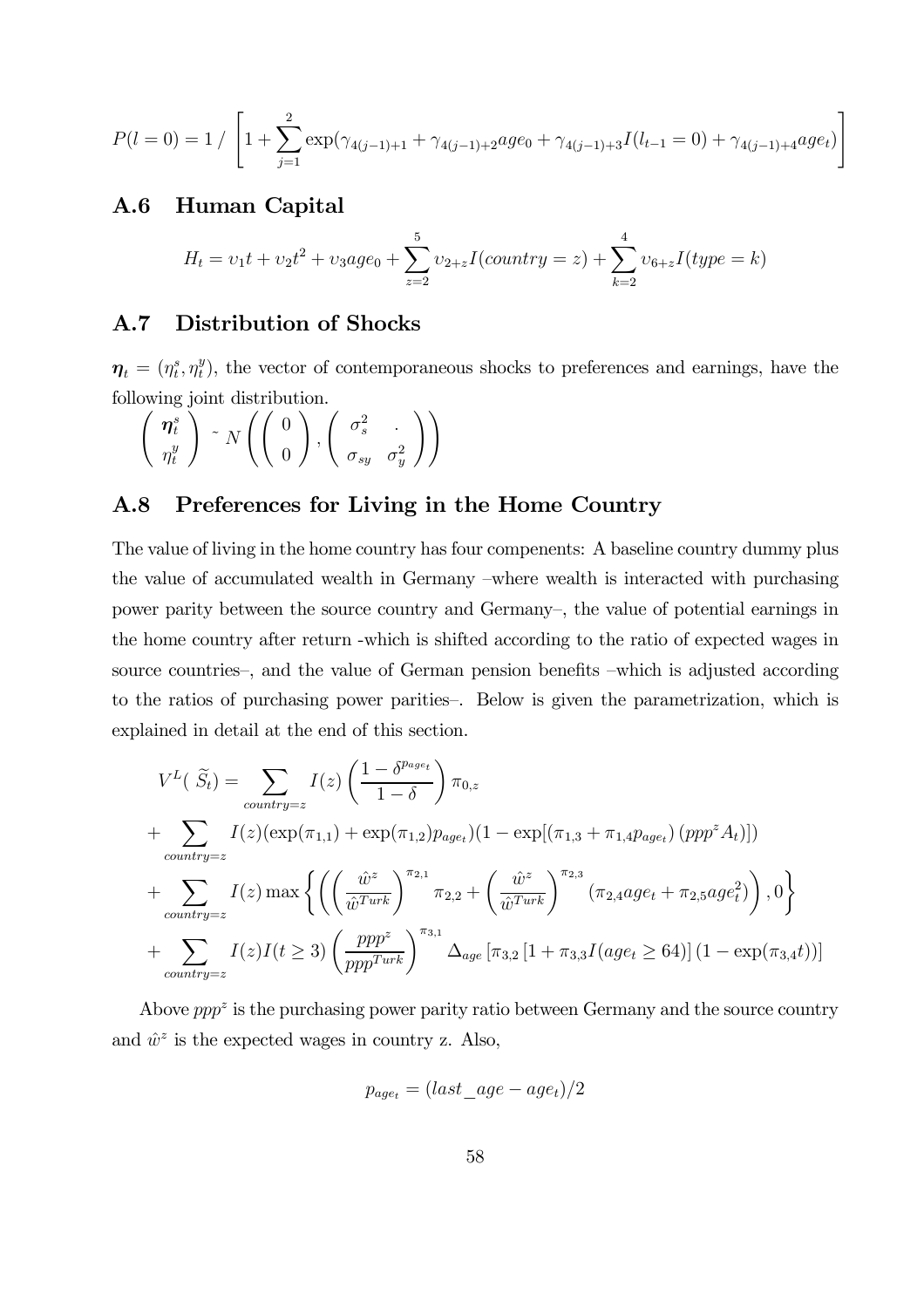$$P(l=0) = 1 \,/\, \left[1 + \sum_{j=1}^{2} \exp(\gamma_{4(j-1)+1} + \gamma_{4(j-1)+2} age_0 + \gamma_{4(j-1)+3} I(l_{t-1}=0) + \gamma_{4(j-1)+4} age_t)\right]$$

## A.6 Human Capital

$$H_t = \upsilon_1 t + \upsilon_2 t^2 + \upsilon_3 age_0 + \sum_{z=2}^{5} \upsilon_{2+z} I(country = z) + \sum_{k=2}^{4} \upsilon_{6+z} I(type = k)$$

## A.7 Distribution of Shocks

$\boldsymbol{\eta}_t = (\eta_t^s, \eta_t^y)$, the vector of contemporaneous shocks to preferences and earnings, have the following joint distribution.

$$\begin{pmatrix} \boldsymbol{\eta}_t^s \\ \eta_t^y \end{pmatrix} \sim N\left(\begin{pmatrix} 0 \\ 0 \end{pmatrix}, \begin{pmatrix} \sigma_s^2 & . \\ \sigma_{sy} & \sigma_y^2 \end{pmatrix}\right)$$

## A.8 Preferences for Living in the Home Country

The value of living in the home country has four compenents: A baseline country dummy plus the value of accumulated wealth in Germany –where wealth is interacted with purchasing power parity between the source country and Germany–, the value of potential earnings in the home country after return -which is shifted according to the ratio of expected wages in source countries–, and the value of German pension benefits –which is adjusted according to the ratios of purchasing power parities–. Below is given the parametrization, which is explained in detail at the end of this section.

$$\begin{aligned}
V^L(\widetilde{S}_t) &= \sum_{country=z} I(z)\left(\frac{1-\delta^{p_{age_t}}}{1-\delta}\right)\pi_{0,z} \\
&+ \sum_{country=z} I(z)(\exp(\pi_{1,1}) + \exp(\pi_{1,2}) p_{age_t})(1 - \exp[(\pi_{1,3} + \pi_{1,4} p_{age_t})(ppp^z A_t)]) \\
&+ \sum_{country=z} I(z)\max\left\{\left(\left(\frac{\hat{w}^z}{\hat{w}^{Turk}}\right)^{\pi_{2,1}} \pi_{2,2} + \left(\frac{\hat{w}^z}{\hat{w}^{Turk}}\right)^{\pi_{2,3}} (\pi_{2,4} age_t + \pi_{2,5} age_t^2)\right), 0\right\} \\
&+ \sum_{country=z} I(z) I(t \geq 3)\left(\frac{ppp^z}{ppp^{Turk}}\right)^{\pi_{3,1}} \Delta_{age}\left[\pi_{3,2}\left[1 + \pi_{3,3} I(age_t \geq 64)\right](1 - \exp(\pi_{3,4} t))\right]
\end{aligned}$$

Above $ppp^z$ is the purchasing power parity ratio between Germany and the source country and $\hat{w}^z$ is the expected wages in country z. Also,

$$p_{age_t} = (last\_age - age_t)/2$$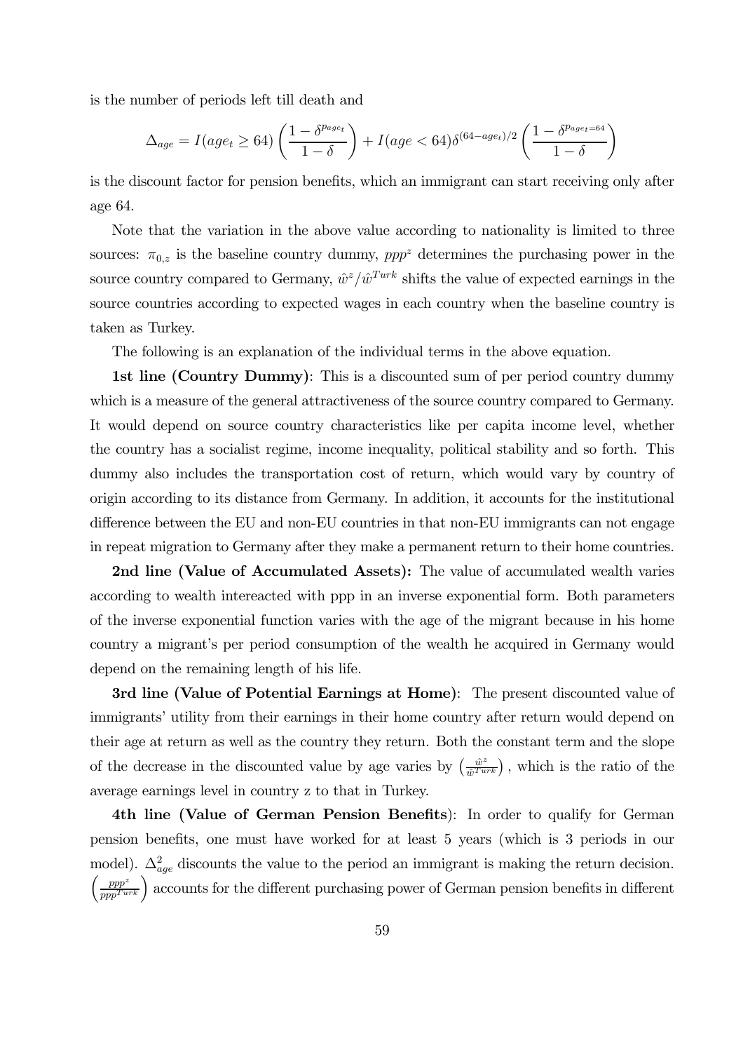is the number of periods left till death and

$$\Delta_{age} = I(age_t \geq 64)\left(\frac{1-\delta^{p_{age_t}}}{1-\delta}\right) + I(age < 64)\delta^{(64-age_t)/2}\left(\frac{1-\delta^{p_{age_t=64}}}{1-\delta}\right)$$

is the discount factor for pension benefits, which an immigrant can start receiving only after age 64.

Note that the variation in the above value according to nationality is limited to three sources: $\pi_{0,z}$ is the baseline country dummy, $ppp^z$ determines the purchasing power in the source country compared to Germany, $\hat{w}^z/\hat{w}^{Turk}$ shifts the value of expected earnings in the source countries according to expected wages in each country when the baseline country is taken as Turkey.

The following is an explanation of the individual terms in the above equation.

**1st line (Country Dummy)**: This is a discounted sum of per period country dummy which is a measure of the general attractiveness of the source country compared to Germany. It would depend on source country characteristics like per capita income level, whether the country has a socialist regime, income inequality, political stability and so forth. This dummy also includes the transportation cost of return, which would vary by country of origin according to its distance from Germany. In addition, it accounts for the institutional difference between the EU and non-EU countries in that non-EU immigrants can not engage in repeat migration to Germany after they make a permanent return to their home countries.

**2nd line (Value of Accumulated Assets):** The value of accumulated wealth varies according to wealth intereacted with ppp in an inverse exponential form. Both parameters of the inverse exponential function varies with the age of the migrant because in his home country a migrant's per period consumption of the wealth he acquired in Germany would depend on the remaining length of his life.

**3rd line (Value of Potential Earnings at Home)**: The present discounted value of immigrants' utility from their earnings in their home country after return would depend on their age at return as well as the country they return. Both the constant term and the slope of the decrease in the discounted value by age varies by $\left(\frac{\hat{w}^z}{\hat{w}^{Turk}}\right)$, which is the ratio of the average earnings level in country z to that in Turkey.

**4th line (Value of German Pension Benefits**): In order to qualify for German pension benefits, one must have worked for at least 5 years (which is 3 periods in our model). $\Delta^2_{age}$ discounts the value to the period an immigrant is making the return decision. $\left(\frac{ppp^z}{ppp^{Turk}}\right)$ accounts for the different purchasing power of German pension benefits in different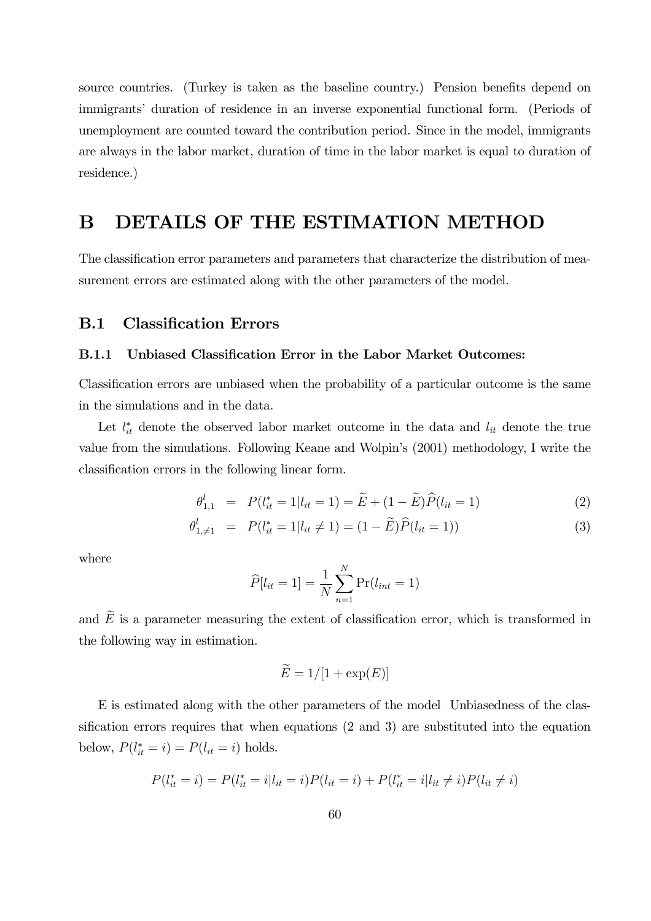source countries. (Turkey is taken as the baseline country.) Pension benefits depend on immigrants' duration of residence in an inverse exponential functional form. (Periods of unemployment are counted toward the contribution period. Since in the model, immigrants are always in the labor market, duration of time in the labor market is equal to duration of residence.)

# B DETAILS OF THE ESTIMATION METHOD

The classification error parameters and parameters that characterize the distribution of measurement errors are estimated along with the other parameters of the model.

## B.1 Classification Errors

### B.1.1 Unbiased Classification Error in the Labor Market Outcomes:

Classification errors are unbiased when the probability of a particular outcome is the same in the simulations and in the data.

Let $l_{it}^*$ denote the observed labor market outcome in the data and $l_{it}$ denote the true value from the simulations. Following Keane and Wolpin's (2001) methodology, I write the classification errors in the following linear form.

$$\theta_{1,1}^l = P(l_{it}^* = 1 | l_{it} = 1) = \widetilde{E} + (1 - \widetilde{E})\widehat{P}(l_{it} = 1) \tag{2}$$

$$\theta_{1,\neq 1}^l = P(l_{it}^* = 1 | l_{it} \neq 1) = (1 - \widetilde{E})\widehat{P}(l_{it} = 1)) \tag{3}$$

where

$$\widehat{P}[l_{it} = 1] = \frac{1}{N}\sum_{n=1}^{N} \Pr(l_{int} = 1)$$

and $\widetilde{E}$ is a parameter measuring the extent of classification error, which is transformed in the following way in estimation.

$$\widetilde{E} = 1/[1 + \exp(E)]$$

E is estimated along with the other parameters of the model Unbiasedness of the classification errors requires that when equations (2 and 3) are substituted into the equation below, $P(l_{it}^* = i) = P(l_{it} = i)$ holds.

$$P(l_{it}^* = i) = P(l_{it}^* = i | l_{it} = i)P(l_{it} = i) + P(l_{it}^* = i | l_{it} \neq i)P(l_{it} \neq i)$$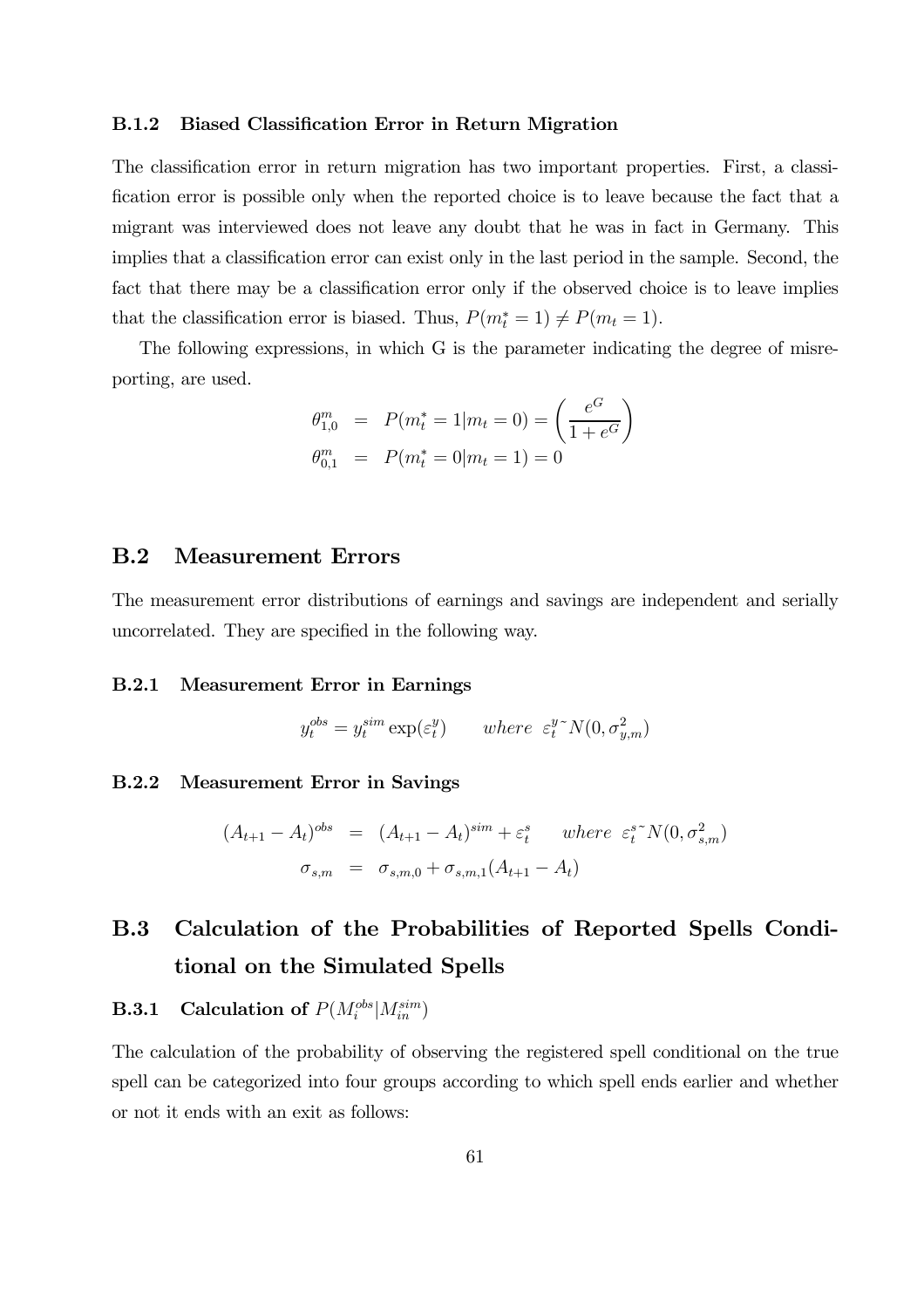### B.1.2 Biased Classification Error in Return Migration

The classification error in return migration has two important properties. First, a classification error is possible only when the reported choice is to leave because the fact that a migrant was interviewed does not leave any doubt that he was in fact in Germany. This implies that a classification error can exist only in the last period in the sample. Second, the fact that there may be a classification error only if the observed choice is to leave implies that the classification error is biased. Thus, $P(m_t^* = 1) \neq P(m_t = 1)$.

The following expressions, in which G is the parameter indicating the degree of misreporting, are used.

$$
\begin{aligned}
\theta_{1,0}^m &= P(m_t^* = 1 | m_t = 0) = \left( \frac{e^G}{1 + e^G} \right) \\
\theta_{0,1}^m &= P(m_t^* = 0 | m_t = 1) = 0
\end{aligned}
$$

## B.2 Measurement Errors

The measurement error distributions of earnings and savings are independent and serially uncorrelated. They are specified in the following way.

### B.2.1 Measurement Error in Earnings

$$
y_t^{obs} = y_t^{sim} \exp(\varepsilon_t^y) \qquad where \;\; \varepsilon_t^y \sim N(0, \sigma_{y,m}^2)
$$

### B.2.2 Measurement Error in Savings

$$
\begin{aligned}
(A_{t+1} - A_t)^{obs} &= (A_{t+1} - A_t)^{sim} + \varepsilon_t^s \qquad where \;\; \varepsilon_t^s \sim N(0, \sigma_{s,m}^2) \\
\sigma_{s,m} &= \sigma_{s,m,0} + \sigma_{s,m,1}(A_{t+1} - A_t)
\end{aligned}
$$

## B.3 Calculation of the Probabilities of Reported Spells Conditional on the Simulated Spells

### B.3.1 Calculation of $P(M_i^{obs} | M_{in}^{sim})$

The calculation of the probability of observing the registered spell conditional on the true spell can be categorized into four groups according to which spell ends earlier and whether or not it ends with an exit as follows: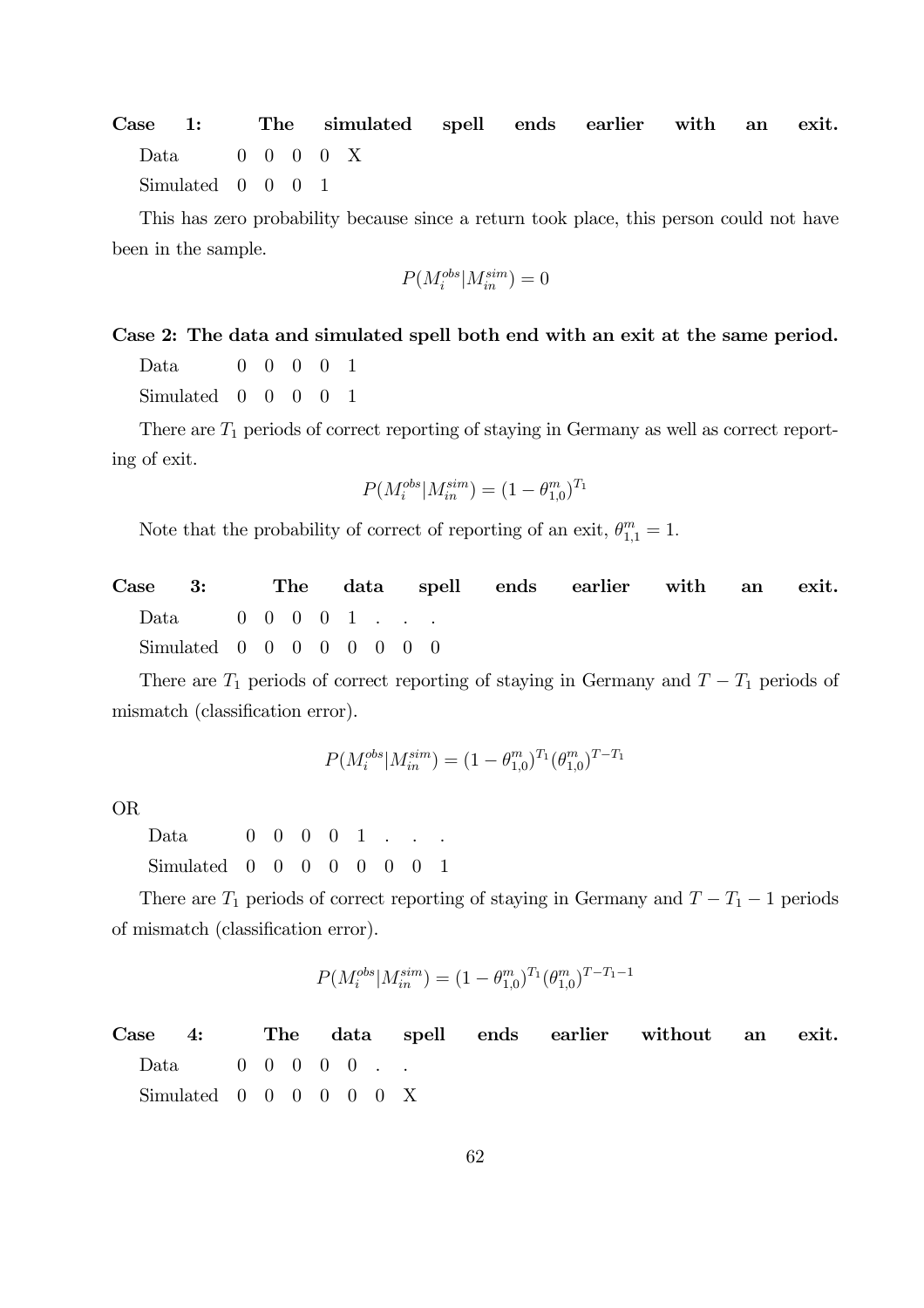**Case 1: The simulated spell ends earlier with an exit.**

| | | | | | |
|---|---|---|---|---|---|
| Data | 0 | 0 | 0 | 0 | X |
| Simulated | 0 | 0 | 0 | 1 | |

This has zero probability because since a return took place, this person could not have been in the sample.

$$P(M_i^{obs}|M_{in}^{sim}) = 0$$

**Case 2: The data and simulated spell both end with an exit at the same period.**

| | | | | | |
|---|---|---|---|---|---|
| Data | 0 | 0 | 0 | 0 | 1 |
| Simulated | 0 | 0 | 0 | 0 | 1 |

There are $T_1$ periods of correct reporting of staying in Germany as well as correct reporting of exit.

$$P(M_i^{obs}|M_{in}^{sim}) = (1 - \theta_{1,0}^m)^{T_1}$$

Note that the probability of correct of reporting of an exit, $\theta_{1,1}^m = 1$.

**Case 3: The data spell ends earlier with an exit.**

| | | | | | | | | |
|---|---|---|---|---|---|---|---|---|
| Data | 0 | 0 | 0 | 0 | 1 | . | . | . |
| Simulated | 0 | 0 | 0 | 0 | 0 | 0 | 0 | 0 |

There are $T_1$ periods of correct reporting of staying in Germany and $T - T_1$ periods of mismatch (classification error).

$$P(M_i^{obs}|M_{in}^{sim}) = (1 - \theta_{1,0}^m)^{T_1} (\theta_{1,0}^m)^{T-T_1}$$

OR

| | | | | | | | | |
|---|---|---|---|---|---|---|---|---|
| Data | 0 | 0 | 0 | 0 | 1 | . | . | . |
| Simulated | 0 | 0 | 0 | 0 | 0 | 0 | 0 | 1 |

There are $T_1$ periods of correct reporting of staying in Germany and $T - T_1 - 1$ periods of mismatch (classification error).

$$P(M_i^{obs}|M_{in}^{sim}) = (1 - \theta_{1,0}^m)^{T_1} (\theta_{1,0}^m)^{T-T_1-1}$$

**Case 4: The data spell ends earlier without an exit.**

| | | | | | | | |
|---|---|---|---|---|---|---|---|
| Data | 0 | 0 | 0 | 0 | 0 | . | . |
| Simulated | 0 | 0 | 0 | 0 | 0 | 0 | X |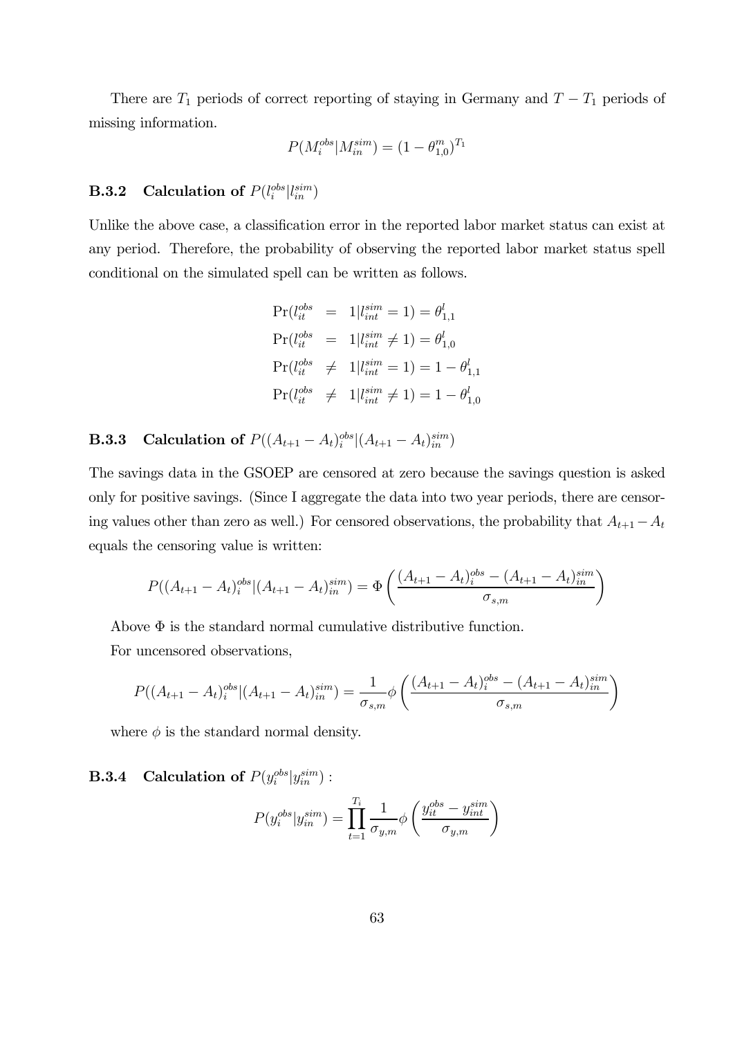There are $T_1$ periods of correct reporting of staying in Germany and $T - T_1$ periods of missing information.

$$P(M_i^{obs}|M_{in}^{sim}) = (1 - \theta_{1,0}^m)^{T_1}$$

### B.3.2 Calculation of $P(l_i^{obs}|l_{in}^{sim})$

Unlike the above case, a classification error in the reported labor market status can exist at any period. Therefore, the probability of observing the reported labor market status spell conditional on the simulated spell can be written as follows.

$$\begin{aligned}
\Pr(l_{it}^{obs} &= 1|l_{int}^{sim} = 1) = \theta_{1,1}^l \\
\Pr(l_{it}^{obs} &= 1|l_{int}^{sim} \neq 1) = \theta_{1,0}^l \\
\Pr(l_{it}^{obs} &\neq 1|l_{int}^{sim} = 1) = 1 - \theta_{1,1}^l \\
\Pr(l_{it}^{obs} &\neq 1|l_{int}^{sim} \neq 1) = 1 - \theta_{1,0}^l
\end{aligned}$$

### B.3.3 Calculation of $P((A_{t+1} - A_t)_i^{obs}|(A_{t+1} - A_t)_{in}^{sim})$

The savings data in the GSOEP are censored at zero because the savings question is asked only for positive savings. (Since I aggregate the data into two year periods, there are censoring values other than zero as well.) For censored observations, the probability that $A_{t+1} - A_t$ equals the censoring value is written:

$$P((A_{t+1} - A_t)_i^{obs}|(A_{t+1} - A_t)_{in}^{sim}) = \Phi\left(\frac{(A_{t+1} - A_t)_i^{obs} - (A_{t+1} - A_t)_{in}^{sim}}{\sigma_{s,m}}\right)$$

Above $\Phi$ is the standard normal cumulative distributive function.

For uncensored observations,

$$P((A_{t+1} - A_t)_i^{obs}|(A_{t+1} - A_t)_{in}^{sim}) = \frac{1}{\sigma_{s,m}}\phi\left(\frac{(A_{t+1} - A_t)_i^{obs} - (A_{t+1} - A_t)_{in}^{sim}}{\sigma_{s,m}}\right)$$

where $\phi$ is the standard normal density.

### B.3.4 Calculation of $P(y_i^{obs}|y_{in}^{sim})$ :

$$P(y_i^{obs}|y_{in}^{sim}) = \prod_{t=1}^{T_i} \frac{1}{\sigma_{y,m}}\phi\left(\frac{y_{it}^{obs} - y_{int}^{sim}}{\sigma_{y,m}}\right)$$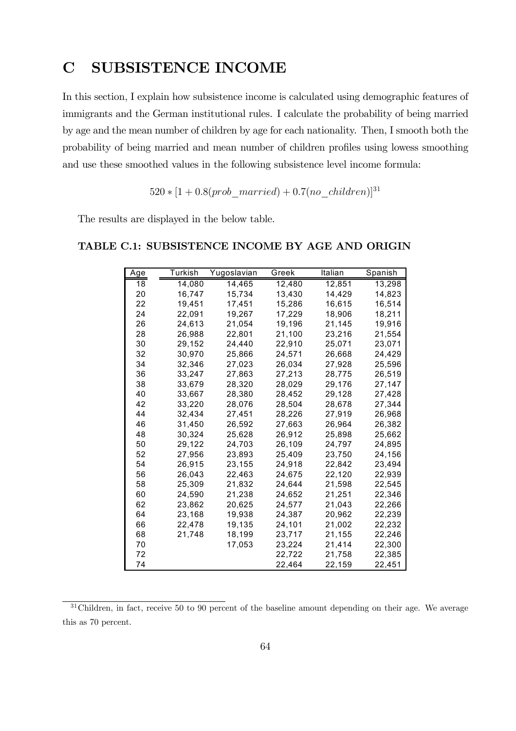# C SUBSISTENCE INCOME

In this section, I explain how subsistence income is calculated using demographic features of immigrants and the German institutional rules. I calculate the probability of being married by age and the mean number of children by age for each nationality. Then, I smooth both the probability of being married and mean number of children profiles using lowess smoothing and use these smoothed values in the following subsistence level income formula:

$$520 * [1 + 0.8(prob\_married) + 0.7(no\_children)]$$[31]

The results are displayed in the below table.

**TABLE C.1: SUBSISTENCE INCOME BY AGE AND ORIGIN**

| Age | Turkish | Yugoslavian | Greek | Italian | Spanish |
|---|---|---|---|---|---|
| 18 | 14,080 | 14,465 | 12,480 | 12,851 | 13,298 |
| 20 | 16,747 | 15,734 | 13,430 | 14,429 | 14,823 |
| 22 | 19,451 | 17,451 | 15,286 | 16,615 | 16,514 |
| 24 | 22,091 | 19,267 | 17,229 | 18,906 | 18,211 |
| 26 | 24,613 | 21,054 | 19,196 | 21,145 | 19,916 |
| 28 | 26,988 | 22,801 | 21,100 | 23,216 | 21,554 |
| 30 | 29,152 | 24,440 | 22,910 | 25,071 | 23,071 |
| 32 | 30,970 | 25,866 | 24,571 | 26,668 | 24,429 |
| 34 | 32,346 | 27,023 | 26,034 | 27,928 | 25,596 |
| 36 | 33,247 | 27,863 | 27,213 | 28,775 | 26,519 |
| 38 | 33,679 | 28,320 | 28,029 | 29,176 | 27,147 |
| 40 | 33,667 | 28,380 | 28,452 | 29,128 | 27,428 |
| 42 | 33,220 | 28,076 | 28,504 | 28,678 | 27,344 |
| 44 | 32,434 | 27,451 | 28,226 | 27,919 | 26,968 |
| 46 | 31,450 | 26,592 | 27,663 | 26,964 | 26,382 |
| 48 | 30,324 | 25,628 | 26,912 | 25,898 | 25,662 |
| 50 | 29,122 | 24,703 | 26,109 | 24,797 | 24,895 |
| 52 | 27,956 | 23,893 | 25,409 | 23,750 | 24,156 |
| 54 | 26,915 | 23,155 | 24,918 | 22,842 | 23,494 |
| 56 | 26,043 | 22,463 | 24,675 | 22,120 | 22,939 |
| 58 | 25,309 | 21,832 | 24,644 | 21,598 | 22,545 |
| 60 | 24,590 | 21,238 | 24,652 | 21,251 | 22,346 |
| 62 | 23,862 | 20,625 | 24,577 | 21,043 | 22,266 |
| 64 | 23,168 | 19,938 | 24,387 | 20,962 | 22,239 |
| 66 | 22,478 | 19,135 | 24,101 | 21,002 | 22,232 |
| 68 | 21,748 | 18,199 | 23,717 | 21,155 | 22,246 |
| 70 | | 17,053 | 23,224 | 21,414 | 22,300 |
| 72 | | | 22,722 | 21,758 | 22,385 |
| 74 | | | 22,464 | 22,159 | 22,451 |

[31] Children, in fact, receive 50 to 90 percent of the baseline amount depending on their age. We average this as 70 percent.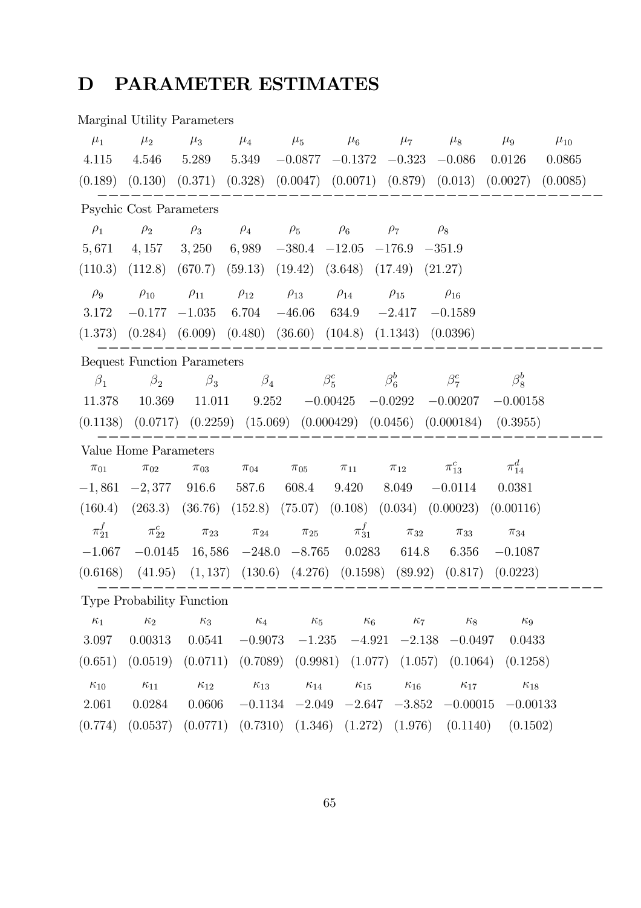# D PARAMETER ESTIMATES

Marginal Utility Parameters

| $\mu_1$ | $\mu_2$ | $\mu_3$ | $\mu_4$ | $\mu_5$ | $\mu_6$ | $\mu_7$ | $\mu_8$ | $\mu_9$ | $\mu_{10}$ |
|---|---|---|---|---|---|---|---|---|---|
| 4.115 | 4.546 | 5.289 | 5.349 | $-0.0877$ | $-0.1372$ | $-0.323$ | $-0.086$ | 0.0126 | 0.0865 |
| (0.189) | (0.130) | (0.371) | (0.328) | (0.0047) | (0.0071) | (0.879) | (0.013) | (0.0027) | (0.0085) |

Psychic Cost Parameters

| $\rho_1$ | $\rho_2$ | $\rho_3$ | $\rho_4$ | $\rho_5$ | $\rho_6$ | $\rho_7$ | $\rho_8$ |
|---|---|---|---|---|---|---|---|
| 5,671 | 4,157 | 3,250 | 6,989 | $-380.4$ | $-12.05$ | $-176.9$ | $-351.9$ |
| (110.3) | (112.8) | (670.7) | (59.13) | (19.42) | (3.648) | (17.49) | (21.27) |
| $\rho_9$ | $\rho_{10}$ | $\rho_{11}$ | $\rho_{12}$ | $\rho_{13}$ | $\rho_{14}$ | $\rho_{15}$ | $\rho_{16}$ |
| 3.172 | $-0.177$ | $-1.035$ | 6.704 | $-46.06$ | 634.9 | $-2.417$ | $-0.1589$ |
| (1.373) | (0.284) | (6.009) | (0.480) | (36.60) | (104.8) | (1.1343) | (0.0396) |

Bequest Function Parameters

| $\beta_1$ | $\beta_2$ | $\beta_3$ | $\beta_4$ | $\beta_5^c$ | $\beta_6^b$ | $\beta_7^c$ | $\beta_8^b$ |
|---|---|---|---|---|---|---|---|
| 11.378 | 10.369 | 11.011 | 9.252 | $-0.00425$ | $-0.0292$ | $-0.00207$ | $-0.00158$ |
| (0.1138) | (0.0717) | (0.2259) | (15.069) | (0.000429) | (0.0456) | (0.000184) | (0.3955) |

Value Home Parameters

| $\pi_{01}$ | $\pi_{02}$ | $\pi_{03}$ | $\pi_{04}$ | $\pi_{05}$ | $\pi_{11}$ | $\pi_{12}$ | $\pi_{13}^c$ | $\pi_{14}^d$ |
|---|---|---|---|---|---|---|---|---|
| $-1,861$ | $-2,377$ | 916.6 | 587.6 | 608.4 | 9.420 | 8.049 | $-0.0114$ | 0.0381 |
| (160.4) | (263.3) | (36.76) | (152.8) | (75.07) | (0.108) | (0.034) | (0.00023) | (0.00116) |
| $\pi_{21}^f$ | $\pi_{22}^c$ | $\pi_{23}$ | $\pi_{24}$ | $\pi_{25}$ | $\pi_{31}^f$ | $\pi_{32}$ | $\pi_{33}$ | $\pi_{34}$ |
| $-1.067$ | $-0.0145$ | 16,586 | $-248.0$ | $-8.765$ | 0.0283 | 614.8 | 6.356 | $-0.1087$ |
| (0.6168) | (41.95) | (1,137) | (130.6) | (4.276) | (0.1598) | (89.92) | (0.817) | (0.0223) |

Type Probability Function

| $\kappa_1$ | $\kappa_2$ | $\kappa_3$ | $\kappa_4$ | $\kappa_5$ | $\kappa_6$ | $\kappa_7$ | $\kappa_8$ | $\kappa_9$ |
|---|---|---|---|---|---|---|---|---|
| 3.097 | 0.00313 | 0.0541 | $-0.9073$ | $-1.235$ | $-4.921$ | $-2.138$ | $-0.0497$ | 0.0433 |
| (0.651) | (0.0519) | (0.0711) | (0.7089) | (0.9981) | (1.077) | (1.057) | (0.1064) | (0.1258) |
| $\kappa_{10}$ | $\kappa_{11}$ | $\kappa_{12}$ | $\kappa_{13}$ | $\kappa_{14}$ | $\kappa_{15}$ | $\kappa_{16}$ | $\kappa_{17}$ | $\kappa_{18}$ |
| 2.061 | 0.0284 | 0.0606 | $-0.1134$ | $-2.049$ | $-2.647$ | $-3.852$ | $-0.00015$ | $-0.00133$ |
| (0.774) | (0.0537) | (0.0771) | (0.7310) | (1.346) | (1.272) | (1.976) | (0.1140) | (0.1502) |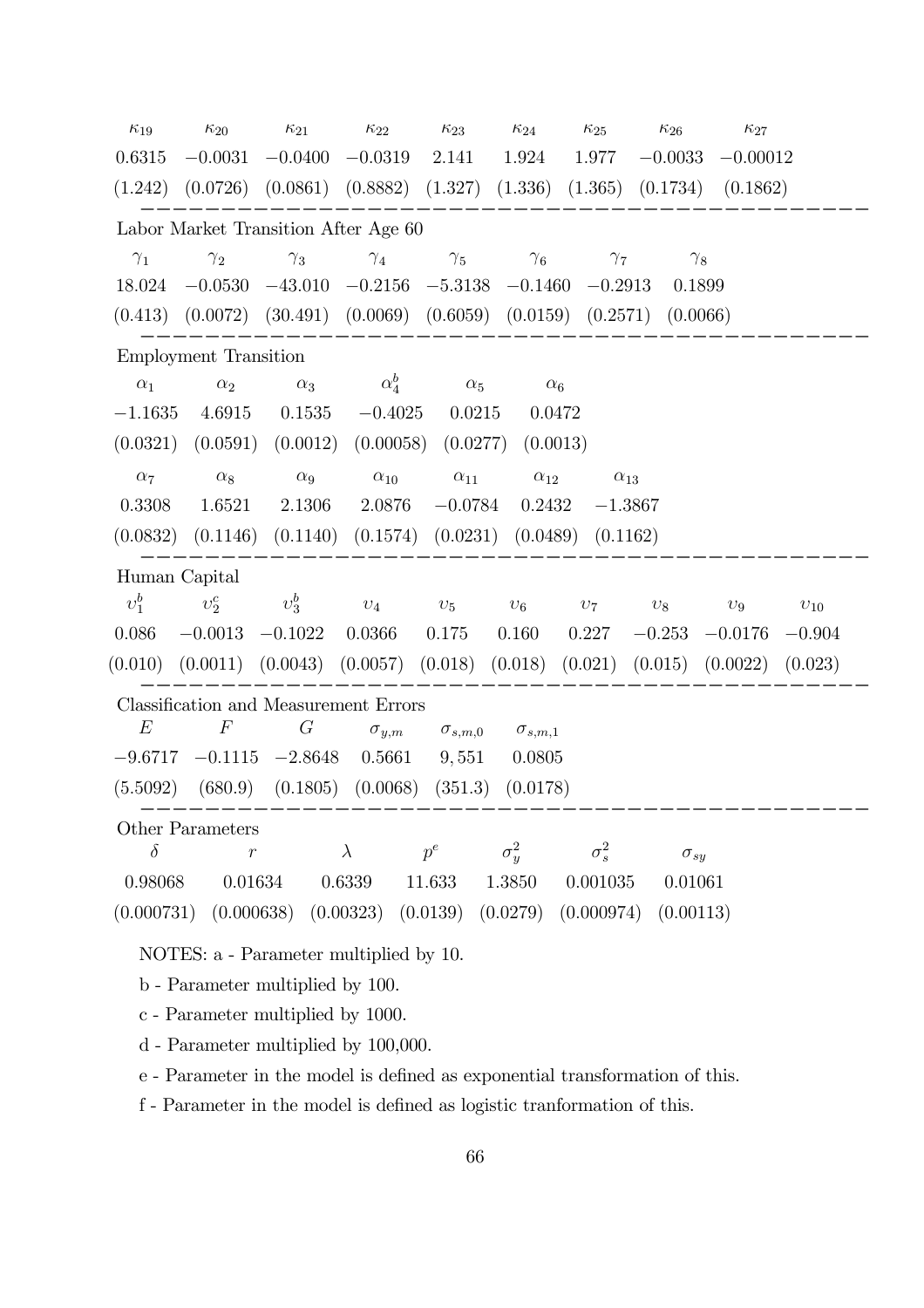| $\kappa_{19}$ | $\kappa_{20}$ | $\kappa_{21}$ | $\kappa_{22}$ | $\kappa_{23}$ | $\kappa_{24}$ | $\kappa_{25}$ | $\kappa_{26}$ | $\kappa_{27}$ |
|---|---|---|---|---|---|---|---|---|
| 0.6315 | −0.0031 | −0.0400 | −0.0319 | 2.141 | 1.924 | 1.977 | −0.0033 | −0.00012 |
| (1.242) | (0.0726) | (0.0861) | (0.8882) | (1.327) | (1.336) | (1.365) | (0.1734) | (0.1862) |

Labor Market Transition After Age 60

| $\gamma_1$ | $\gamma_2$ | $\gamma_3$ | $\gamma_4$ | $\gamma_5$ | $\gamma_6$ | $\gamma_7$ | $\gamma_8$ |
|---|---|---|---|---|---|---|---|
| 18.024 | −0.0530 | −43.010 | −0.2156 | −5.3138 | −0.1460 | −0.2913 | 0.1899 |
| (0.413) | (0.0072) | (30.491) | (0.0069) | (0.6059) | (0.0159) | (0.2571) | (0.0066) |

Employment Transition

| $\alpha_1$ | $\alpha_2$ | $\alpha_3$ | $\alpha_4^b$ | $\alpha_5$ | $\alpha_6$ | |
|---|---|---|---|---|---|---|
| −1.1635 | 4.6915 | 0.1535 | −0.4025 | 0.0215 | 0.0472 | |
| (0.0321) | (0.0591) | (0.0012) | (0.00058) | (0.0277) | (0.0013) | |
| $\alpha_7$ | $\alpha_8$ | $\alpha_9$ | $\alpha_{10}$ | $\alpha_{11}$ | $\alpha_{12}$ | $\alpha_{13}$ |
| 0.3308 | 1.6521 | 2.1306 | 2.0876 | −0.0784 | 0.2432 | −1.3867 |
| (0.0832) | (0.1146) | (0.1140) | (0.1574) | (0.0231) | (0.0489) | (0.1162) |

Human Capital

| $\upsilon_1^b$ | $\upsilon_2^c$ | $\upsilon_3^b$ | $\upsilon_4$ | $\upsilon_5$ | $\upsilon_6$ | $\upsilon_7$ | $\upsilon_8$ | $\upsilon_9$ | $\upsilon_{10}$ |
|---|---|---|---|---|---|---|---|---|---|
| 0.086 | −0.0013 | −0.1022 | 0.0366 | 0.175 | 0.160 | 0.227 | −0.253 | −0.0176 | −0.904 |
| (0.010) | (0.0011) | (0.0043) | (0.0057) | (0.018) | (0.018) | (0.021) | (0.015) | (0.0022) | (0.023) |

Classification and Measurement Errors

| $E$ | $F$ | $G$ | $\sigma_{y,m}$ | $\sigma_{s,m,0}$ | $\sigma_{s,m,1}$ |
|---|---|---|---|---|---|
| −9.6717 | −0.1115 | −2.8648 | 0.5661 | 9,551 | 0.0805 |
| (5.5092) | (680.9) | (0.1805) | (0.0068) | (351.3) | (0.0178) |

Other Parameters

| $\delta$ | $r$ | $\lambda$ | $p^e$ | $\sigma_y^2$ | $\sigma_s^2$ | $\sigma_{sy}$ |
|---|---|---|---|---|---|---|
| 0.98068 | 0.01634 | 0.6339 | 11.633 | 1.3850 | 0.001035 | 0.01061 |
| (0.000731) | (0.000638) | (0.00323) | (0.0139) | (0.0279) | (0.000974) | (0.00113) |

NOTES: a - Parameter multiplied by 10.

b - Parameter multiplied by 100.

c - Parameter multiplied by 1000.

d - Parameter multiplied by 100,000.

e - Parameter in the model is defined as exponential transformation of this.

f - Parameter in the model is defined as logistic tranformation of this.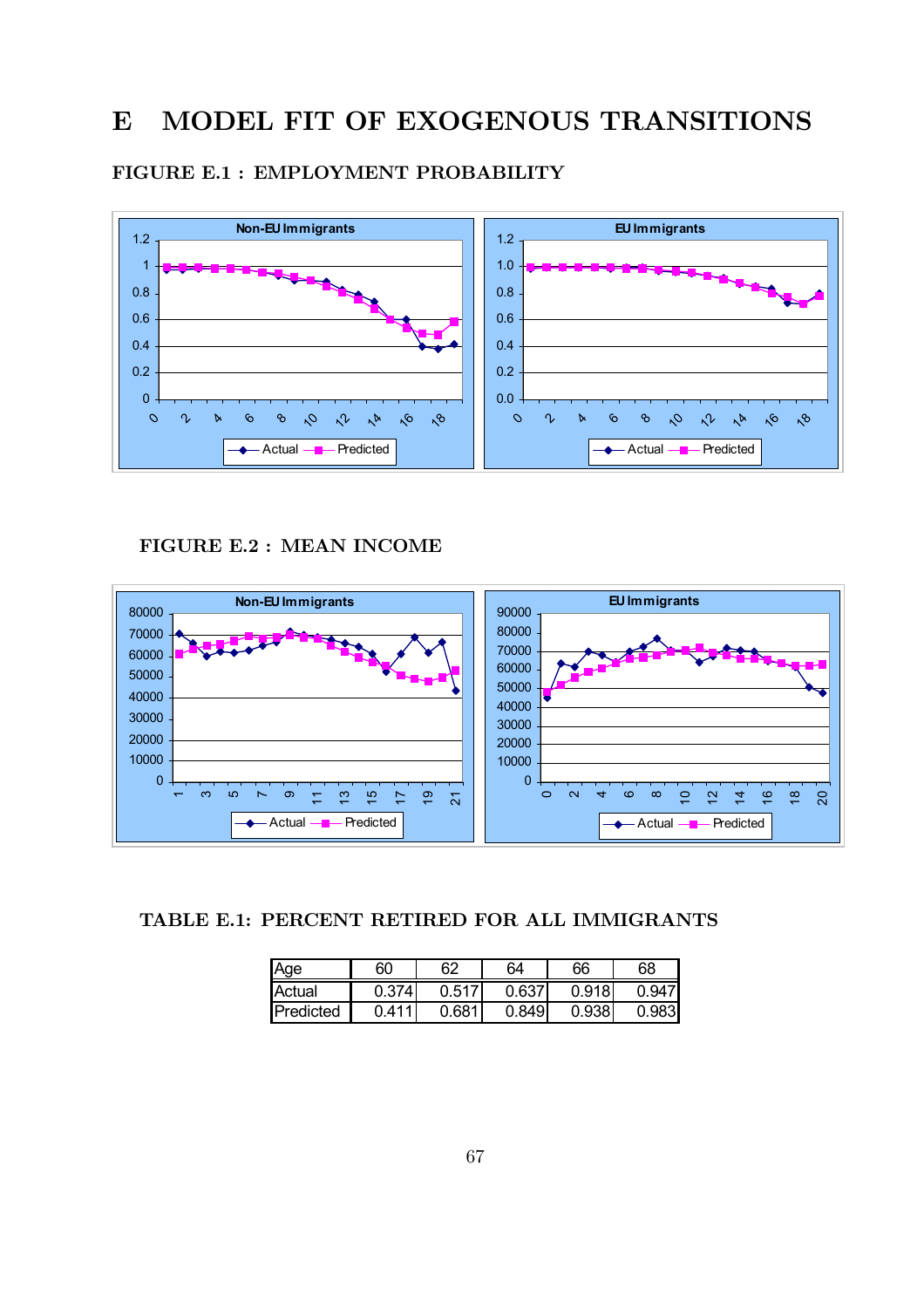# E MODEL FIT OF EXOGENOUS TRANSITIONS

### FIGURE E.1 : EMPLOYMENT PROBABILITY

Non-EU Immigrants

1.2
1
0.8
0.6
0.4
0.2
0

0 2 4 6 8 10 12 14 16 18

Actual — Predicted

EU Immigrants

1.2
1.0
0.8
0.6
0.4
0.2
0.0

0 2 4 6 8 10 12 14 16 18

Actual — Predicted

### FIGURE E.2 : MEAN INCOME

Non-EU Immigrants

80000
70000
60000
50000
40000
30000
20000
10000
0

1 3 5 7 9 11 13 15 17 19 21

Actual — Predicted

EU Immigrants

90000
80000
70000
60000
50000
40000
30000
20000
10000
0

0 2 4 6 8 10 12 14 16 18 20

Actual — Predicted

### TABLE E.1: PERCENT RETIRED FOR ALL IMMIGRANTS

| Age | 60 | 62 | 64 | 66 | 68 |
|---|---|---|---|---|---|
| Actual | 0.374 | 0.517 | 0.637 | 0.918 | 0.947 |
| Predicted | 0.411 | 0.681 | 0.849 | 0.938 | 0.983 |